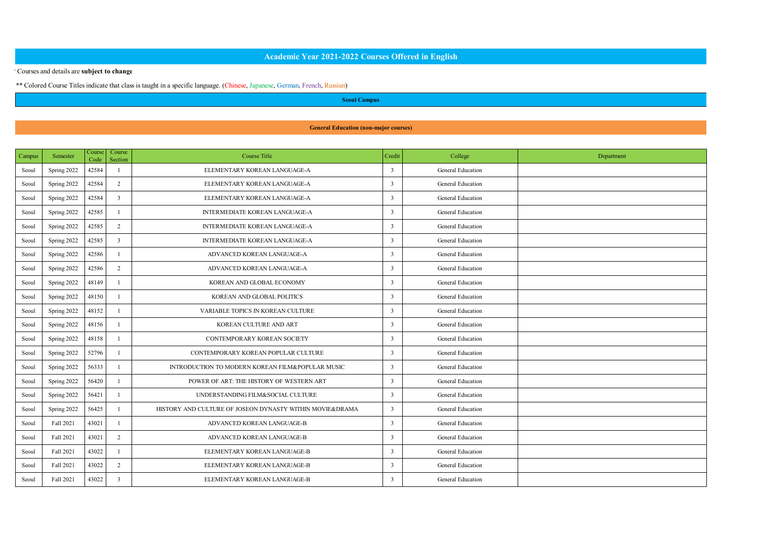# Academic Year 2021-2022 Courses Offered in English

* Courses and details are **subject to change**

** Colored Course Titles indicate that class is taught in a specific language. (Chinese, Japanese, German, French, Russian)

## Seoul Campus

### General Education (non-major courses)

| Campus | Semester | Course Code | Course Section | Course Title | Credit | College | Department |
|---|---|---|---|---|---|---|---|
| Seoul | Spring 2022 | 42584 | 1 | ELEMENTARY KOREAN LANGUAGE-A | 3 | General Education | |
| Seoul | Spring 2022 | 42584 | 2 | ELEMENTARY KOREAN LANGUAGE-A | 3 | General Education | |
| Seoul | Spring 2022 | 42584 | 3 | ELEMENTARY KOREAN LANGUAGE-A | 3 | General Education | |
| Seoul | Spring 2022 | 42585 | 1 | INTERMEDIATE KOREAN LANGUAGE-A | 3 | General Education | |
| Seoul | Spring 2022 | 42585 | 2 | INTERMEDIATE KOREAN LANGUAGE-A | 3 | General Education | |
| Seoul | Spring 2022 | 42585 | 3 | INTERMEDIATE KOREAN LANGUAGE-A | 3 | General Education | |
| Seoul | Spring 2022 | 42586 | 1 | ADVANCED KOREAN LANGUAGE-A | 3 | General Education | |
| Seoul | Spring 2022 | 42586 | 2 | ADVANCED KOREAN LANGUAGE-A | 3 | General Education | |
| Seoul | Spring 2022 | 48149 | 1 | KOREAN AND GLOBAL ECONOMY | 3 | General Education | |
| Seoul | Spring 2022 | 48150 | 1 | KOREAN AND GLOBAL POLITICS | 3 | General Education | |
| Seoul | Spring 2022 | 48152 | 1 | VARIABLE TOPICS IN KOREAN CULTURE | 3 | General Education | |
| Seoul | Spring 2022 | 48156 | 1 | KOREAN CULTURE AND ART | 3 | General Education | |
| Seoul | Spring 2022 | 48158 | 1 | CONTEMPORARY KOREAN SOCIETY | 3 | General Education | |
| Seoul | Spring 2022 | 52796 | 1 | CONTEMPORARY KOREAN POPULAR CULTURE | 3 | General Education | |
| Seoul | Spring 2022 | 56333 | 1 | INTRODUCTION TO MODERN KOREAN FILM&POPULAR MUSIC | 3 | General Education | |
| Seoul | Spring 2022 | 56420 | 1 | POWER OF ART: THE HISTORY OF WESTERN ART | 3 | General Education | |
| Seoul | Spring 2022 | 56421 | 1 | UNDERSTANDING FILM&SOCIAL CULTURE | 3 | General Education | |
| Seoul | Spring 2022 | 56425 | 1 | HISTORY AND CULTURE OF JOSEON DYNASTY WITHIN MOVIE&DRAMA | 3 | General Education | |
| Seoul | Fall 2021 | 43021 | 1 | ADVANCED KOREAN LANGUAGE-B | 3 | General Education | |
| Seoul | Fall 2021 | 43021 | 2 | ADVANCED KOREAN LANGUAGE-B | 3 | General Education | |
| Seoul | Fall 2021 | 43022 | 1 | ELEMENTARY KOREAN LANGUAGE-B | 3 | General Education | |
| Seoul | Fall 2021 | 43022 | 2 | ELEMENTARY KOREAN LANGUAGE-B | 3 | General Education | |
| Seoul | Fall 2021 | 43022 | 3 | ELEMENTARY KOREAN LANGUAGE-B | 3 | General Education | |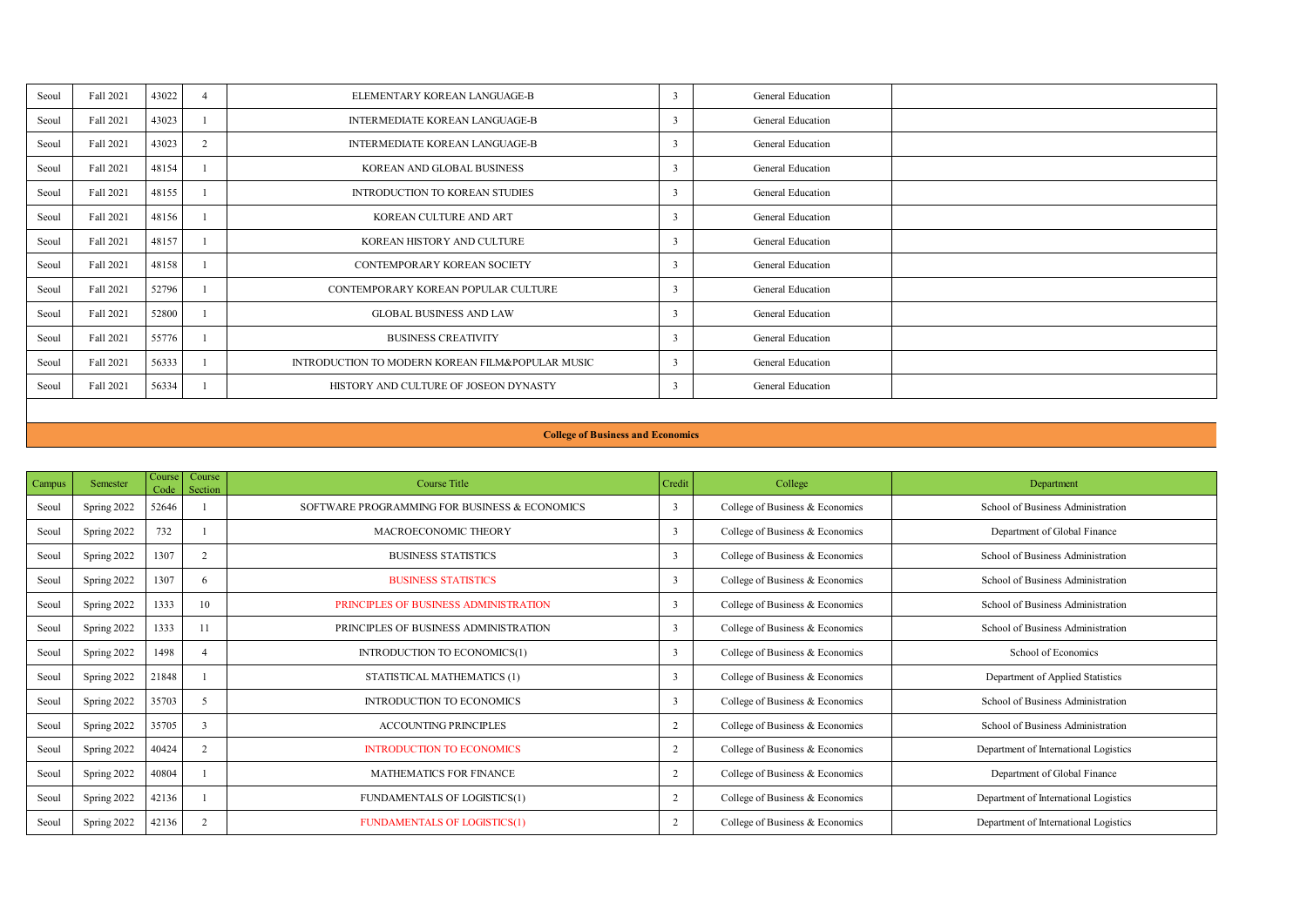| | | | | | | | |
|---|---|---|---|---|---|---|---|
| Seoul | Fall 2021 | 43022 | 4 | ELEMENTARY KOREAN LANGUAGE-B | 3 | General Education | |
| Seoul | Fall 2021 | 43023 | 1 | INTERMEDIATE KOREAN LANGUAGE-B | 3 | General Education | |
| Seoul | Fall 2021 | 43023 | 2 | INTERMEDIATE KOREAN LANGUAGE-B | 3 | General Education | |
| Seoul | Fall 2021 | 48154 | 1 | KOREAN AND GLOBAL BUSINESS | 3 | General Education | |
| Seoul | Fall 2021 | 48155 | 1 | INTRODUCTION TO KOREAN STUDIES | 3 | General Education | |
| Seoul | Fall 2021 | 48156 | 1 | KOREAN CULTURE AND ART | 3 | General Education | |
| Seoul | Fall 2021 | 48157 | 1 | KOREAN HISTORY AND CULTURE | 3 | General Education | |
| Seoul | Fall 2021 | 48158 | 1 | CONTEMPORARY KOREAN SOCIETY | 3 | General Education | |
| Seoul | Fall 2021 | 52796 | 1 | CONTEMPORARY KOREAN POPULAR CULTURE | 3 | General Education | |
| Seoul | Fall 2021 | 52800 | 1 | GLOBAL BUSINESS AND LAW | 3 | General Education | |
| Seoul | Fall 2021 | 55776 | 1 | BUSINESS CREATIVITY | 3 | General Education | |
| Seoul | Fall 2021 | 56333 | 1 | INTRODUCTION TO MODERN KOREAN FILM&POPULAR MUSIC | 3 | General Education | |
| Seoul | Fall 2021 | 56334 | 1 | HISTORY AND CULTURE OF JOSEON DYNASTY | 3 | General Education | |

**College of Business and Economics**

| Campus | Semester | Course Code | Course Section | Course Title | Credit | College | Department |
|---|---|---|---|---|---|---|---|
| Seoul | Spring 2022 | 52646 | 1 | SOFTWARE PROGRAMMING FOR BUSINESS & ECONOMICS | 3 | College of Business & Economics | School of Business Administration |
| Seoul | Spring 2022 | 732 | 1 | MACROECONOMIC THEORY | 3 | College of Business & Economics | Department of Global Finance |
| Seoul | Spring 2022 | 1307 | 2 | BUSINESS STATISTICS | 3 | College of Business & Economics | School of Business Administration |
| Seoul | Spring 2022 | 1307 | 6 | BUSINESS STATISTICS | 3 | College of Business & Economics | School of Business Administration |
| Seoul | Spring 2022 | 1333 | 10 | PRINCIPLES OF BUSINESS ADMINISTRATION | 3 | College of Business & Economics | School of Business Administration |
| Seoul | Spring 2022 | 1333 | 11 | PRINCIPLES OF BUSINESS ADMINISTRATION | 3 | College of Business & Economics | School of Business Administration |
| Seoul | Spring 2022 | 1498 | 4 | INTRODUCTION TO ECONOMICS(1) | 3 | College of Business & Economics | School of Economics |
| Seoul | Spring 2022 | 21848 | 1 | STATISTICAL MATHEMATICS (1) | 3 | College of Business & Economics | Department of Applied Statistics |
| Seoul | Spring 2022 | 35703 | 5 | INTRODUCTION TO ECONOMICS | 3 | College of Business & Economics | School of Business Administration |
| Seoul | Spring 2022 | 35705 | 3 | ACCOUNTING PRINCIPLES | 2 | College of Business & Economics | School of Business Administration |
| Seoul | Spring 2022 | 40424 | 2 | INTRODUCTION TO ECONOMICS | 2 | College of Business & Economics | Department of International Logistics |
| Seoul | Spring 2022 | 40804 | 1 | MATHEMATICS FOR FINANCE | 2 | College of Business & Economics | Department of Global Finance |
| Seoul | Spring 2022 | 42136 | 1 | FUNDAMENTALS OF LOGISTICS(1) | 2 | College of Business & Economics | Department of International Logistics |
| Seoul | Spring 2022 | 42136 | 2 | FUNDAMENTALS OF LOGISTICS(1) | 2 | College of Business & Economics | Department of International Logistics |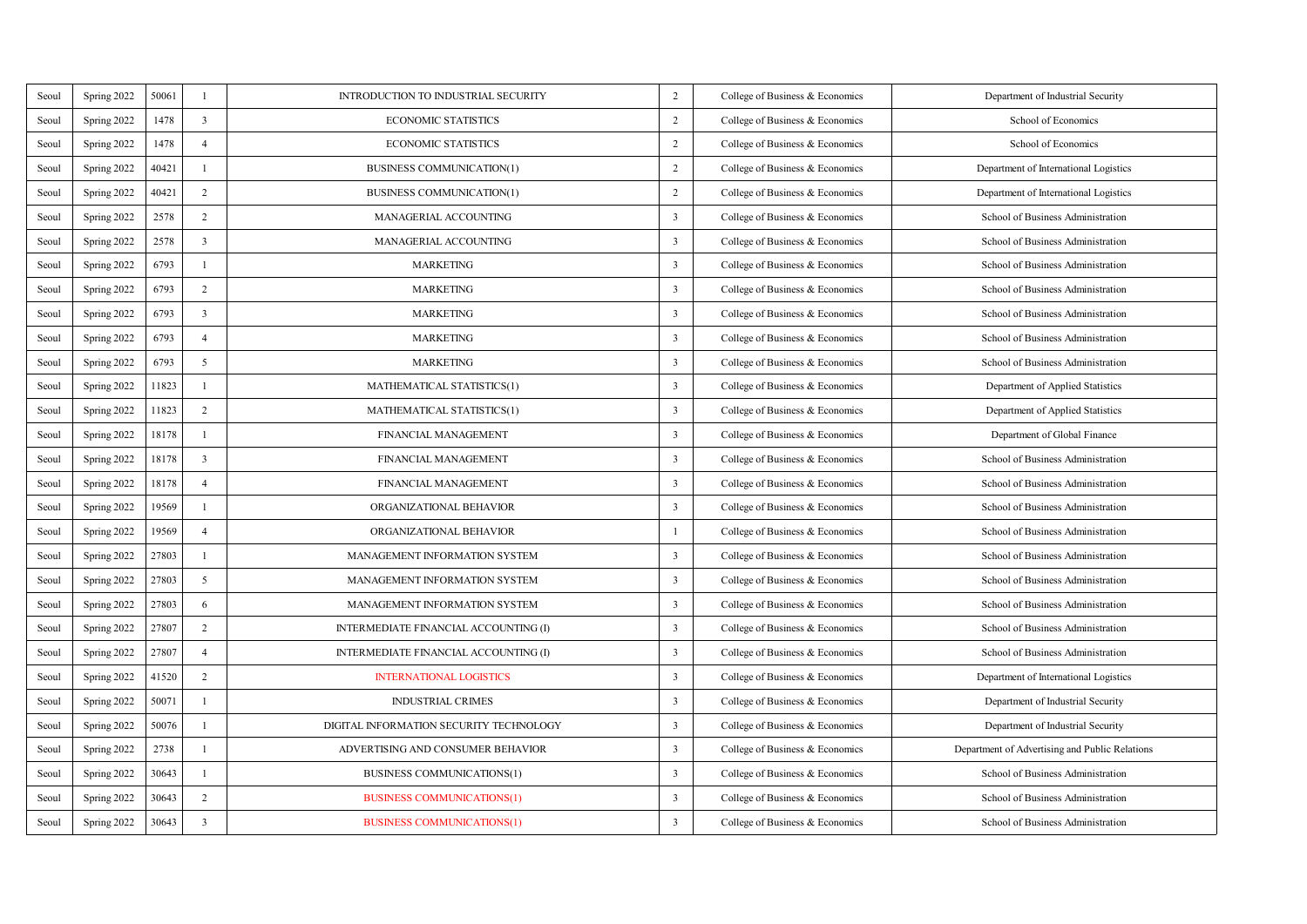| Seoul | Spring 2022 | 50061 | 1 | INTRODUCTION TO INDUSTRIAL SECURITY | 2 | College of Business & Economics | Department of Industrial Security |
|---|---|---|---|---|---|---|---|
| Seoul | Spring 2022 | 1478 | 3 | ECONOMIC STATISTICS | 2 | College of Business & Economics | School of Economics |
| Seoul | Spring 2022 | 1478 | 4 | ECONOMIC STATISTICS | 2 | College of Business & Economics | School of Economics |
| Seoul | Spring 2022 | 40421 | 1 | BUSINESS COMMUNICATION(1) | 2 | College of Business & Economics | Department of International Logistics |
| Seoul | Spring 2022 | 40421 | 2 | BUSINESS COMMUNICATION(1) | 2 | College of Business & Economics | Department of International Logistics |
| Seoul | Spring 2022 | 2578 | 2 | MANAGERIAL ACCOUNTING | 3 | College of Business & Economics | School of Business Administration |
| Seoul | Spring 2022 | 2578 | 3 | MANAGERIAL ACCOUNTING | 3 | College of Business & Economics | School of Business Administration |
| Seoul | Spring 2022 | 6793 | 1 | MARKETING | 3 | College of Business & Economics | School of Business Administration |
| Seoul | Spring 2022 | 6793 | 2 | MARKETING | 3 | College of Business & Economics | School of Business Administration |
| Seoul | Spring 2022 | 6793 | 3 | MARKETING | 3 | College of Business & Economics | School of Business Administration |
| Seoul | Spring 2022 | 6793 | 4 | MARKETING | 3 | College of Business & Economics | School of Business Administration |
| Seoul | Spring 2022 | 6793 | 5 | MARKETING | 3 | College of Business & Economics | School of Business Administration |
| Seoul | Spring 2022 | 11823 | 1 | MATHEMATICAL STATISTICS(1) | 3 | College of Business & Economics | Department of Applied Statistics |
| Seoul | Spring 2022 | 11823 | 2 | MATHEMATICAL STATISTICS(1) | 3 | College of Business & Economics | Department of Applied Statistics |
| Seoul | Spring 2022 | 18178 | 1 | FINANCIAL MANAGEMENT | 3 | College of Business & Economics | Department of Global Finance |
| Seoul | Spring 2022 | 18178 | 3 | FINANCIAL MANAGEMENT | 3 | College of Business & Economics | School of Business Administration |
| Seoul | Spring 2022 | 18178 | 4 | FINANCIAL MANAGEMENT | 3 | College of Business & Economics | School of Business Administration |
| Seoul | Spring 2022 | 19569 | 1 | ORGANIZATIONAL BEHAVIOR | 3 | College of Business & Economics | School of Business Administration |
| Seoul | Spring 2022 | 19569 | 4 | ORGANIZATIONAL BEHAVIOR | 1 | College of Business & Economics | School of Business Administration |
| Seoul | Spring 2022 | 27803 | 1 | MANAGEMENT INFORMATION SYSTEM | 3 | College of Business & Economics | School of Business Administration |
| Seoul | Spring 2022 | 27803 | 5 | MANAGEMENT INFORMATION SYSTEM | 3 | College of Business & Economics | School of Business Administration |
| Seoul | Spring 2022 | 27803 | 6 | MANAGEMENT INFORMATION SYSTEM | 3 | College of Business & Economics | School of Business Administration |
| Seoul | Spring 2022 | 27807 | 2 | INTERMEDIATE FINANCIAL ACCOUNTING (I) | 3 | College of Business & Economics | School of Business Administration |
| Seoul | Spring 2022 | 27807 | 4 | INTERMEDIATE FINANCIAL ACCOUNTING (I) | 3 | College of Business & Economics | School of Business Administration |
| Seoul | Spring 2022 | 41520 | 2 | INTERNATIONAL LOGISTICS | 3 | College of Business & Economics | Department of International Logistics |
| Seoul | Spring 2022 | 50071 | 1 | INDUSTRIAL CRIMES | 3 | College of Business & Economics | Department of Industrial Security |
| Seoul | Spring 2022 | 50076 | 1 | DIGITAL INFORMATION SECURITY TECHNOLOGY | 3 | College of Business & Economics | Department of Industrial Security |
| Seoul | Spring 2022 | 2738 | 1 | ADVERTISING AND CONSUMER BEHAVIOR | 3 | College of Business & Economics | Department of Advertising and Public Relations |
| Seoul | Spring 2022 | 30643 | 1 | BUSINESS COMMUNICATIONS(1) | 3 | College of Business & Economics | School of Business Administration |
| Seoul | Spring 2022 | 30643 | 2 | BUSINESS COMMUNICATIONS(1) | 3 | College of Business & Economics | School of Business Administration |
| Seoul | Spring 2022 | 30643 | 3 | BUSINESS COMMUNICATIONS(1) | 3 | College of Business & Economics | School of Business Administration |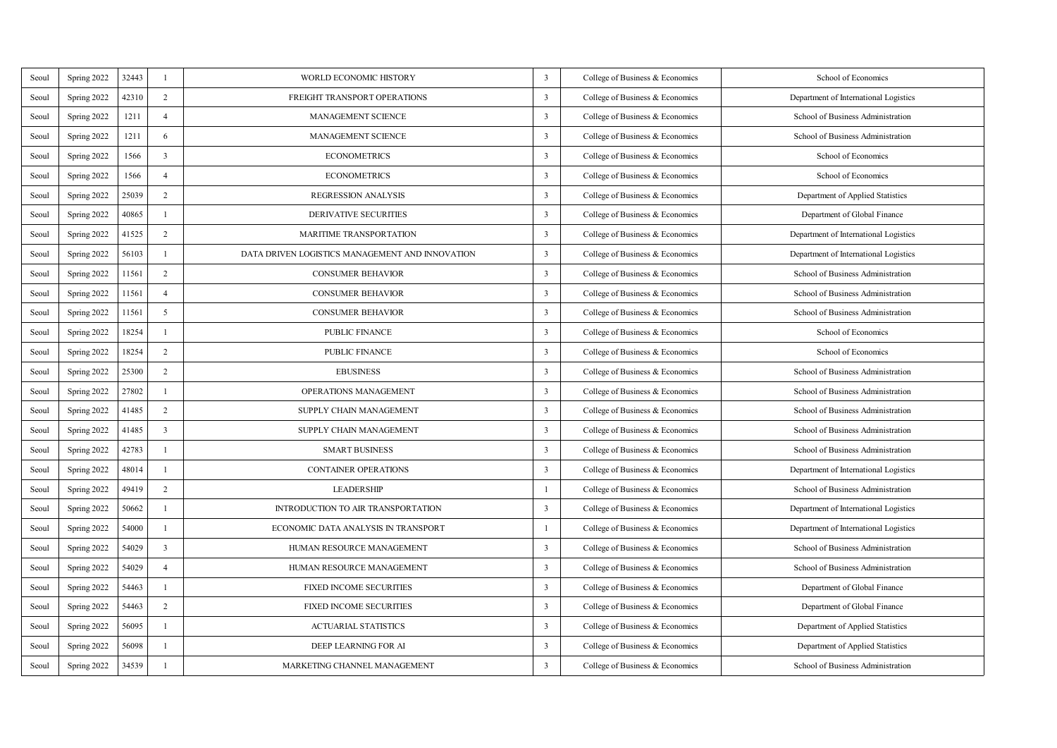| | | | | | | | |
|---|---|---|---|---|---|---|---|
| Seoul | Spring 2022 | 32443 | 1 | WORLD ECONOMIC HISTORY | 3 | College of Business & Economics | School of Economics |
| Seoul | Spring 2022 | 42310 | 2 | FREIGHT TRANSPORT OPERATIONS | 3 | College of Business & Economics | Department of International Logistics |
| Seoul | Spring 2022 | 1211 | 4 | MANAGEMENT SCIENCE | 3 | College of Business & Economics | School of Business Administration |
| Seoul | Spring 2022 | 1211 | 6 | MANAGEMENT SCIENCE | 3 | College of Business & Economics | School of Business Administration |
| Seoul | Spring 2022 | 1566 | 3 | ECONOMETRICS | 3 | College of Business & Economics | School of Economics |
| Seoul | Spring 2022 | 1566 | 4 | ECONOMETRICS | 3 | College of Business & Economics | School of Economics |
| Seoul | Spring 2022 | 25039 | 2 | REGRESSION ANALYSIS | 3 | College of Business & Economics | Department of Applied Statistics |
| Seoul | Spring 2022 | 40865 | 1 | DERIVATIVE SECURITIES | 3 | College of Business & Economics | Department of Global Finance |
| Seoul | Spring 2022 | 41525 | 2 | MARITIME TRANSPORTATION | 3 | College of Business & Economics | Department of International Logistics |
| Seoul | Spring 2022 | 56103 | 1 | DATA DRIVEN LOGISTICS MANAGEMENT AND INNOVATION | 3 | College of Business & Economics | Department of International Logistics |
| Seoul | Spring 2022 | 11561 | 2 | CONSUMER BEHAVIOR | 3 | College of Business & Economics | School of Business Administration |
| Seoul | Spring 2022 | 11561 | 4 | CONSUMER BEHAVIOR | 3 | College of Business & Economics | School of Business Administration |
| Seoul | Spring 2022 | 11561 | 5 | CONSUMER BEHAVIOR | 3 | College of Business & Economics | School of Business Administration |
| Seoul | Spring 2022 | 18254 | 1 | PUBLIC FINANCE | 3 | College of Business & Economics | School of Economics |
| Seoul | Spring 2022 | 18254 | 2 | PUBLIC FINANCE | 3 | College of Business & Economics | School of Economics |
| Seoul | Spring 2022 | 25300 | 2 | EBUSINESS | 3 | College of Business & Economics | School of Business Administration |
| Seoul | Spring 2022 | 27802 | 1 | OPERATIONS MANAGEMENT | 3 | College of Business & Economics | School of Business Administration |
| Seoul | Spring 2022 | 41485 | 2 | SUPPLY CHAIN MANAGEMENT | 3 | College of Business & Economics | School of Business Administration |
| Seoul | Spring 2022 | 41485 | 3 | SUPPLY CHAIN MANAGEMENT | 3 | College of Business & Economics | School of Business Administration |
| Seoul | Spring 2022 | 42783 | 1 | SMART BUSINESS | 3 | College of Business & Economics | School of Business Administration |
| Seoul | Spring 2022 | 48014 | 1 | CONTAINER OPERATIONS | 3 | College of Business & Economics | Department of International Logistics |
| Seoul | Spring 2022 | 49419 | 2 | LEADERSHIP | 1 | College of Business & Economics | School of Business Administration |
| Seoul | Spring 2022 | 50662 | 1 | INTRODUCTION TO AIR TRANSPORTATION | 3 | College of Business & Economics | Department of International Logistics |
| Seoul | Spring 2022 | 54000 | 1 | ECONOMIC DATA ANALYSIS IN TRANSPORT | 1 | College of Business & Economics | Department of International Logistics |
| Seoul | Spring 2022 | 54029 | 3 | HUMAN RESOURCE MANAGEMENT | 3 | College of Business & Economics | School of Business Administration |
| Seoul | Spring 2022 | 54029 | 4 | HUMAN RESOURCE MANAGEMENT | 3 | College of Business & Economics | School of Business Administration |
| Seoul | Spring 2022 | 54463 | 1 | FIXED INCOME SECURITIES | 3 | College of Business & Economics | Department of Global Finance |
| Seoul | Spring 2022 | 54463 | 2 | FIXED INCOME SECURITIES | 3 | College of Business & Economics | Department of Global Finance |
| Seoul | Spring 2022 | 56095 | 1 | ACTUARIAL STATISTICS | 3 | College of Business & Economics | Department of Applied Statistics |
| Seoul | Spring 2022 | 56098 | 1 | DEEP LEARNING FOR AI | 3 | College of Business & Economics | Department of Applied Statistics |
| Seoul | Spring 2022 | 34539 | 1 | MARKETING CHANNEL MANAGEMENT | 3 | College of Business & Economics | School of Business Administration |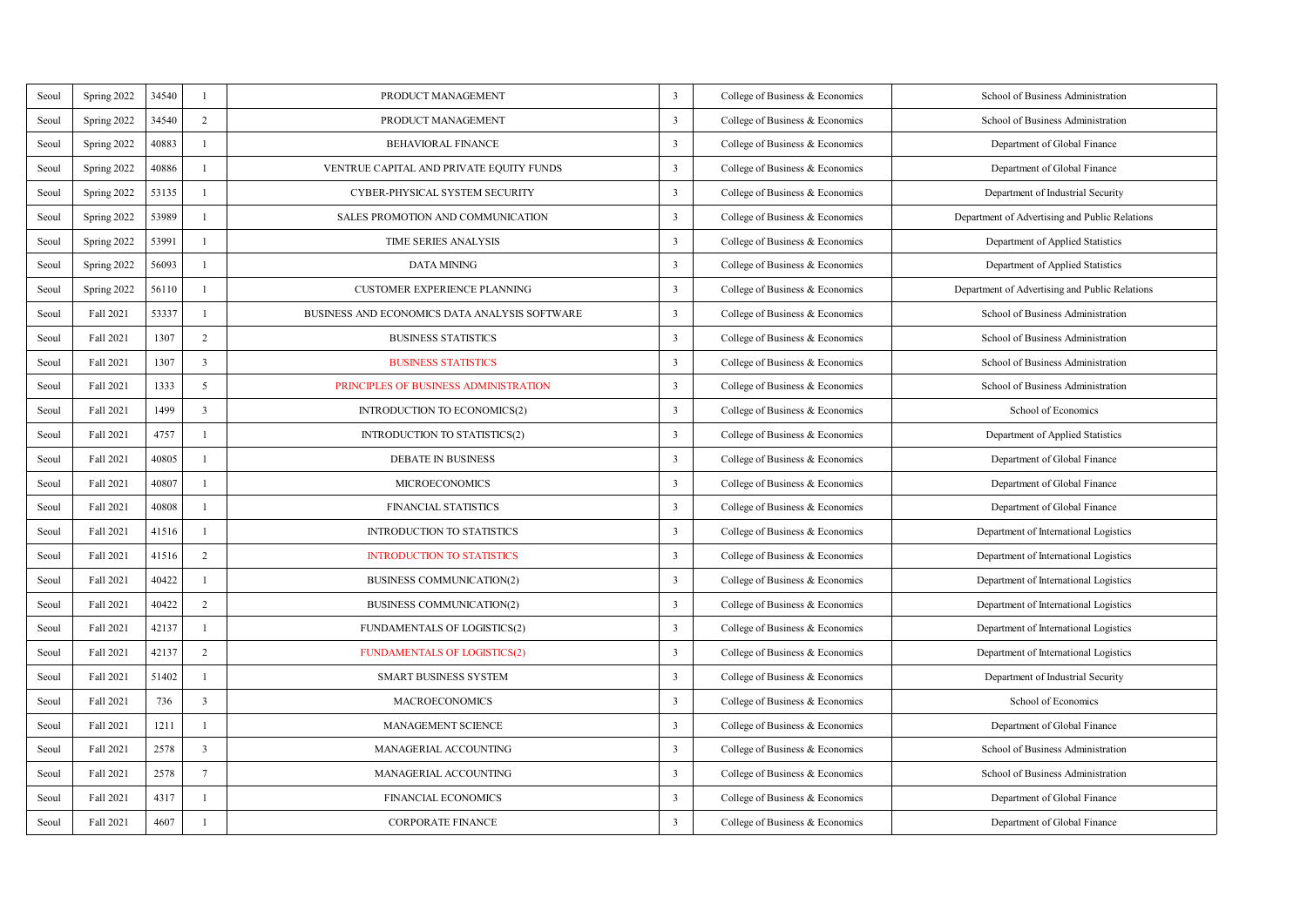| | | | | | | | |
|---|---|---|---|---|---|---|---|
| Seoul | Spring 2022 | 34540 | 1 | PRODUCT MANAGEMENT | 3 | College of Business & Economics | School of Business Administration |
| Seoul | Spring 2022 | 34540 | 2 | PRODUCT MANAGEMENT | 3 | College of Business & Economics | School of Business Administration |
| Seoul | Spring 2022 | 40883 | 1 | BEHAVIORAL FINANCE | 3 | College of Business & Economics | Department of Global Finance |
| Seoul | Spring 2022 | 40886 | 1 | VENTRUE CAPITAL AND PRIVATE EQUITY FUNDS | 3 | College of Business & Economics | Department of Global Finance |
| Seoul | Spring 2022 | 53135 | 1 | CYBER-PHYSICAL SYSTEM SECURITY | 3 | College of Business & Economics | Department of Industrial Security |
| Seoul | Spring 2022 | 53989 | 1 | SALES PROMOTION AND COMMUNICATION | 3 | College of Business & Economics | Department of Advertising and Public Relations |
| Seoul | Spring 2022 | 53991 | 1 | TIME SERIES ANALYSIS | 3 | College of Business & Economics | Department of Applied Statistics |
| Seoul | Spring 2022 | 56093 | 1 | DATA MINING | 3 | College of Business & Economics | Department of Applied Statistics |
| Seoul | Spring 2022 | 56110 | 1 | CUSTOMER EXPERIENCE PLANNING | 3 | College of Business & Economics | Department of Advertising and Public Relations |
| Seoul | Fall 2021 | 53337 | 1 | BUSINESS AND ECONOMICS DATA ANALYSIS SOFTWARE | 3 | College of Business & Economics | School of Business Administration |
| Seoul | Fall 2021 | 1307 | 2 | BUSINESS STATISTICS | 3 | College of Business & Economics | School of Business Administration |
| Seoul | Fall 2021 | 1307 | 3 | BUSINESS STATISTICS | 3 | College of Business & Economics | School of Business Administration |
| Seoul | Fall 2021 | 1333 | 5 | PRINCIPLES OF BUSINESS ADMINISTRATION | 3 | College of Business & Economics | School of Business Administration |
| Seoul | Fall 2021 | 1499 | 3 | INTRODUCTION TO ECONOMICS(2) | 3 | College of Business & Economics | School of Economics |
| Seoul | Fall 2021 | 4757 | 1 | INTRODUCTION TO STATISTICS(2) | 3 | College of Business & Economics | Department of Applied Statistics |
| Seoul | Fall 2021 | 40805 | 1 | DEBATE IN BUSINESS | 3 | College of Business & Economics | Department of Global Finance |
| Seoul | Fall 2021 | 40807 | 1 | MICROECONOMICS | 3 | College of Business & Economics | Department of Global Finance |
| Seoul | Fall 2021 | 40808 | 1 | FINANCIAL STATISTICS | 3 | College of Business & Economics | Department of Global Finance |
| Seoul | Fall 2021 | 41516 | 1 | INTRODUCTION TO STATISTICS | 3 | College of Business & Economics | Department of International Logistics |
| Seoul | Fall 2021 | 41516 | 2 | INTRODUCTION TO STATISTICS | 3 | College of Business & Economics | Department of International Logistics |
| Seoul | Fall 2021 | 40422 | 1 | BUSINESS COMMUNICATION(2) | 3 | College of Business & Economics | Department of International Logistics |
| Seoul | Fall 2021 | 40422 | 2 | BUSINESS COMMUNICATION(2) | 3 | College of Business & Economics | Department of International Logistics |
| Seoul | Fall 2021 | 42137 | 1 | FUNDAMENTALS OF LOGISTICS(2) | 3 | College of Business & Economics | Department of International Logistics |
| Seoul | Fall 2021 | 42137 | 2 | FUNDAMENTALS OF LOGISTICS(2) | 3 | College of Business & Economics | Department of International Logistics |
| Seoul | Fall 2021 | 51402 | 1 | SMART BUSINESS SYSTEM | 3 | College of Business & Economics | Department of Industrial Security |
| Seoul | Fall 2021 | 736 | 3 | MACROECONOMICS | 3 | College of Business & Economics | School of Economics |
| Seoul | Fall 2021 | 1211 | 1 | MANAGEMENT SCIENCE | 3 | College of Business & Economics | Department of Global Finance |
| Seoul | Fall 2021 | 2578 | 3 | MANAGERIAL ACCOUNTING | 3 | College of Business & Economics | School of Business Administration |
| Seoul | Fall 2021 | 2578 | 7 | MANAGERIAL ACCOUNTING | 3 | College of Business & Economics | School of Business Administration |
| Seoul | Fall 2021 | 4317 | 1 | FINANCIAL ECONOMICS | 3 | College of Business & Economics | Department of Global Finance |
| Seoul | Fall 2021 | 4607 | 1 | CORPORATE FINANCE | 3 | College of Business & Economics | Department of Global Finance |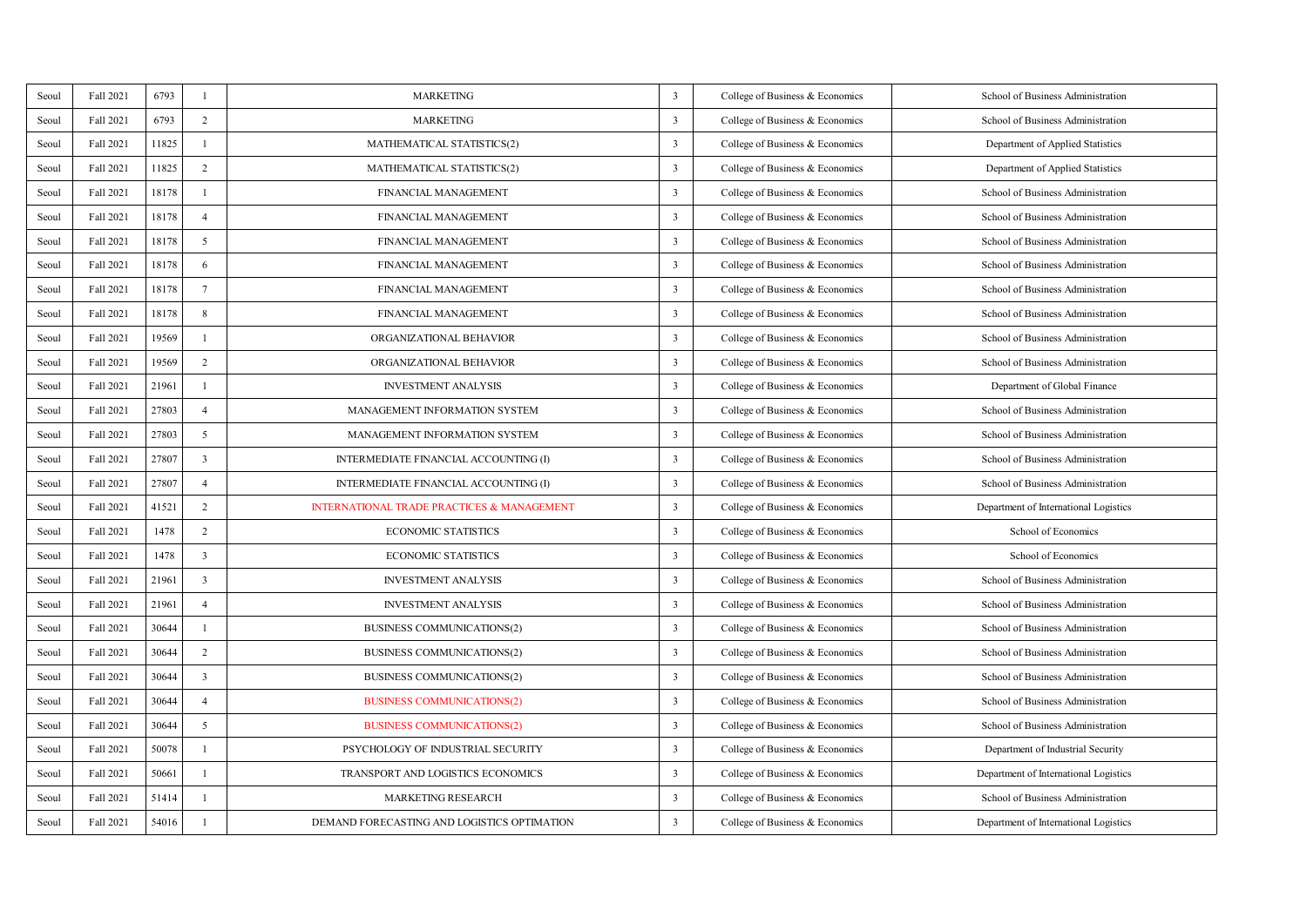| | | | | | | | |
|---|---|---|---|---|---|---|---|
| Seoul | Fall 2021 | 6793 | 1 | MARKETING | 3 | College of Business & Economics | School of Business Administration |
| Seoul | Fall 2021 | 6793 | 2 | MARKETING | 3 | College of Business & Economics | School of Business Administration |
| Seoul | Fall 2021 | 11825 | 1 | MATHEMATICAL STATISTICS(2) | 3 | College of Business & Economics | Department of Applied Statistics |
| Seoul | Fall 2021 | 11825 | 2 | MATHEMATICAL STATISTICS(2) | 3 | College of Business & Economics | Department of Applied Statistics |
| Seoul | Fall 2021 | 18178 | 1 | FINANCIAL MANAGEMENT | 3 | College of Business & Economics | School of Business Administration |
| Seoul | Fall 2021 | 18178 | 4 | FINANCIAL MANAGEMENT | 3 | College of Business & Economics | School of Business Administration |
| Seoul | Fall 2021 | 18178 | 5 | FINANCIAL MANAGEMENT | 3 | College of Business & Economics | School of Business Administration |
| Seoul | Fall 2021 | 18178 | 6 | FINANCIAL MANAGEMENT | 3 | College of Business & Economics | School of Business Administration |
| Seoul | Fall 2021 | 18178 | 7 | FINANCIAL MANAGEMENT | 3 | College of Business & Economics | School of Business Administration |
| Seoul | Fall 2021 | 18178 | 8 | FINANCIAL MANAGEMENT | 3 | College of Business & Economics | School of Business Administration |
| Seoul | Fall 2021 | 19569 | 1 | ORGANIZATIONAL BEHAVIOR | 3 | College of Business & Economics | School of Business Administration |
| Seoul | Fall 2021 | 19569 | 2 | ORGANIZATIONAL BEHAVIOR | 3 | College of Business & Economics | School of Business Administration |
| Seoul | Fall 2021 | 21961 | 1 | INVESTMENT ANALYSIS | 3 | College of Business & Economics | Department of Global Finance |
| Seoul | Fall 2021 | 27803 | 4 | MANAGEMENT INFORMATION SYSTEM | 3 | College of Business & Economics | School of Business Administration |
| Seoul | Fall 2021 | 27803 | 5 | MANAGEMENT INFORMATION SYSTEM | 3 | College of Business & Economics | School of Business Administration |
| Seoul | Fall 2021 | 27807 | 3 | INTERMEDIATE FINANCIAL ACCOUNTING (I) | 3 | College of Business & Economics | School of Business Administration |
| Seoul | Fall 2021 | 27807 | 4 | INTERMEDIATE FINANCIAL ACCOUNTING (I) | 3 | College of Business & Economics | School of Business Administration |
| Seoul | Fall 2021 | 41521 | 2 | INTERNATIONAL TRADE PRACTICES & MANAGEMENT | 3 | College of Business & Economics | Department of International Logistics |
| Seoul | Fall 2021 | 1478 | 2 | ECONOMIC STATISTICS | 3 | College of Business & Economics | School of Economics |
| Seoul | Fall 2021 | 1478 | 3 | ECONOMIC STATISTICS | 3 | College of Business & Economics | School of Economics |
| Seoul | Fall 2021 | 21961 | 3 | INVESTMENT ANALYSIS | 3 | College of Business & Economics | School of Business Administration |
| Seoul | Fall 2021 | 21961 | 4 | INVESTMENT ANALYSIS | 3 | College of Business & Economics | School of Business Administration |
| Seoul | Fall 2021 | 30644 | 1 | BUSINESS COMMUNICATIONS(2) | 3 | College of Business & Economics | School of Business Administration |
| Seoul | Fall 2021 | 30644 | 2 | BUSINESS COMMUNICATIONS(2) | 3 | College of Business & Economics | School of Business Administration |
| Seoul | Fall 2021 | 30644 | 3 | BUSINESS COMMUNICATIONS(2) | 3 | College of Business & Economics | School of Business Administration |
| Seoul | Fall 2021 | 30644 | 4 | BUSINESS COMMUNICATIONS(2) | 3 | College of Business & Economics | School of Business Administration |
| Seoul | Fall 2021 | 30644 | 5 | BUSINESS COMMUNICATIONS(2) | 3 | College of Business & Economics | School of Business Administration |
| Seoul | Fall 2021 | 50078 | 1 | PSYCHOLOGY OF INDUSTRIAL SECURITY | 3 | College of Business & Economics | Department of Industrial Security |
| Seoul | Fall 2021 | 50661 | 1 | TRANSPORT AND LOGISTICS ECONOMICS | 3 | College of Business & Economics | Department of International Logistics |
| Seoul | Fall 2021 | 51414 | 1 | MARKETING RESEARCH | 3 | College of Business & Economics | School of Business Administration |
| Seoul | Fall 2021 | 54016 | 1 | DEMAND FORECASTING AND LOGISTICS OPTIMATION | 3 | College of Business & Economics | Department of International Logistics |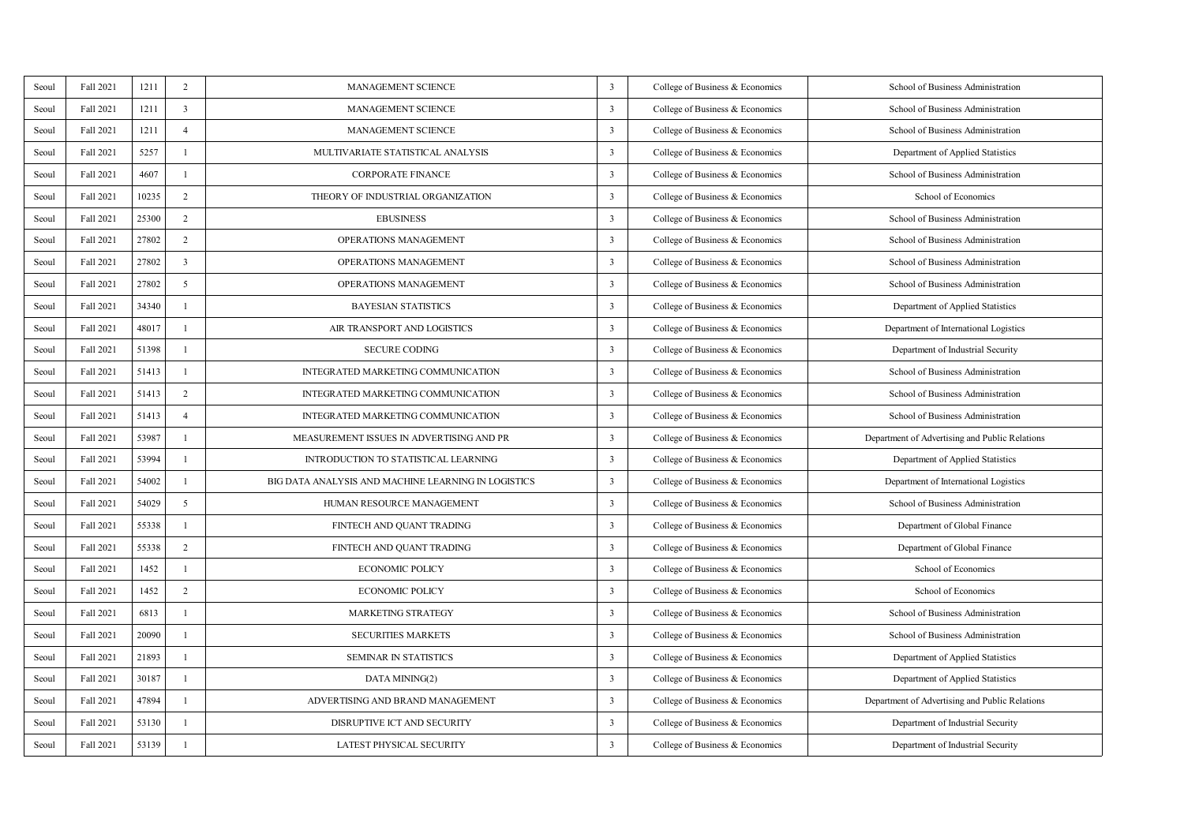| | | | | | | | |
|---|---|---|---|---|---|---|---|
| Seoul | Fall 2021 | 1211 | 2 | MANAGEMENT SCIENCE | 3 | College of Business & Economics | School of Business Administration |
| Seoul | Fall 2021 | 1211 | 3 | MANAGEMENT SCIENCE | 3 | College of Business & Economics | School of Business Administration |
| Seoul | Fall 2021 | 1211 | 4 | MANAGEMENT SCIENCE | 3 | College of Business & Economics | School of Business Administration |
| Seoul | Fall 2021 | 5257 | 1 | MULTIVARIATE STATISTICAL ANALYSIS | 3 | College of Business & Economics | Department of Applied Statistics |
| Seoul | Fall 2021 | 4607 | 1 | CORPORATE FINANCE | 3 | College of Business & Economics | School of Business Administration |
| Seoul | Fall 2021 | 10235 | 2 | THEORY OF INDUSTRIAL ORGANIZATION | 3 | College of Business & Economics | School of Economics |
| Seoul | Fall 2021 | 25300 | 2 | EBUSINESS | 3 | College of Business & Economics | School of Business Administration |
| Seoul | Fall 2021 | 27802 | 2 | OPERATIONS MANAGEMENT | 3 | College of Business & Economics | School of Business Administration |
| Seoul | Fall 2021 | 27802 | 3 | OPERATIONS MANAGEMENT | 3 | College of Business & Economics | School of Business Administration |
| Seoul | Fall 2021 | 27802 | 5 | OPERATIONS MANAGEMENT | 3 | College of Business & Economics | School of Business Administration |
| Seoul | Fall 2021 | 34340 | 1 | BAYESIAN STATISTICS | 3 | College of Business & Economics | Department of Applied Statistics |
| Seoul | Fall 2021 | 48017 | 1 | AIR TRANSPORT AND LOGISTICS | 3 | College of Business & Economics | Department of International Logistics |
| Seoul | Fall 2021 | 51398 | 1 | SECURE CODING | 3 | College of Business & Economics | Department of Industrial Security |
| Seoul | Fall 2021 | 51413 | 1 | INTEGRATED MARKETING COMMUNICATION | 3 | College of Business & Economics | School of Business Administration |
| Seoul | Fall 2021 | 51413 | 2 | INTEGRATED MARKETING COMMUNICATION | 3 | College of Business & Economics | School of Business Administration |
| Seoul | Fall 2021 | 51413 | 4 | INTEGRATED MARKETING COMMUNICATION | 3 | College of Business & Economics | School of Business Administration |
| Seoul | Fall 2021 | 53987 | 1 | MEASUREMENT ISSUES IN ADVERTISING AND PR | 3 | College of Business & Economics | Department of Advertising and Public Relations |
| Seoul | Fall 2021 | 53994 | 1 | INTRODUCTION TO STATISTICAL LEARNING | 3 | College of Business & Economics | Department of Applied Statistics |
| Seoul | Fall 2021 | 54002 | 1 | BIG DATA ANALYSIS AND MACHINE LEARNING IN LOGISTICS | 3 | College of Business & Economics | Department of International Logistics |
| Seoul | Fall 2021 | 54029 | 5 | HUMAN RESOURCE MANAGEMENT | 3 | College of Business & Economics | School of Business Administration |
| Seoul | Fall 2021 | 55338 | 1 | FINTECH AND QUANT TRADING | 3 | College of Business & Economics | Department of Global Finance |
| Seoul | Fall 2021 | 55338 | 2 | FINTECH AND QUANT TRADING | 3 | College of Business & Economics | Department of Global Finance |
| Seoul | Fall 2021 | 1452 | 1 | ECONOMIC POLICY | 3 | College of Business & Economics | School of Economics |
| Seoul | Fall 2021 | 1452 | 2 | ECONOMIC POLICY | 3 | College of Business & Economics | School of Economics |
| Seoul | Fall 2021 | 6813 | 1 | MARKETING STRATEGY | 3 | College of Business & Economics | School of Business Administration |
| Seoul | Fall 2021 | 20090 | 1 | SECURITIES MARKETS | 3 | College of Business & Economics | School of Business Administration |
| Seoul | Fall 2021 | 21893 | 1 | SEMINAR IN STATISTICS | 3 | College of Business & Economics | Department of Applied Statistics |
| Seoul | Fall 2021 | 30187 | 1 | DATA MINING(2) | 3 | College of Business & Economics | Department of Applied Statistics |
| Seoul | Fall 2021 | 47894 | 1 | ADVERTISING AND BRAND MANAGEMENT | 3 | College of Business & Economics | Department of Advertising and Public Relations |
| Seoul | Fall 2021 | 53130 | 1 | DISRUPTIVE ICT AND SECURITY | 3 | College of Business & Economics | Department of Industrial Security |
| Seoul | Fall 2021 | 53139 | 1 | LATEST PHYSICAL SECURITY | 3 | College of Business & Economics | Department of Industrial Security |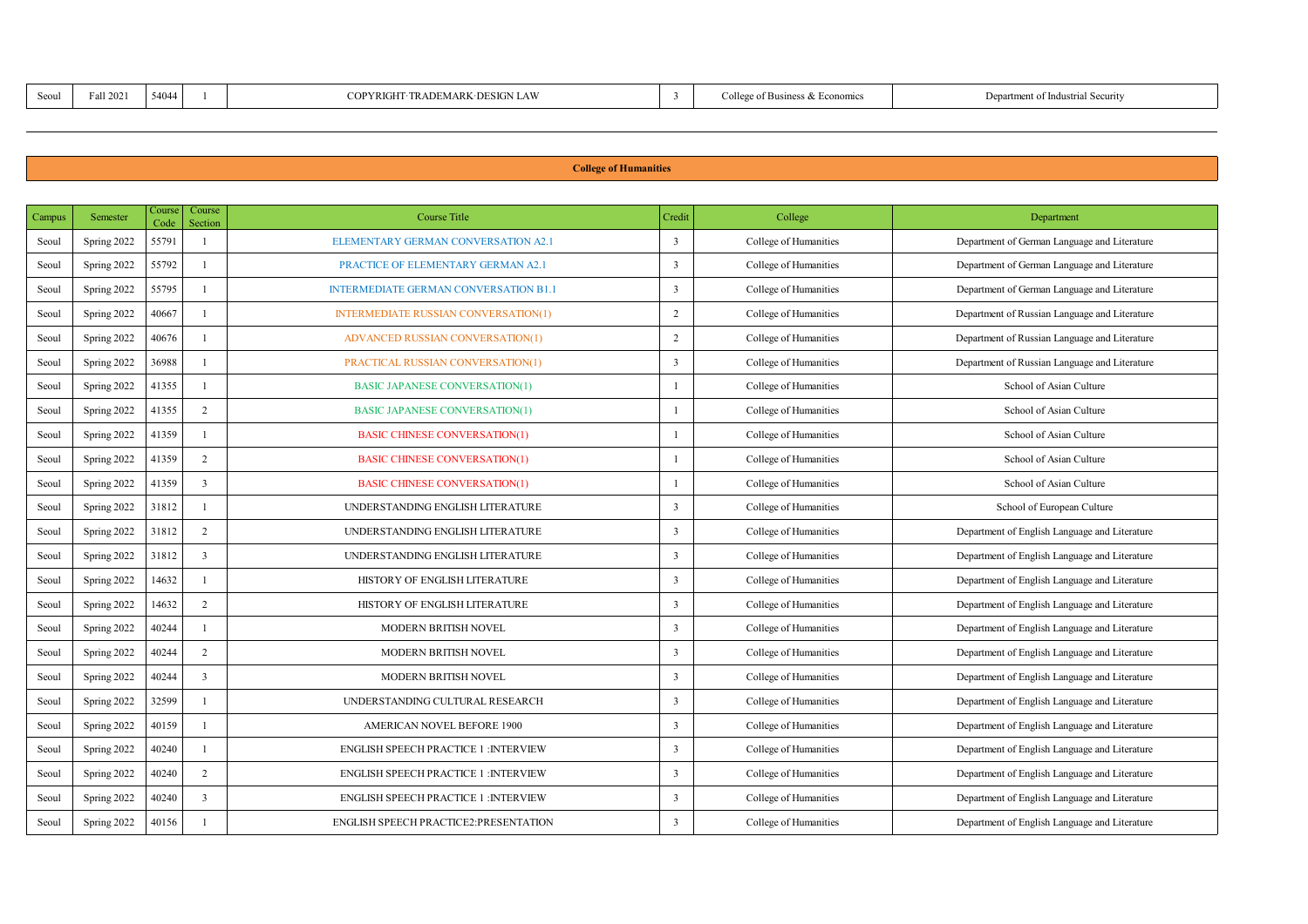| Seoul | Fall 2021 | 54044 | 1 | COPYRIGHT·TRADEMARK·DESIGN LAW | 3 | College of Business & Economics | Department of Industrial Security |
|---|---|---|---|---|---|---|---|

## College of Humanities

| Campus | Semester | Course Code | Course Section | Course Title | Credit | College | Department |
|---|---|---|---|---|---|---|---|
| Seoul | Spring 2022 | 55791 | 1 | ELEMENTARY GERMAN CONVERSATION A2.1 | 3 | College of Humanities | Department of German Language and Literature |
| Seoul | Spring 2022 | 55792 | 1 | PRACTICE OF ELEMENTARY GERMAN A2.1 | 3 | College of Humanities | Department of German Language and Literature |
| Seoul | Spring 2022 | 55795 | 1 | INTERMEDIATE GERMAN CONVERSATION B1.1 | 3 | College of Humanities | Department of German Language and Literature |
| Seoul | Spring 2022 | 40667 | 1 | INTERMEDIATE RUSSIAN CONVERSATION(1) | 2 | College of Humanities | Department of Russian Language and Literature |
| Seoul | Spring 2022 | 40676 | 1 | ADVANCED RUSSIAN CONVERSATION(1) | 2 | College of Humanities | Department of Russian Language and Literature |
| Seoul | Spring 2022 | 36988 | 1 | PRACTICAL RUSSIAN CONVERSATION(1) | 3 | College of Humanities | Department of Russian Language and Literature |
| Seoul | Spring 2022 | 41355 | 1 | BASIC JAPANESE CONVERSATION(1) | 1 | College of Humanities | School of Asian Culture |
| Seoul | Spring 2022 | 41355 | 2 | BASIC JAPANESE CONVERSATION(1) | 1 | College of Humanities | School of Asian Culture |
| Seoul | Spring 2022 | 41359 | 1 | BASIC CHINESE CONVERSATION(1) | 1 | College of Humanities | School of Asian Culture |
| Seoul | Spring 2022 | 41359 | 2 | BASIC CHINESE CONVERSATION(1) | 1 | College of Humanities | School of Asian Culture |
| Seoul | Spring 2022 | 41359 | 3 | BASIC CHINESE CONVERSATION(1) | 1 | College of Humanities | School of Asian Culture |
| Seoul | Spring 2022 | 31812 | 1 | UNDERSTANDING ENGLISH LITERATURE | 3 | College of Humanities | School of European Culture |
| Seoul | Spring 2022 | 31812 | 2 | UNDERSTANDING ENGLISH LITERATURE | 3 | College of Humanities | Department of English Language and Literature |
| Seoul | Spring 2022 | 31812 | 3 | UNDERSTANDING ENGLISH LITERATURE | 3 | College of Humanities | Department of English Language and Literature |
| Seoul | Spring 2022 | 14632 | 1 | HISTORY OF ENGLISH LITERATURE | 3 | College of Humanities | Department of English Language and Literature |
| Seoul | Spring 2022 | 14632 | 2 | HISTORY OF ENGLISH LITERATURE | 3 | College of Humanities | Department of English Language and Literature |
| Seoul | Spring 2022 | 40244 | 1 | MODERN BRITISH NOVEL | 3 | College of Humanities | Department of English Language and Literature |
| Seoul | Spring 2022 | 40244 | 2 | MODERN BRITISH NOVEL | 3 | College of Humanities | Department of English Language and Literature |
| Seoul | Spring 2022 | 40244 | 3 | MODERN BRITISH NOVEL | 3 | College of Humanities | Department of English Language and Literature |
| Seoul | Spring 2022 | 32599 | 1 | UNDERSTANDING CULTURAL RESEARCH | 3 | College of Humanities | Department of English Language and Literature |
| Seoul | Spring 2022 | 40159 | 1 | AMERICAN NOVEL BEFORE 1900 | 3 | College of Humanities | Department of English Language and Literature |
| Seoul | Spring 2022 | 40240 | 1 | ENGLISH SPEECH PRACTICE 1 :INTERVIEW | 3 | College of Humanities | Department of English Language and Literature |
| Seoul | Spring 2022 | 40240 | 2 | ENGLISH SPEECH PRACTICE 1 :INTERVIEW | 3 | College of Humanities | Department of English Language and Literature |
| Seoul | Spring 2022 | 40240 | 3 | ENGLISH SPEECH PRACTICE 1 :INTERVIEW | 3 | College of Humanities | Department of English Language and Literature |
| Seoul | Spring 2022 | 40156 | 1 | ENGLISH SPEECH PRACTICE2:PRESENTATION | 3 | College of Humanities | Department of English Language and Literature |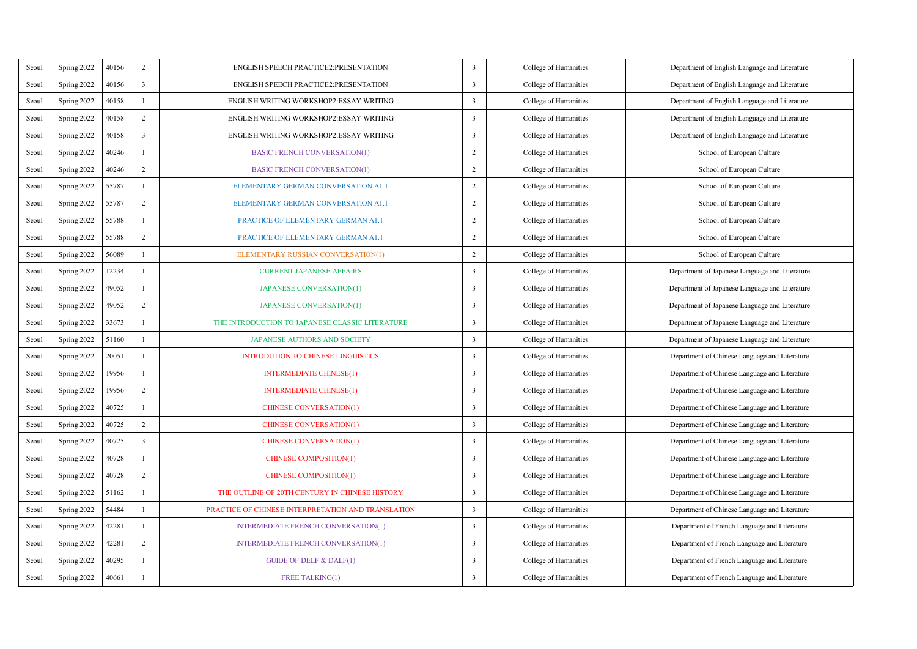| Seoul | Spring 2022 | 40156 | 2 | ENGLISH SPEECH PRACTICE2:PRESENTATION | 3 | College of Humanities | Department of English Language and Literature |
|---|---|---|---|---|---|---|---|
| Seoul | Spring 2022 | 40156 | 3 | ENGLISH SPEECH PRACTICE2:PRESENTATION | 3 | College of Humanities | Department of English Language and Literature |
| Seoul | Spring 2022 | 40158 | 1 | ENGLISH WRITING WORKSHOP2:ESSAY WRITING | 3 | College of Humanities | Department of English Language and Literature |
| Seoul | Spring 2022 | 40158 | 2 | ENGLISH WRITING WORKSHOP2:ESSAY WRITING | 3 | College of Humanities | Department of English Language and Literature |
| Seoul | Spring 2022 | 40158 | 3 | ENGLISH WRITING WORKSHOP2:ESSAY WRITING | 3 | College of Humanities | Department of English Language and Literature |
| Seoul | Spring 2022 | 40246 | 1 | BASIC FRENCH CONVERSATION(1) | 2 | College of Humanities | School of European Culture |
| Seoul | Spring 2022 | 40246 | 2 | BASIC FRENCH CONVERSATION(1) | 2 | College of Humanities | School of European Culture |
| Seoul | Spring 2022 | 55787 | 1 | ELEMENTARY GERMAN CONVERSATION A1.1 | 2 | College of Humanities | School of European Culture |
| Seoul | Spring 2022 | 55787 | 2 | ELEMENTARY GERMAN CONVERSATION A1.1 | 2 | College of Humanities | School of European Culture |
| Seoul | Spring 2022 | 55788 | 1 | PRACTICE OF ELEMENTARY GERMAN A1.1 | 2 | College of Humanities | School of European Culture |
| Seoul | Spring 2022 | 55788 | 2 | PRACTICE OF ELEMENTARY GERMAN A1.1 | 2 | College of Humanities | School of European Culture |
| Seoul | Spring 2022 | 56089 | 1 | ELEMENTARY RUSSIAN CONVERSATION(1) | 2 | College of Humanities | School of European Culture |
| Seoul | Spring 2022 | 12234 | 1 | CURRENT JAPANESE AFFAIRS | 3 | College of Humanities | Department of Japanese Language and Literature |
| Seoul | Spring 2022 | 49052 | 1 | JAPANESE CONVERSATION(1) | 3 | College of Humanities | Department of Japanese Language and Literature |
| Seoul | Spring 2022 | 49052 | 2 | JAPANESE CONVERSATION(1) | 3 | College of Humanities | Department of Japanese Language and Literature |
| Seoul | Spring 2022 | 33673 | 1 | THE INTRODUCTION TO JAPANESE CLASSIC LITERATURE | 3 | College of Humanities | Department of Japanese Language and Literature |
| Seoul | Spring 2022 | 51160 | 1 | JAPANESE AUTHORS AND SOCIETY | 3 | College of Humanities | Department of Japanese Language and Literature |
| Seoul | Spring 2022 | 20051 | 1 | INTRODUTION TO CHINESE LINGUISTICS | 3 | College of Humanities | Department of Chinese Language and Literature |
| Seoul | Spring 2022 | 19956 | 1 | INTERMEDIATE CHINESE(1) | 3 | College of Humanities | Department of Chinese Language and Literature |
| Seoul | Spring 2022 | 19956 | 2 | INTERMEDIATE CHINESE(1) | 3 | College of Humanities | Department of Chinese Language and Literature |
| Seoul | Spring 2022 | 40725 | 1 | CHINESE CONVERSATION(1) | 3 | College of Humanities | Department of Chinese Language and Literature |
| Seoul | Spring 2022 | 40725 | 2 | CHINESE CONVERSATION(1) | 3 | College of Humanities | Department of Chinese Language and Literature |
| Seoul | Spring 2022 | 40725 | 3 | CHINESE CONVERSATION(1) | 3 | College of Humanities | Department of Chinese Language and Literature |
| Seoul | Spring 2022 | 40728 | 1 | CHINESE COMPOSITION(1) | 3 | College of Humanities | Department of Chinese Language and Literature |
| Seoul | Spring 2022 | 40728 | 2 | CHINESE COMPOSITION(1) | 3 | College of Humanities | Department of Chinese Language and Literature |
| Seoul | Spring 2022 | 51162 | 1 | THE OUTLINE OF 20TH CENTURY IN CHINESE HISTORY | 3 | College of Humanities | Department of Chinese Language and Literature |
| Seoul | Spring 2022 | 54484 | 1 | PRACTICE OF CHINESE INTERPRETATION AND TRANSLATION | 3 | College of Humanities | Department of Chinese Language and Literature |
| Seoul | Spring 2022 | 42281 | 1 | INTERMEDIATE FRENCH CONVERSATION(1) | 3 | College of Humanities | Department of French Language and Literature |
| Seoul | Spring 2022 | 42281 | 2 | INTERMEDIATE FRENCH CONVERSATION(1) | 3 | College of Humanities | Department of French Language and Literature |
| Seoul | Spring 2022 | 40295 | 1 | GUIDE OF DELF & DALF(1) | 3 | College of Humanities | Department of French Language and Literature |
| Seoul | Spring 2022 | 40661 | 1 | FREE TALKING(1) | 3 | College of Humanities | Department of French Language and Literature |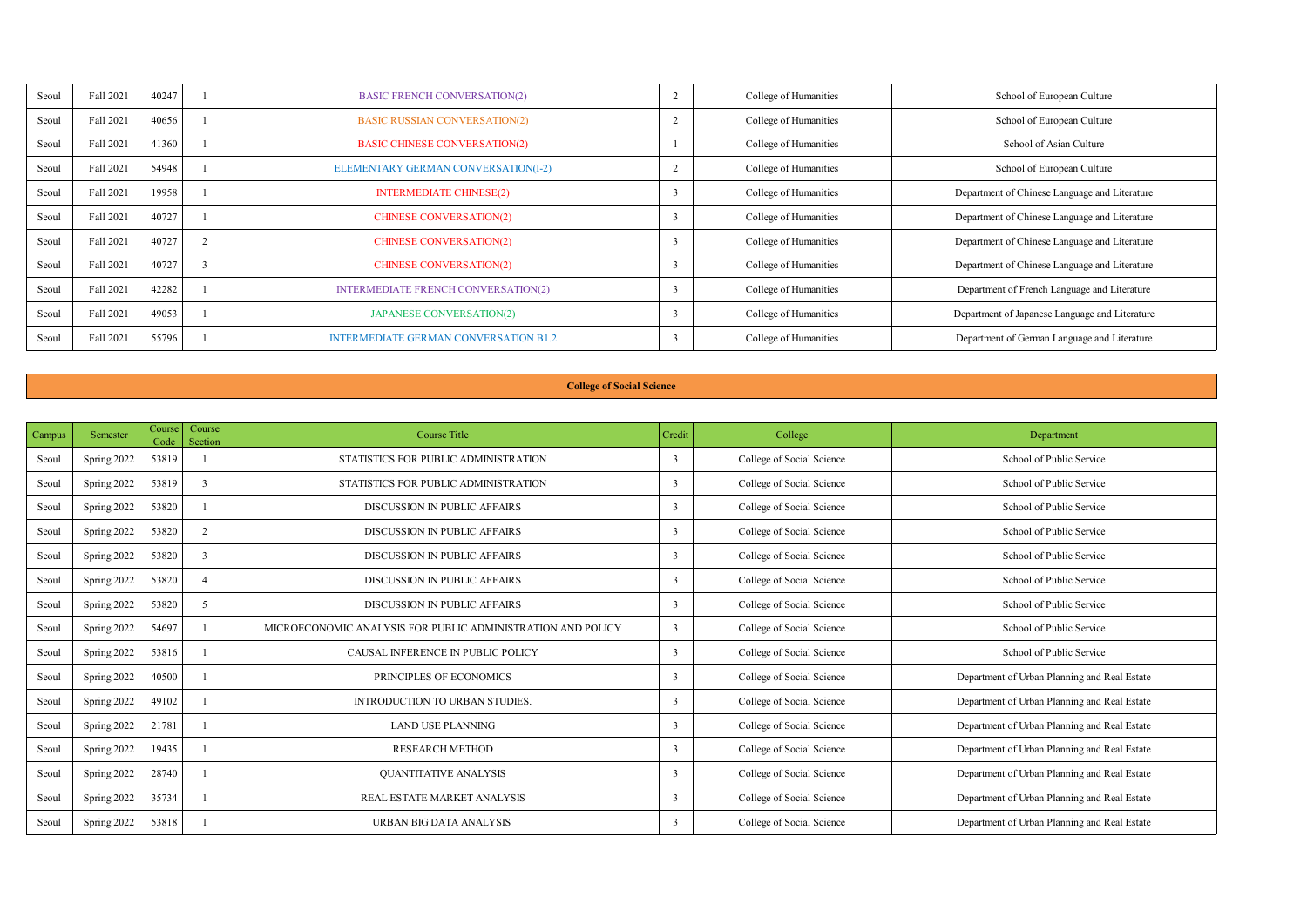| Seoul | Fall 2021 | 40247 | 1 | BASIC FRENCH CONVERSATION(2) | 2 | College of Humanities | School of European Culture |
|---|---|---|---|---|---|---|---|
| Seoul | Fall 2021 | 40656 | 1 | BASIC RUSSIAN CONVERSATION(2) | 2 | College of Humanities | School of European Culture |
| Seoul | Fall 2021 | 41360 | 1 | BASIC CHINESE CONVERSATION(2) | 1 | College of Humanities | School of Asian Culture |
| Seoul | Fall 2021 | 54948 | 1 | ELEMENTARY GERMAN CONVERSATION(I-2) | 2 | College of Humanities | School of European Culture |
| Seoul | Fall 2021 | 19958 | 1 | INTERMEDIATE CHINESE(2) | 3 | College of Humanities | Department of Chinese Language and Literature |
| Seoul | Fall 2021 | 40727 | 1 | CHINESE CONVERSATION(2) | 3 | College of Humanities | Department of Chinese Language and Literature |
| Seoul | Fall 2021 | 40727 | 2 | CHINESE CONVERSATION(2) | 3 | College of Humanities | Department of Chinese Language and Literature |
| Seoul | Fall 2021 | 40727 | 3 | CHINESE CONVERSATION(2) | 3 | College of Humanities | Department of Chinese Language and Literature |
| Seoul | Fall 2021 | 42282 | 1 | INTERMEDIATE FRENCH CONVERSATION(2) | 3 | College of Humanities | Department of French Language and Literature |
| Seoul | Fall 2021 | 49053 | 1 | JAPANESE CONVERSATION(2) | 3 | College of Humanities | Department of Japanese Language and Literature |
| Seoul | Fall 2021 | 55796 | 1 | INTERMEDIATE GERMAN CONVERSATION B1.2 | 3 | College of Humanities | Department of German Language and Literature |

**College of Social Science**

| Campus | Semester | Course Code | Course Section | Course Title | Credit | College | Department |
|---|---|---|---|---|---|---|---|
| Seoul | Spring 2022 | 53819 | 1 | STATISTICS FOR PUBLIC ADMINISTRATION | 3 | College of Social Science | School of Public Service |
| Seoul | Spring 2022 | 53819 | 3 | STATISTICS FOR PUBLIC ADMINISTRATION | 3 | College of Social Science | School of Public Service |
| Seoul | Spring 2022 | 53820 | 1 | DISCUSSION IN PUBLIC AFFAIRS | 3 | College of Social Science | School of Public Service |
| Seoul | Spring 2022 | 53820 | 2 | DISCUSSION IN PUBLIC AFFAIRS | 3 | College of Social Science | School of Public Service |
| Seoul | Spring 2022 | 53820 | 3 | DISCUSSION IN PUBLIC AFFAIRS | 3 | College of Social Science | School of Public Service |
| Seoul | Spring 2022 | 53820 | 4 | DISCUSSION IN PUBLIC AFFAIRS | 3 | College of Social Science | School of Public Service |
| Seoul | Spring 2022 | 53820 | 5 | DISCUSSION IN PUBLIC AFFAIRS | 3 | College of Social Science | School of Public Service |
| Seoul | Spring 2022 | 54697 | 1 | MICROECONOMIC ANALYSIS FOR PUBLIC ADMINISTRATION AND POLICY | 3 | College of Social Science | School of Public Service |
| Seoul | Spring 2022 | 53816 | 1 | CAUSAL INFERENCE IN PUBLIC POLICY | 3 | College of Social Science | School of Public Service |
| Seoul | Spring 2022 | 40500 | 1 | PRINCIPLES OF ECONOMICS | 3 | College of Social Science | Department of Urban Planning and Real Estate |
| Seoul | Spring 2022 | 49102 | 1 | INTRODUCTION TO URBAN STUDIES. | 3 | College of Social Science | Department of Urban Planning and Real Estate |
| Seoul | Spring 2022 | 21781 | 1 | LAND USE PLANNING | 3 | College of Social Science | Department of Urban Planning and Real Estate |
| Seoul | Spring 2022 | 19435 | 1 | RESEARCH METHOD | 3 | College of Social Science | Department of Urban Planning and Real Estate |
| Seoul | Spring 2022 | 28740 | 1 | QUANTITATIVE ANALYSIS | 3 | College of Social Science | Department of Urban Planning and Real Estate |
| Seoul | Spring 2022 | 35734 | 1 | REAL ESTATE MARKET ANALYSIS | 3 | College of Social Science | Department of Urban Planning and Real Estate |
| Seoul | Spring 2022 | 53818 | 1 | URBAN BIG DATA ANALYSIS | 3 | College of Social Science | Department of Urban Planning and Real Estate |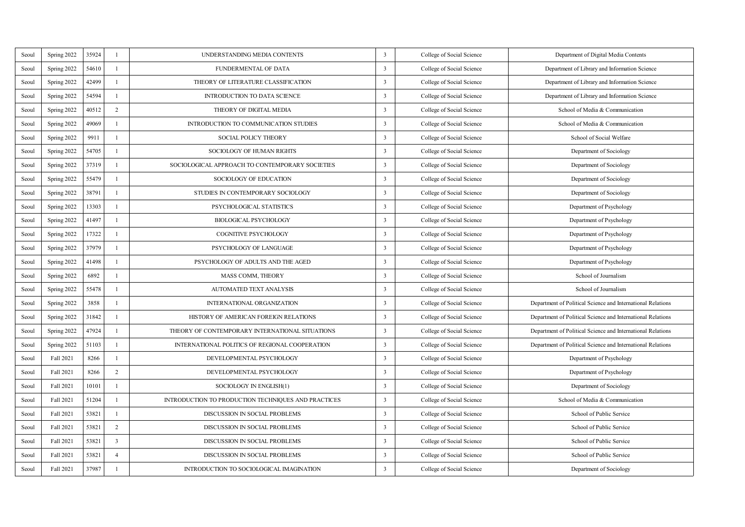| | | | | | | | |
|---|---|---|---|---|---|---|---|
| Seoul | Spring 2022 | 35924 | 1 | UNDERSTANDING MEDIA CONTENTS | 3 | College of Social Science | Department of Digital Media Contents |
| Seoul | Spring 2022 | 54610 | 1 | FUNDERMENTAL OF DATA | 3 | College of Social Science | Department of Library and Information Science |
| Seoul | Spring 2022 | 42499 | 1 | THEORY OF LITERATURE CLASSIFICATION | 3 | College of Social Science | Department of Library and Information Science |
| Seoul | Spring 2022 | 54594 | 1 | INTRODUCTION TO DATA SCIENCE | 3 | College of Social Science | Department of Library and Information Science |
| Seoul | Spring 2022 | 40512 | 2 | THEORY OF DIGITAL MEDIA | 3 | College of Social Science | School of Media & Communication |
| Seoul | Spring 2022 | 49069 | 1 | INTRODUCTION TO COMMUNICATION STUDIES | 3 | College of Social Science | School of Media & Communication |
| Seoul | Spring 2022 | 9911 | 1 | SOCIAL POLICY THEORY | 3 | College of Social Science | School of Social Welfare |
| Seoul | Spring 2022 | 54705 | 1 | SOCIOLOGY OF HUMAN RIGHTS | 3 | College of Social Science | Department of Sociology |
| Seoul | Spring 2022 | 37319 | 1 | SOCIOLOGICAL APPROACH TO CONTEMPORARY SOCIETIES | 3 | College of Social Science | Department of Sociology |
| Seoul | Spring 2022 | 55479 | 1 | SOCIOLOGY OF EDUCATION | 3 | College of Social Science | Department of Sociology |
| Seoul | Spring 2022 | 38791 | 1 | STUDIES IN CONTEMPORARY SOCIOLOGY | 3 | College of Social Science | Department of Sociology |
| Seoul | Spring 2022 | 13303 | 1 | PSYCHOLOGICAL STATISTICS | 3 | College of Social Science | Department of Psychology |
| Seoul | Spring 2022 | 41497 | 1 | BIOLOGICAL PSYCHOLOGY | 3 | College of Social Science | Department of Psychology |
| Seoul | Spring 2022 | 17322 | 1 | COGNITIVE PSYCHOLOGY | 3 | College of Social Science | Department of Psychology |
| Seoul | Spring 2022 | 37979 | 1 | PSYCHOLOGY OF LANGUAGE | 3 | College of Social Science | Department of Psychology |
| Seoul | Spring 2022 | 41498 | 1 | PSYCHOLOGY OF ADULTS AND THE AGED | 3 | College of Social Science | Department of Psychology |
| Seoul | Spring 2022 | 6892 | 1 | MASS COMM, THEORY | 3 | College of Social Science | School of Journalism |
| Seoul | Spring 2022 | 55478 | 1 | AUTOMATED TEXT ANALYSIS | 3 | College of Social Science | School of Journalism |
| Seoul | Spring 2022 | 3858 | 1 | INTERNATIONAL ORGANIZATION | 3 | College of Social Science | Department of Political Science and International Relations |
| Seoul | Spring 2022 | 31842 | 1 | HISTORY OF AMERICAN FOREIGN RELATIONS | 3 | College of Social Science | Department of Political Science and International Relations |
| Seoul | Spring 2022 | 47924 | 1 | THEORY OF CONTEMPORARY INTERNATIONAL SITUATIONS | 3 | College of Social Science | Department of Political Science and International Relations |
| Seoul | Spring 2022 | 51103 | 1 | INTERNATIONAL POLITICS OF REGIONAL COOPERATION | 3 | College of Social Science | Department of Political Science and International Relations |
| Seoul | Fall 2021 | 8266 | 1 | DEVELOPMENTAL PSYCHOLOGY | 3 | College of Social Science | Department of Psychology |
| Seoul | Fall 2021 | 8266 | 2 | DEVELOPMENTAL PSYCHOLOGY | 3 | College of Social Science | Department of Psychology |
| Seoul | Fall 2021 | 10101 | 1 | SOCIOLOGY IN ENGLISH(1) | 3 | College of Social Science | Department of Sociology |
| Seoul | Fall 2021 | 51204 | 1 | INTRODUCTION TO PRODUCTION TECHNIQUES AND PRACTICES | 3 | College of Social Science | School of Media & Communication |
| Seoul | Fall 2021 | 53821 | 1 | DISCUSSION IN SOCIAL PROBLEMS | 3 | College of Social Science | School of Public Service |
| Seoul | Fall 2021 | 53821 | 2 | DISCUSSION IN SOCIAL PROBLEMS | 3 | College of Social Science | School of Public Service |
| Seoul | Fall 2021 | 53821 | 3 | DISCUSSION IN SOCIAL PROBLEMS | 3 | College of Social Science | School of Public Service |
| Seoul | Fall 2021 | 53821 | 4 | DISCUSSION IN SOCIAL PROBLEMS | 3 | College of Social Science | School of Public Service |
| Seoul | Fall 2021 | 37987 | 1 | INTRODUCTION TO SOCIOLOGICAL IMAGINATION | 3 | College of Social Science | Department of Sociology |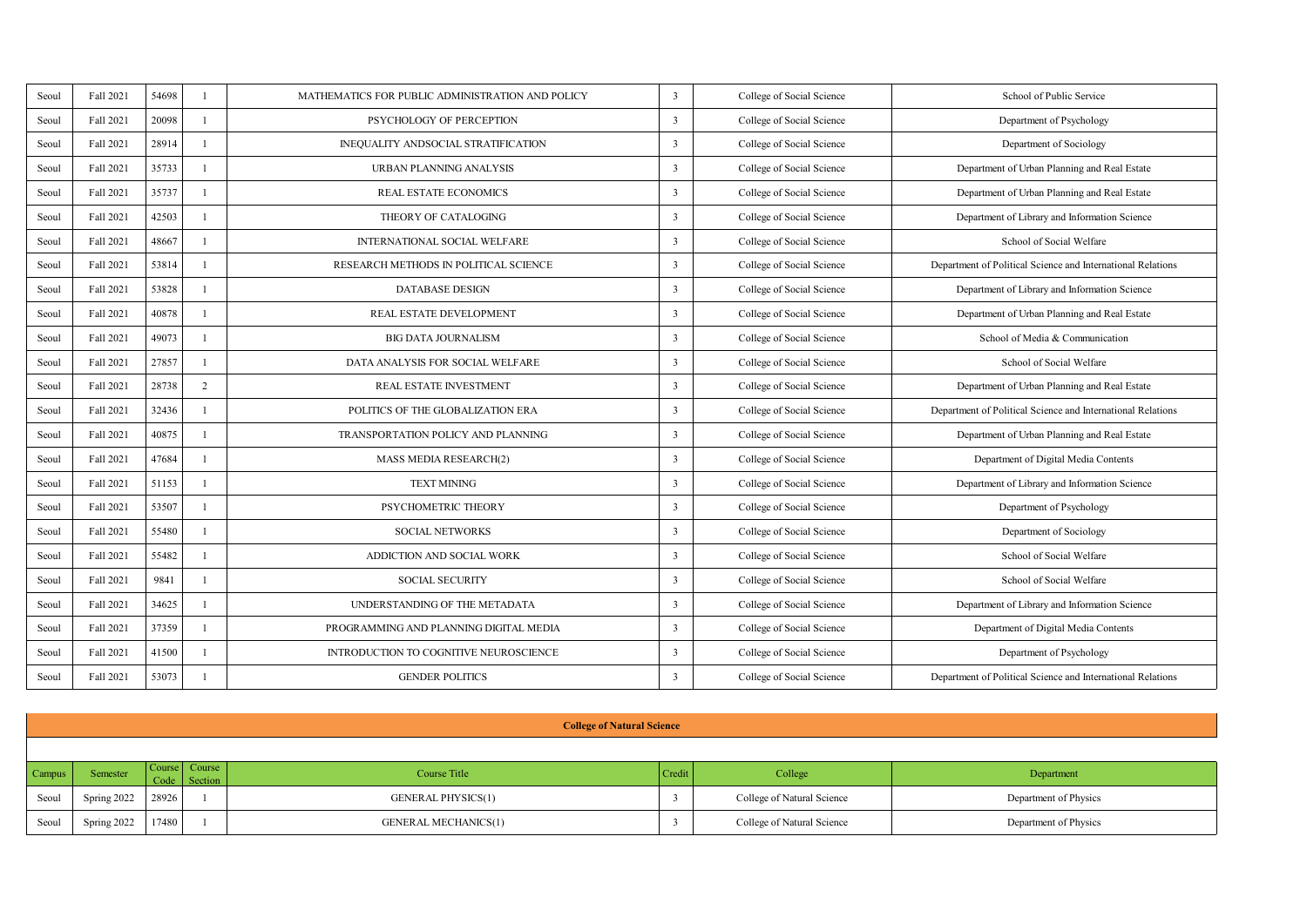| Seoul | Fall 2021 | 54698 | 1 | MATHEMATICS FOR PUBLIC ADMINISTRATION AND POLICY | 3 | College of Social Science | School of Public Service |
|---|---|---|---|---|---|---|---|
| Seoul | Fall 2021 | 20098 | 1 | PSYCHOLOGY OF PERCEPTION | 3 | College of Social Science | Department of Psychology |
| Seoul | Fall 2021 | 28914 | 1 | INEQUALITY ANDSOCIAL STRATIFICATION | 3 | College of Social Science | Department of Sociology |
| Seoul | Fall 2021 | 35733 | 1 | URBAN PLANNING ANALYSIS | 3 | College of Social Science | Department of Urban Planning and Real Estate |
| Seoul | Fall 2021 | 35737 | 1 | REAL ESTATE ECONOMICS | 3 | College of Social Science | Department of Urban Planning and Real Estate |
| Seoul | Fall 2021 | 42503 | 1 | THEORY OF CATALOGING | 3 | College of Social Science | Department of Library and Information Science |
| Seoul | Fall 2021 | 48667 | 1 | INTERNATIONAL SOCIAL WELFARE | 3 | College of Social Science | School of Social Welfare |
| Seoul | Fall 2021 | 53814 | 1 | RESEARCH METHODS IN POLITICAL SCIENCE | 3 | College of Social Science | Department of Political Science and International Relations |
| Seoul | Fall 2021 | 53828 | 1 | DATABASE DESIGN | 3 | College of Social Science | Department of Library and Information Science |
| Seoul | Fall 2021 | 40878 | 1 | REAL ESTATE DEVELOPMENT | 3 | College of Social Science | Department of Urban Planning and Real Estate |
| Seoul | Fall 2021 | 49073 | 1 | BIG DATA JOURNALISM | 3 | College of Social Science | School of Media & Communication |
| Seoul | Fall 2021 | 27857 | 1 | DATA ANALYSIS FOR SOCIAL WELFARE | 3 | College of Social Science | School of Social Welfare |
| Seoul | Fall 2021 | 28738 | 2 | REAL ESTATE INVESTMENT | 3 | College of Social Science | Department of Urban Planning and Real Estate |
| Seoul | Fall 2021 | 32436 | 1 | POLITICS OF THE GLOBALIZATION ERA | 3 | College of Social Science | Department of Political Science and International Relations |
| Seoul | Fall 2021 | 40875 | 1 | TRANSPORTATION POLICY AND PLANNING | 3 | College of Social Science | Department of Urban Planning and Real Estate |
| Seoul | Fall 2021 | 47684 | 1 | MASS MEDIA RESEARCH(2) | 3 | College of Social Science | Department of Digital Media Contents |
| Seoul | Fall 2021 | 51153 | 1 | TEXT MINING | 3 | College of Social Science | Department of Library and Information Science |
| Seoul | Fall 2021 | 53507 | 1 | PSYCHOMETRIC THEORY | 3 | College of Social Science | Department of Psychology |
| Seoul | Fall 2021 | 55480 | 1 | SOCIAL NETWORKS | 3 | College of Social Science | Department of Sociology |
| Seoul | Fall 2021 | 55482 | 1 | ADDICTION AND SOCIAL WORK | 3 | College of Social Science | School of Social Welfare |
| Seoul | Fall 2021 | 9841 | 1 | SOCIAL SECURITY | 3 | College of Social Science | School of Social Welfare |
| Seoul | Fall 2021 | 34625 | 1 | UNDERSTANDING OF THE METADATA | 3 | College of Social Science | Department of Library and Information Science |
| Seoul | Fall 2021 | 37359 | 1 | PROGRAMMING AND PLANNING DIGITAL MEDIA | 3 | College of Social Science | Department of Digital Media Contents |
| Seoul | Fall 2021 | 41500 | 1 | INTRODUCTION TO COGNITIVE NEUROSCIENCE | 3 | College of Social Science | Department of Psychology |
| Seoul | Fall 2021 | 53073 | 1 | GENDER POLITICS | 3 | College of Social Science | Department of Political Science and International Relations |

**College of Natural Science**

| Campus | Semester | Course Code | Course Section | Course Title | Credit | College | Department |
|---|---|---|---|---|---|---|---|
| Seoul | Spring 2022 | 28926 | 1 | GENERAL PHYSICS(1) | 3 | College of Natural Science | Department of Physics |
| Seoul | Spring 2022 | 17480 | 1 | GENERAL MECHANICS(1) | 3 | College of Natural Science | Department of Physics |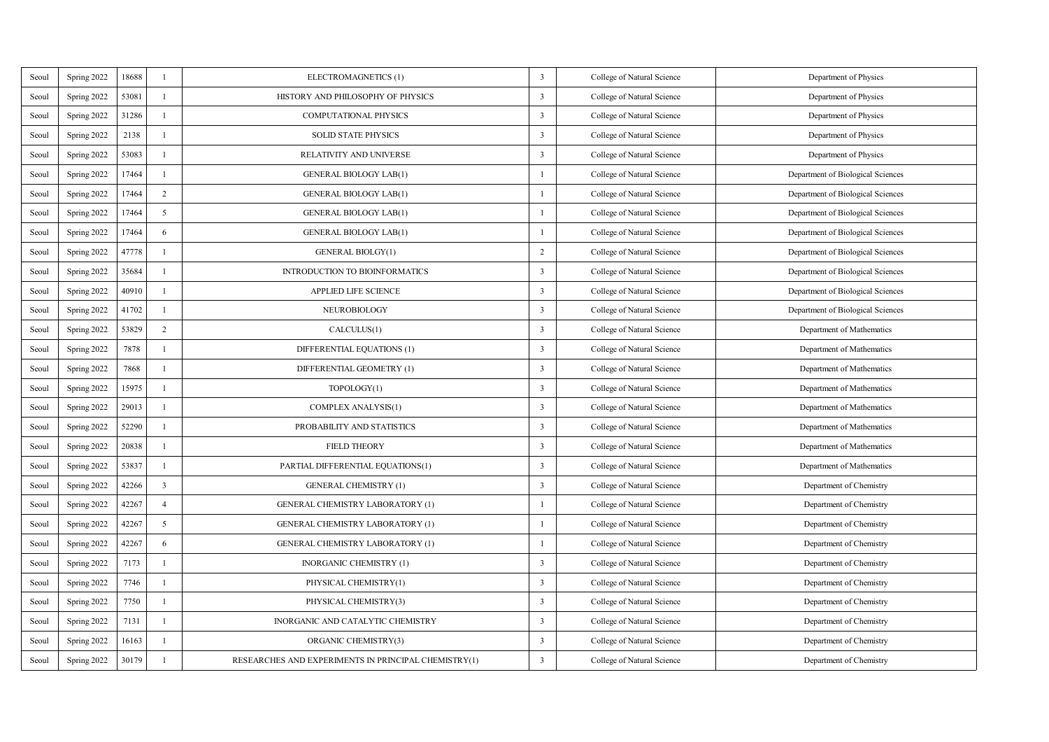| | | | | | | | |
|---|---|---|---|---|---|---|---|
| Seoul | Spring 2022 | 18688 | 1 | ELECTROMAGNETICS (1) | 3 | College of Natural Science | Department of Physics |
| Seoul | Spring 2022 | 53081 | 1 | HISTORY AND PHILOSOPHY OF PHYSICS | 3 | College of Natural Science | Department of Physics |
| Seoul | Spring 2022 | 31286 | 1 | COMPUTATIONAL PHYSICS | 3 | College of Natural Science | Department of Physics |
| Seoul | Spring 2022 | 2138 | 1 | SOLID STATE PHYSICS | 3 | College of Natural Science | Department of Physics |
| Seoul | Spring 2022 | 53083 | 1 | RELATIVITY AND UNIVERSE | 3 | College of Natural Science | Department of Physics |
| Seoul | Spring 2022 | 17464 | 1 | GENERAL BIOLOGY LAB(1) | 1 | College of Natural Science | Department of Biological Sciences |
| Seoul | Spring 2022 | 17464 | 2 | GENERAL BIOLOGY LAB(1) | 1 | College of Natural Science | Department of Biological Sciences |
| Seoul | Spring 2022 | 17464 | 5 | GENERAL BIOLOGY LAB(1) | 1 | College of Natural Science | Department of Biological Sciences |
| Seoul | Spring 2022 | 17464 | 6 | GENERAL BIOLOGY LAB(1) | 1 | College of Natural Science | Department of Biological Sciences |
| Seoul | Spring 2022 | 47778 | 1 | GENERAL BIOLGY(1) | 2 | College of Natural Science | Department of Biological Sciences |
| Seoul | Spring 2022 | 35684 | 1 | INTRODUCTION TO BIOINFORMATICS | 3 | College of Natural Science | Department of Biological Sciences |
| Seoul | Spring 2022 | 40910 | 1 | APPLIED LIFE SCIENCE | 3 | College of Natural Science | Department of Biological Sciences |
| Seoul | Spring 2022 | 41702 | 1 | NEUROBIOLOGY | 3 | College of Natural Science | Department of Biological Sciences |
| Seoul | Spring 2022 | 53829 | 2 | CALCULUS(1) | 3 | College of Natural Science | Department of Mathematics |
| Seoul | Spring 2022 | 7878 | 1 | DIFFERENTIAL EQUATIONS (1) | 3 | College of Natural Science | Department of Mathematics |
| Seoul | Spring 2022 | 7868 | 1 | DIFFERENTIAL GEOMETRY (1) | 3 | College of Natural Science | Department of Mathematics |
| Seoul | Spring 2022 | 15975 | 1 | TOPOLOGY(1) | 3 | College of Natural Science | Department of Mathematics |
| Seoul | Spring 2022 | 29013 | 1 | COMPLEX ANALYSIS(1) | 3 | College of Natural Science | Department of Mathematics |
| Seoul | Spring 2022 | 52290 | 1 | PROBABILITY AND STATISTICS | 3 | College of Natural Science | Department of Mathematics |
| Seoul | Spring 2022 | 20838 | 1 | FIELD THEORY | 3 | College of Natural Science | Department of Mathematics |
| Seoul | Spring 2022 | 53837 | 1 | PARTIAL DIFFERENTIAL EQUATIONS(1) | 3 | College of Natural Science | Department of Mathematics |
| Seoul | Spring 2022 | 42266 | 3 | GENERAL CHEMISTRY (1) | 3 | College of Natural Science | Department of Chemistry |
| Seoul | Spring 2022 | 42267 | 4 | GENERAL CHEMISTRY LABORATORY (1) | 1 | College of Natural Science | Department of Chemistry |
| Seoul | Spring 2022 | 42267 | 5 | GENERAL CHEMISTRY LABORATORY (1) | 1 | College of Natural Science | Department of Chemistry |
| Seoul | Spring 2022 | 42267 | 6 | GENERAL CHEMISTRY LABORATORY (1) | 1 | College of Natural Science | Department of Chemistry |
| Seoul | Spring 2022 | 7173 | 1 | INORGANIC CHEMISTRY (1) | 3 | College of Natural Science | Department of Chemistry |
| Seoul | Spring 2022 | 7746 | 1 | PHYSICAL CHEMISTRY(1) | 3 | College of Natural Science | Department of Chemistry |
| Seoul | Spring 2022 | 7750 | 1 | PHYSICAL CHEMISTRY(3) | 3 | College of Natural Science | Department of Chemistry |
| Seoul | Spring 2022 | 7131 | 1 | INORGANIC AND CATALYTIC CHEMISTRY | 3 | College of Natural Science | Department of Chemistry |
| Seoul | Spring 2022 | 16163 | 1 | ORGANIC CHEMISTRY(3) | 3 | College of Natural Science | Department of Chemistry |
| Seoul | Spring 2022 | 30179 | 1 | RESEARCHES AND EXPERIMENTS IN PRINCIPAL CHEMISTRY(1) | 3 | College of Natural Science | Department of Chemistry |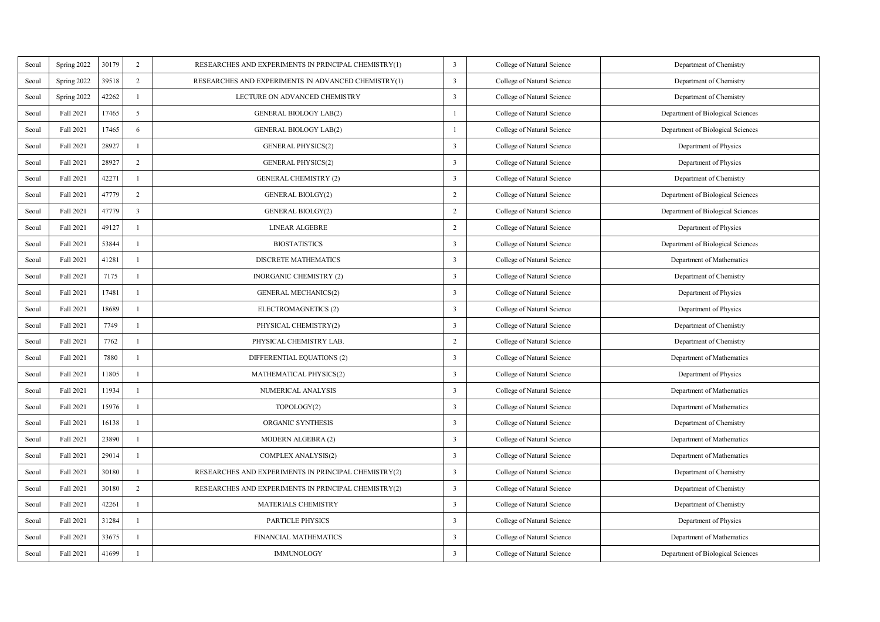| Seoul | Spring 2022 | 30179 | 2 | RESEARCHES AND EXPERIMENTS IN PRINCIPAL CHEMISTRY(1) | 3 | College of Natural Science | Department of Chemistry |
|---|---|---|---|---|---|---|---|
| Seoul | Spring 2022 | 39518 | 2 | RESEARCHES AND EXPERIMENTS IN ADVANCED CHEMISTRY(1) | 3 | College of Natural Science | Department of Chemistry |
| Seoul | Spring 2022 | 42262 | 1 | LECTURE ON ADVANCED CHEMISTRY | 3 | College of Natural Science | Department of Chemistry |
| Seoul | Fall 2021 | 17465 | 5 | GENERAL BIOLOGY LAB(2) | 1 | College of Natural Science | Department of Biological Sciences |
| Seoul | Fall 2021 | 17465 | 6 | GENERAL BIOLOGY LAB(2) | 1 | College of Natural Science | Department of Biological Sciences |
| Seoul | Fall 2021 | 28927 | 1 | GENERAL PHYSICS(2) | 3 | College of Natural Science | Department of Physics |
| Seoul | Fall 2021 | 28927 | 2 | GENERAL PHYSICS(2) | 3 | College of Natural Science | Department of Physics |
| Seoul | Fall 2021 | 42271 | 1 | GENERAL CHEMISTRY (2) | 3 | College of Natural Science | Department of Chemistry |
| Seoul | Fall 2021 | 47779 | 2 | GENERAL BIOLGY(2) | 2 | College of Natural Science | Department of Biological Sciences |
| Seoul | Fall 2021 | 47779 | 3 | GENERAL BIOLGY(2) | 2 | College of Natural Science | Department of Biological Sciences |
| Seoul | Fall 2021 | 49127 | 1 | LINEAR ALGEBRE | 2 | College of Natural Science | Department of Physics |
| Seoul | Fall 2021 | 53844 | 1 | BIOSTATISTICS | 3 | College of Natural Science | Department of Biological Sciences |
| Seoul | Fall 2021 | 41281 | 1 | DISCRETE MATHEMATICS | 3 | College of Natural Science | Department of Mathematics |
| Seoul | Fall 2021 | 7175 | 1 | INORGANIC CHEMISTRY (2) | 3 | College of Natural Science | Department of Chemistry |
| Seoul | Fall 2021 | 17481 | 1 | GENERAL MECHANICS(2) | 3 | College of Natural Science | Department of Physics |
| Seoul | Fall 2021 | 18689 | 1 | ELECTROMAGNETICS (2) | 3 | College of Natural Science | Department of Physics |
| Seoul | Fall 2021 | 7749 | 1 | PHYSICAL CHEMISTRY(2) | 3 | College of Natural Science | Department of Chemistry |
| Seoul | Fall 2021 | 7762 | 1 | PHYSICAL CHEMISTRY LAB. | 2 | College of Natural Science | Department of Chemistry |
| Seoul | Fall 2021 | 7880 | 1 | DIFFERENTIAL EQUATIONS (2) | 3 | College of Natural Science | Department of Mathematics |
| Seoul | Fall 2021 | 11805 | 1 | MATHEMATICAL PHYSICS(2) | 3 | College of Natural Science | Department of Physics |
| Seoul | Fall 2021 | 11934 | 1 | NUMERICAL ANALYSIS | 3 | College of Natural Science | Department of Mathematics |
| Seoul | Fall 2021 | 15976 | 1 | TOPOLOGY(2) | 3 | College of Natural Science | Department of Mathematics |
| Seoul | Fall 2021 | 16138 | 1 | ORGANIC SYNTHESIS | 3 | College of Natural Science | Department of Chemistry |
| Seoul | Fall 2021 | 23890 | 1 | MODERN ALGEBRA (2) | 3 | College of Natural Science | Department of Mathematics |
| Seoul | Fall 2021 | 29014 | 1 | COMPLEX ANALYSIS(2) | 3 | College of Natural Science | Department of Mathematics |
| Seoul | Fall 2021 | 30180 | 1 | RESEARCHES AND EXPERIMENTS IN PRINCIPAL CHEMISTRY(2) | 3 | College of Natural Science | Department of Chemistry |
| Seoul | Fall 2021 | 30180 | 2 | RESEARCHES AND EXPERIMENTS IN PRINCIPAL CHEMISTRY(2) | 3 | College of Natural Science | Department of Chemistry |
| Seoul | Fall 2021 | 42261 | 1 | MATERIALS CHEMISTRY | 3 | College of Natural Science | Department of Chemistry |
| Seoul | Fall 2021 | 31284 | 1 | PARTICLE PHYSICS | 3 | College of Natural Science | Department of Physics |
| Seoul | Fall 2021 | 33675 | 1 | FINANCIAL MATHEMATICS | 3 | College of Natural Science | Department of Mathematics |
| Seoul | Fall 2021 | 41699 | 1 | IMMUNOLOGY | 3 | College of Natural Science | Department of Biological Sciences |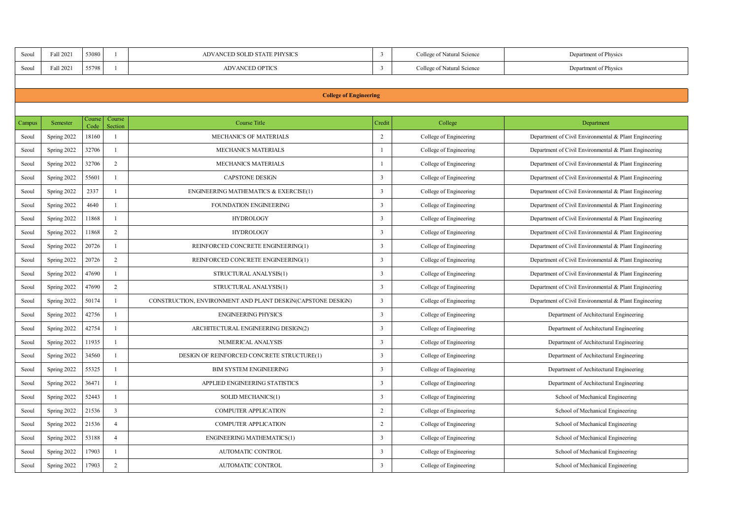| Seoul | Fall 2021 | 53080 | 1 | ADVANCED SOLID STATE PHYSICS | 3 | College of Natural Science | Department of Physics |
|---|---|---|---|---|---|---|---|
| Seoul | Fall 2021 | 55798 | 1 | ADVANCED OPTICS | 3 | College of Natural Science | Department of Physics |

## College of Engineering

| Campus | Semester | Course Code | Course Section | Course Title | Credit | College | Department |
|---|---|---|---|---|---|---|---|
| Seoul | Spring 2022 | 18160 | 1 | MECHANICS OF MATERIALS | 2 | College of Engineering | Department of Civil Environmental & Plant Engineering |
| Seoul | Spring 2022 | 32706 | 1 | MECHANICS MATERIALS | 1 | College of Engineering | Department of Civil Environmental & Plant Engineering |
| Seoul | Spring 2022 | 32706 | 2 | MECHANICS MATERIALS | 1 | College of Engineering | Department of Civil Environmental & Plant Engineering |
| Seoul | Spring 2022 | 55601 | 1 | CAPSTONE DESIGN | 3 | College of Engineering | Department of Civil Environmental & Plant Engineering |
| Seoul | Spring 2022 | 2337 | 1 | ENGINEERING MATHEMATICS & EXERCISE(1) | 3 | College of Engineering | Department of Civil Environmental & Plant Engineering |
| Seoul | Spring 2022 | 4640 | 1 | FOUNDATION ENGINEERING | 3 | College of Engineering | Department of Civil Environmental & Plant Engineering |
| Seoul | Spring 2022 | 11868 | 1 | HYDROLOGY | 3 | College of Engineering | Department of Civil Environmental & Plant Engineering |
| Seoul | Spring 2022 | 11868 | 2 | HYDROLOGY | 3 | College of Engineering | Department of Civil Environmental & Plant Engineering |
| Seoul | Spring 2022 | 20726 | 1 | REINFORCED CONCRETE ENGINEERING(1) | 3 | College of Engineering | Department of Civil Environmental & Plant Engineering |
| Seoul | Spring 2022 | 20726 | 2 | REINFORCED CONCRETE ENGINEERING(1) | 3 | College of Engineering | Department of Civil Environmental & Plant Engineering |
| Seoul | Spring 2022 | 47690 | 1 | STRUCTURAL ANALYSIS(1) | 3 | College of Engineering | Department of Civil Environmental & Plant Engineering |
| Seoul | Spring 2022 | 47690 | 2 | STRUCTURAL ANALYSIS(1) | 3 | College of Engineering | Department of Civil Environmental & Plant Engineering |
| Seoul | Spring 2022 | 50174 | 1 | CONSTRUCTION, ENVIRONMENT AND PLANT DESIGN(CAPSTONE DESIGN) | 3 | College of Engineering | Department of Civil Environmental & Plant Engineering |
| Seoul | Spring 2022 | 42756 | 1 | ENGINEERING PHYSICS | 3 | College of Engineering | Department of Architectural Engineering |
| Seoul | Spring 2022 | 42754 | 1 | ARCHITECTURAL ENGINEERING DESIGN(2) | 3 | College of Engineering | Department of Architectural Engineering |
| Seoul | Spring 2022 | 11935 | 1 | NUMERICAL ANALYSIS | 3 | College of Engineering | Department of Architectural Engineering |
| Seoul | Spring 2022 | 34560 | 1 | DESIGN OF REINFORCED CONCRETE STRUCTURE(1) | 3 | College of Engineering | Department of Architectural Engineering |
| Seoul | Spring 2022 | 55325 | 1 | BIM SYSTEM ENGINEERING | 3 | College of Engineering | Department of Architectural Engineering |
| Seoul | Spring 2022 | 36471 | 1 | APPLIED ENGINEERING STATISTICS | 3 | College of Engineering | Department of Architectural Engineering |
| Seoul | Spring 2022 | 52443 | 1 | SOLID MECHANICS(1) | 3 | College of Engineering | School of Mechanical Engineering |
| Seoul | Spring 2022 | 21536 | 3 | COMPUTER APPLICATION | 2 | College of Engineering | School of Mechanical Engineering |
| Seoul | Spring 2022 | 21536 | 4 | COMPUTER APPLICATION | 2 | College of Engineering | School of Mechanical Engineering |
| Seoul | Spring 2022 | 53188 | 4 | ENGINEERING MATHEMATICS(1) | 3 | College of Engineering | School of Mechanical Engineering |
| Seoul | Spring 2022 | 17903 | 1 | AUTOMATIC CONTROL | 3 | College of Engineering | School of Mechanical Engineering |
| Seoul | Spring 2022 | 17903 | 2 | AUTOMATIC CONTROL | 3 | College of Engineering | School of Mechanical Engineering |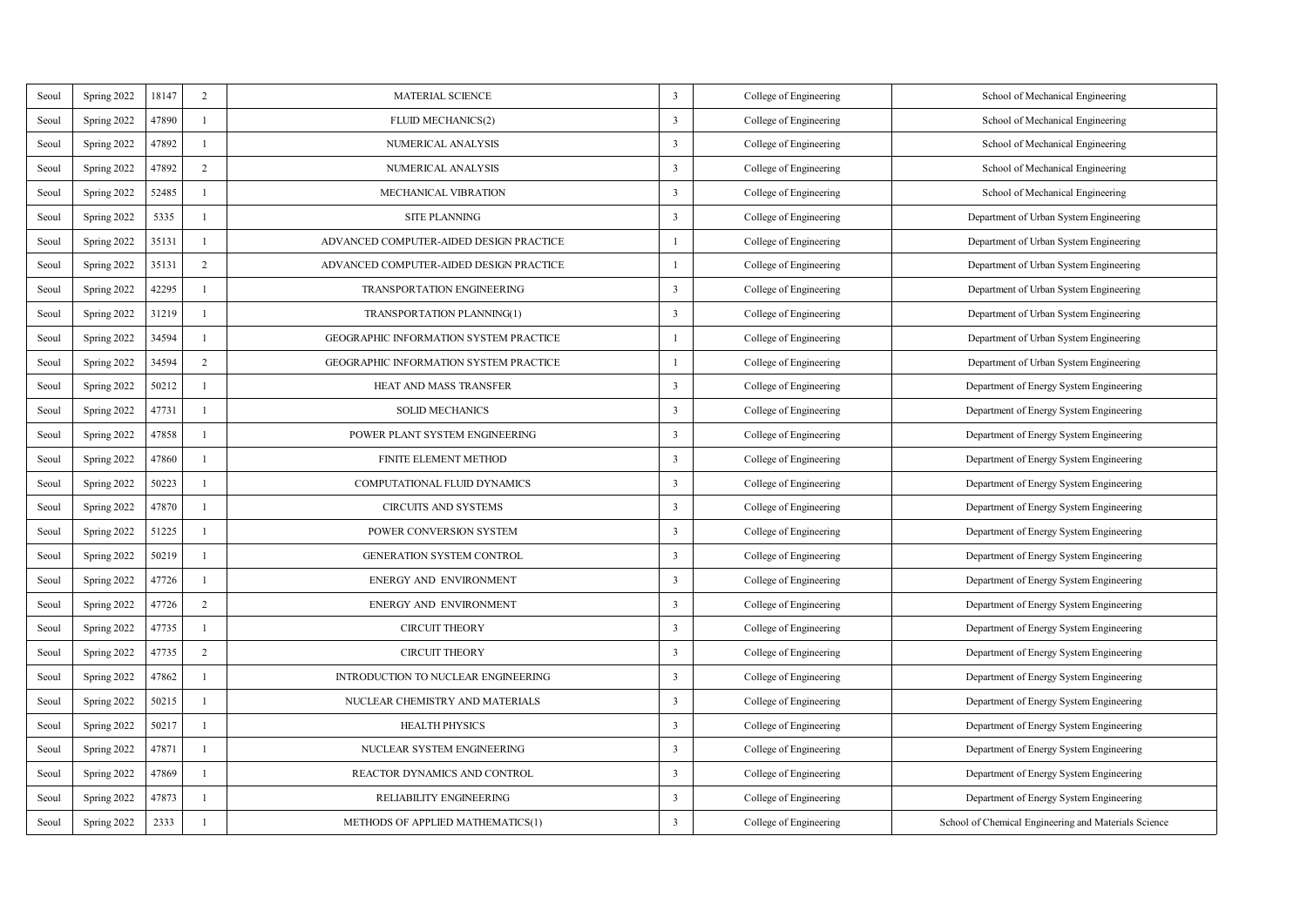| | | | | | | | |
|---|---|---|---|---|---|---|---|
| Seoul | Spring 2022 | 18147 | 2 | MATERIAL SCIENCE | 3 | College of Engineering | School of Mechanical Engineering |
| Seoul | Spring 2022 | 47890 | 1 | FLUID MECHANICS(2) | 3 | College of Engineering | School of Mechanical Engineering |
| Seoul | Spring 2022 | 47892 | 1 | NUMERICAL ANALYSIS | 3 | College of Engineering | School of Mechanical Engineering |
| Seoul | Spring 2022 | 47892 | 2 | NUMERICAL ANALYSIS | 3 | College of Engineering | School of Mechanical Engineering |
| Seoul | Spring 2022 | 52485 | 1 | MECHANICAL VIBRATION | 3 | College of Engineering | School of Mechanical Engineering |
| Seoul | Spring 2022 | 5335 | 1 | SITE PLANNING | 3 | College of Engineering | Department of Urban System Engineering |
| Seoul | Spring 2022 | 35131 | 1 | ADVANCED COMPUTER-AIDED DESIGN PRACTICE | 1 | College of Engineering | Department of Urban System Engineering |
| Seoul | Spring 2022 | 35131 | 2 | ADVANCED COMPUTER-AIDED DESIGN PRACTICE | 1 | College of Engineering | Department of Urban System Engineering |
| Seoul | Spring 2022 | 42295 | 1 | TRANSPORTATION ENGINEERING | 3 | College of Engineering | Department of Urban System Engineering |
| Seoul | Spring 2022 | 31219 | 1 | TRANSPORTATION PLANNING(1) | 3 | College of Engineering | Department of Urban System Engineering |
| Seoul | Spring 2022 | 34594 | 1 | GEOGRAPHIC INFORMATION SYSTEM PRACTICE | 1 | College of Engineering | Department of Urban System Engineering |
| Seoul | Spring 2022 | 34594 | 2 | GEOGRAPHIC INFORMATION SYSTEM PRACTICE | 1 | College of Engineering | Department of Urban System Engineering |
| Seoul | Spring 2022 | 50212 | 1 | HEAT AND MASS TRANSFER | 3 | College of Engineering | Department of Energy System Engineering |
| Seoul | Spring 2022 | 47731 | 1 | SOLID MECHANICS | 3 | College of Engineering | Department of Energy System Engineering |
| Seoul | Spring 2022 | 47858 | 1 | POWER PLANT SYSTEM ENGINEERING | 3 | College of Engineering | Department of Energy System Engineering |
| Seoul | Spring 2022 | 47860 | 1 | FINITE ELEMENT METHOD | 3 | College of Engineering | Department of Energy System Engineering |
| Seoul | Spring 2022 | 50223 | 1 | COMPUTATIONAL FLUID DYNAMICS | 3 | College of Engineering | Department of Energy System Engineering |
| Seoul | Spring 2022 | 47870 | 1 | CIRCUITS AND SYSTEMS | 3 | College of Engineering | Department of Energy System Engineering |
| Seoul | Spring 2022 | 51225 | 1 | POWER CONVERSION SYSTEM | 3 | College of Engineering | Department of Energy System Engineering |
| Seoul | Spring 2022 | 50219 | 1 | GENERATION SYSTEM CONTROL | 3 | College of Engineering | Department of Energy System Engineering |
| Seoul | Spring 2022 | 47726 | 1 | ENERGY AND ENVIRONMENT | 3 | College of Engineering | Department of Energy System Engineering |
| Seoul | Spring 2022 | 47726 | 2 | ENERGY AND ENVIRONMENT | 3 | College of Engineering | Department of Energy System Engineering |
| Seoul | Spring 2022 | 47735 | 1 | CIRCUIT THEORY | 3 | College of Engineering | Department of Energy System Engineering |
| Seoul | Spring 2022 | 47735 | 2 | CIRCUIT THEORY | 3 | College of Engineering | Department of Energy System Engineering |
| Seoul | Spring 2022 | 47862 | 1 | INTRODUCTION TO NUCLEAR ENGINEERING | 3 | College of Engineering | Department of Energy System Engineering |
| Seoul | Spring 2022 | 50215 | 1 | NUCLEAR CHEMISTRY AND MATERIALS | 3 | College of Engineering | Department of Energy System Engineering |
| Seoul | Spring 2022 | 50217 | 1 | HEALTH PHYSICS | 3 | College of Engineering | Department of Energy System Engineering |
| Seoul | Spring 2022 | 47871 | 1 | NUCLEAR SYSTEM ENGINEERING | 3 | College of Engineering | Department of Energy System Engineering |
| Seoul | Spring 2022 | 47869 | 1 | REACTOR DYNAMICS AND CONTROL | 3 | College of Engineering | Department of Energy System Engineering |
| Seoul | Spring 2022 | 47873 | 1 | RELIABILITY ENGINEERING | 3 | College of Engineering | Department of Energy System Engineering |
| Seoul | Spring 2022 | 2333 | 1 | METHODS OF APPLIED MATHEMATICS(1) | 3 | College of Engineering | School of Chemical Engineering and Materials Science |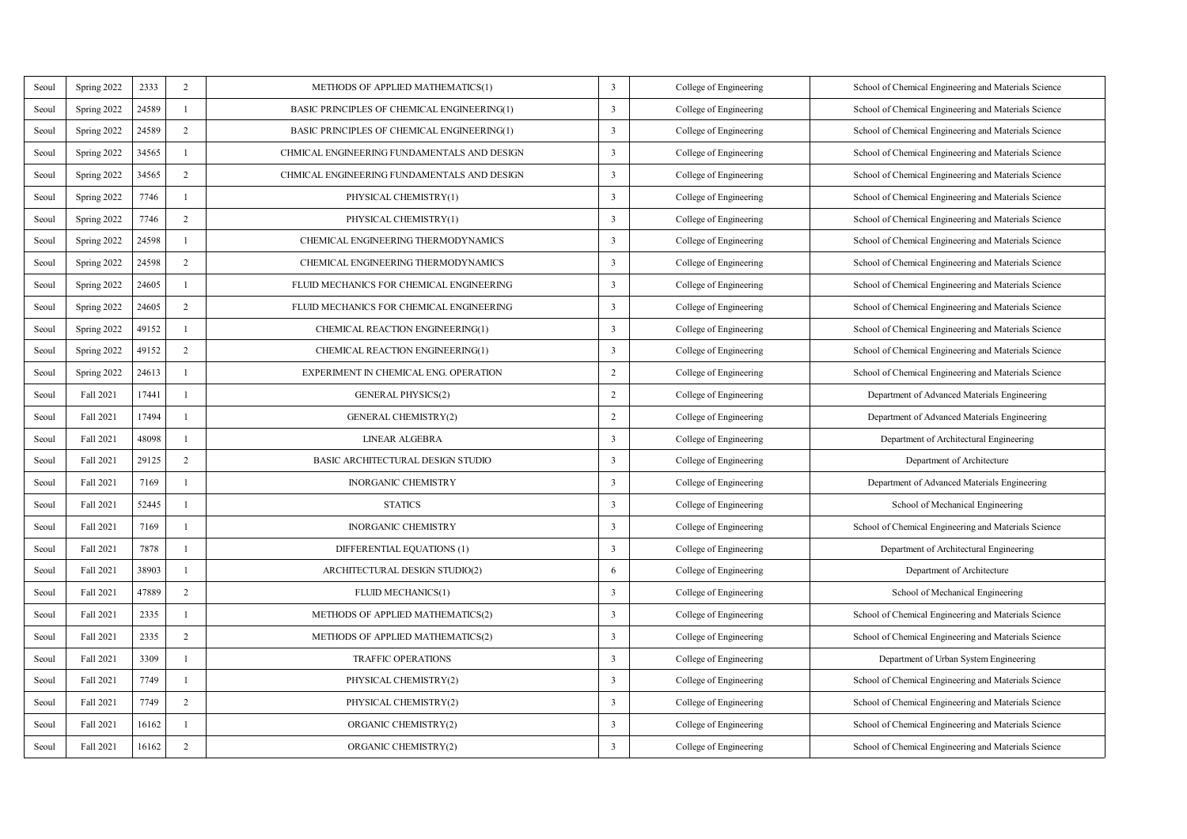| Seoul | Spring 2022 | 2333 | 2 | METHODS OF APPLIED MATHEMATICS(1) | 3 | College of Engineering | School of Chemical Engineering and Materials Science |
|---|---|---|---|---|---|---|---|
| Seoul | Spring 2022 | 24589 | 1 | BASIC PRINCIPLES OF CHEMICAL ENGINEERING(1) | 3 | College of Engineering | School of Chemical Engineering and Materials Science |
| Seoul | Spring 2022 | 24589 | 2 | BASIC PRINCIPLES OF CHEMICAL ENGINEERING(1) | 3 | College of Engineering | School of Chemical Engineering and Materials Science |
| Seoul | Spring 2022 | 34565 | 1 | CHMICAL ENGINEERING FUNDAMENTALS AND DESIGN | 3 | College of Engineering | School of Chemical Engineering and Materials Science |
| Seoul | Spring 2022 | 34565 | 2 | CHMICAL ENGINEERING FUNDAMENTALS AND DESIGN | 3 | College of Engineering | School of Chemical Engineering and Materials Science |
| Seoul | Spring 2022 | 7746 | 1 | PHYSICAL CHEMISTRY(1) | 3 | College of Engineering | School of Chemical Engineering and Materials Science |
| Seoul | Spring 2022 | 7746 | 2 | PHYSICAL CHEMISTRY(1) | 3 | College of Engineering | School of Chemical Engineering and Materials Science |
| Seoul | Spring 2022 | 24598 | 1 | CHEMICAL ENGINEERING THERMODYNAMICS | 3 | College of Engineering | School of Chemical Engineering and Materials Science |
| Seoul | Spring 2022 | 24598 | 2 | CHEMICAL ENGINEERING THERMODYNAMICS | 3 | College of Engineering | School of Chemical Engineering and Materials Science |
| Seoul | Spring 2022 | 24605 | 1 | FLUID MECHANICS FOR CHEMICAL ENGINEERING | 3 | College of Engineering | School of Chemical Engineering and Materials Science |
| Seoul | Spring 2022 | 24605 | 2 | FLUID MECHANICS FOR CHEMICAL ENGINEERING | 3 | College of Engineering | School of Chemical Engineering and Materials Science |
| Seoul | Spring 2022 | 49152 | 1 | CHEMICAL REACTION ENGINEERING(1) | 3 | College of Engineering | School of Chemical Engineering and Materials Science |
| Seoul | Spring 2022 | 49152 | 2 | CHEMICAL REACTION ENGINEERING(1) | 3 | College of Engineering | School of Chemical Engineering and Materials Science |
| Seoul | Spring 2022 | 24613 | 1 | EXPERIMENT IN CHEMICAL ENG. OPERATION | 2 | College of Engineering | School of Chemical Engineering and Materials Science |
| Seoul | Fall 2021 | 17441 | 1 | GENERAL PHYSICS(2) | 2 | College of Engineering | Department of Advanced Materials Engineering |
| Seoul | Fall 2021 | 17494 | 1 | GENERAL CHEMISTRY(2) | 2 | College of Engineering | Department of Advanced Materials Engineering |
| Seoul | Fall 2021 | 48098 | 1 | LINEAR ALGEBRA | 3 | College of Engineering | Department of Architectural Engineering |
| Seoul | Fall 2021 | 29125 | 2 | BASIC ARCHITECTURAL DESIGN STUDIO | 3 | College of Engineering | Department of Architecture |
| Seoul | Fall 2021 | 7169 | 1 | INORGANIC CHEMISTRY | 3 | College of Engineering | Department of Advanced Materials Engineering |
| Seoul | Fall 2021 | 52445 | 1 | STATICS | 3 | College of Engineering | School of Mechanical Engineering |
| Seoul | Fall 2021 | 7169 | 1 | INORGANIC CHEMISTRY | 3 | College of Engineering | School of Chemical Engineering and Materials Science |
| Seoul | Fall 2021 | 7878 | 1 | DIFFERENTIAL EQUATIONS (1) | 3 | College of Engineering | Department of Architectural Engineering |
| Seoul | Fall 2021 | 38903 | 1 | ARCHITECTURAL DESIGN STUDIO(2) | 6 | College of Engineering | Department of Architecture |
| Seoul | Fall 2021 | 47889 | 2 | FLUID MECHANICS(1) | 3 | College of Engineering | School of Mechanical Engineering |
| Seoul | Fall 2021 | 2335 | 1 | METHODS OF APPLIED MATHEMATICS(2) | 3 | College of Engineering | School of Chemical Engineering and Materials Science |
| Seoul | Fall 2021 | 2335 | 2 | METHODS OF APPLIED MATHEMATICS(2) | 3 | College of Engineering | School of Chemical Engineering and Materials Science |
| Seoul | Fall 2021 | 3309 | 1 | TRAFFIC OPERATIONS | 3 | College of Engineering | Department of Urban System Engineering |
| Seoul | Fall 2021 | 7749 | 1 | PHYSICAL CHEMISTRY(2) | 3 | College of Engineering | School of Chemical Engineering and Materials Science |
| Seoul | Fall 2021 | 7749 | 2 | PHYSICAL CHEMISTRY(2) | 3 | College of Engineering | School of Chemical Engineering and Materials Science |
| Seoul | Fall 2021 | 16162 | 1 | ORGANIC CHEMISTRY(2) | 3 | College of Engineering | School of Chemical Engineering and Materials Science |
| Seoul | Fall 2021 | 16162 | 2 | ORGANIC CHEMISTRY(2) | 3 | College of Engineering | School of Chemical Engineering and Materials Science |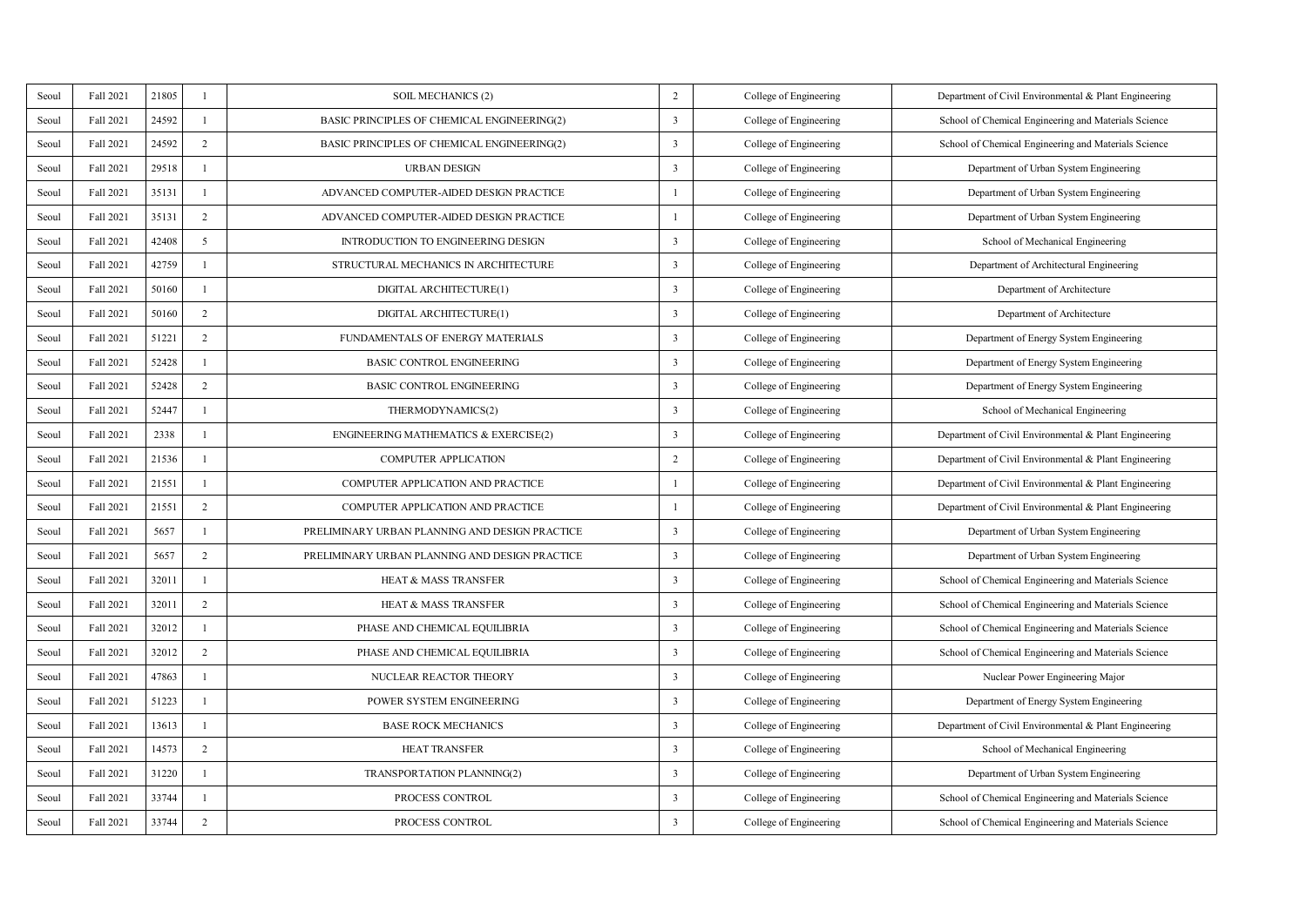| | | | | | | | |
|---|---|---|---|---|---|---|---|
| Seoul | Fall 2021 | 21805 | 1 | SOIL MECHANICS (2) | 2 | College of Engineering | Department of Civil Environmental & Plant Engineering |
| Seoul | Fall 2021 | 24592 | 1 | BASIC PRINCIPLES OF CHEMICAL ENGINEERING(2) | 3 | College of Engineering | School of Chemical Engineering and Materials Science |
| Seoul | Fall 2021 | 24592 | 2 | BASIC PRINCIPLES OF CHEMICAL ENGINEERING(2) | 3 | College of Engineering | School of Chemical Engineering and Materials Science |
| Seoul | Fall 2021 | 29518 | 1 | URBAN DESIGN | 3 | College of Engineering | Department of Urban System Engineering |
| Seoul | Fall 2021 | 35131 | 1 | ADVANCED COMPUTER-AIDED DESIGN PRACTICE | 1 | College of Engineering | Department of Urban System Engineering |
| Seoul | Fall 2021 | 35131 | 2 | ADVANCED COMPUTER-AIDED DESIGN PRACTICE | 1 | College of Engineering | Department of Urban System Engineering |
| Seoul | Fall 2021 | 42408 | 5 | INTRODUCTION TO ENGINEERING DESIGN | 3 | College of Engineering | School of Mechanical Engineering |
| Seoul | Fall 2021 | 42759 | 1 | STRUCTURAL MECHANICS IN ARCHITECTURE | 3 | College of Engineering | Department of Architectural Engineering |
| Seoul | Fall 2021 | 50160 | 1 | DIGITAL ARCHITECTURE(1) | 3 | College of Engineering | Department of Architecture |
| Seoul | Fall 2021 | 50160 | 2 | DIGITAL ARCHITECTURE(1) | 3 | College of Engineering | Department of Architecture |
| Seoul | Fall 2021 | 51221 | 2 | FUNDAMENTALS OF ENERGY MATERIALS | 3 | College of Engineering | Department of Energy System Engineering |
| Seoul | Fall 2021 | 52428 | 1 | BASIC CONTROL ENGINEERING | 3 | College of Engineering | Department of Energy System Engineering |
| Seoul | Fall 2021 | 52428 | 2 | BASIC CONTROL ENGINEERING | 3 | College of Engineering | Department of Energy System Engineering |
| Seoul | Fall 2021 | 52447 | 1 | THERMODYNAMICS(2) | 3 | College of Engineering | School of Mechanical Engineering |
| Seoul | Fall 2021 | 2338 | 1 | ENGINEERING MATHEMATICS & EXERCISE(2) | 3 | College of Engineering | Department of Civil Environmental & Plant Engineering |
| Seoul | Fall 2021 | 21536 | 1 | COMPUTER APPLICATION | 2 | College of Engineering | Department of Civil Environmental & Plant Engineering |
| Seoul | Fall 2021 | 21551 | 1 | COMPUTER APPLICATION AND PRACTICE | 1 | College of Engineering | Department of Civil Environmental & Plant Engineering |
| Seoul | Fall 2021 | 21551 | 2 | COMPUTER APPLICATION AND PRACTICE | 1 | College of Engineering | Department of Civil Environmental & Plant Engineering |
| Seoul | Fall 2021 | 5657 | 1 | PRELIMINARY URBAN PLANNING AND DESIGN PRACTICE | 3 | College of Engineering | Department of Urban System Engineering |
| Seoul | Fall 2021 | 5657 | 2 | PRELIMINARY URBAN PLANNING AND DESIGN PRACTICE | 3 | College of Engineering | Department of Urban System Engineering |
| Seoul | Fall 2021 | 32011 | 1 | HEAT & MASS TRANSFER | 3 | College of Engineering | School of Chemical Engineering and Materials Science |
| Seoul | Fall 2021 | 32011 | 2 | HEAT & MASS TRANSFER | 3 | College of Engineering | School of Chemical Engineering and Materials Science |
| Seoul | Fall 2021 | 32012 | 1 | PHASE AND CHEMICAL EQUILIBRIA | 3 | College of Engineering | School of Chemical Engineering and Materials Science |
| Seoul | Fall 2021 | 32012 | 2 | PHASE AND CHEMICAL EQUILIBRIA | 3 | College of Engineering | School of Chemical Engineering and Materials Science |
| Seoul | Fall 2021 | 47863 | 1 | NUCLEAR REACTOR THEORY | 3 | College of Engineering | Nuclear Power Engineering Major |
| Seoul | Fall 2021 | 51223 | 1 | POWER SYSTEM ENGINEERING | 3 | College of Engineering | Department of Energy System Engineering |
| Seoul | Fall 2021 | 13613 | 1 | BASE ROCK MECHANICS | 3 | College of Engineering | Department of Civil Environmental & Plant Engineering |
| Seoul | Fall 2021 | 14573 | 2 | HEAT TRANSFER | 3 | College of Engineering | School of Mechanical Engineering |
| Seoul | Fall 2021 | 31220 | 1 | TRANSPORTATION PLANNING(2) | 3 | College of Engineering | Department of Urban System Engineering |
| Seoul | Fall 2021 | 33744 | 1 | PROCESS CONTROL | 3 | College of Engineering | School of Chemical Engineering and Materials Science |
| Seoul | Fall 2021 | 33744 | 2 | PROCESS CONTROL | 3 | College of Engineering | School of Chemical Engineering and Materials Science |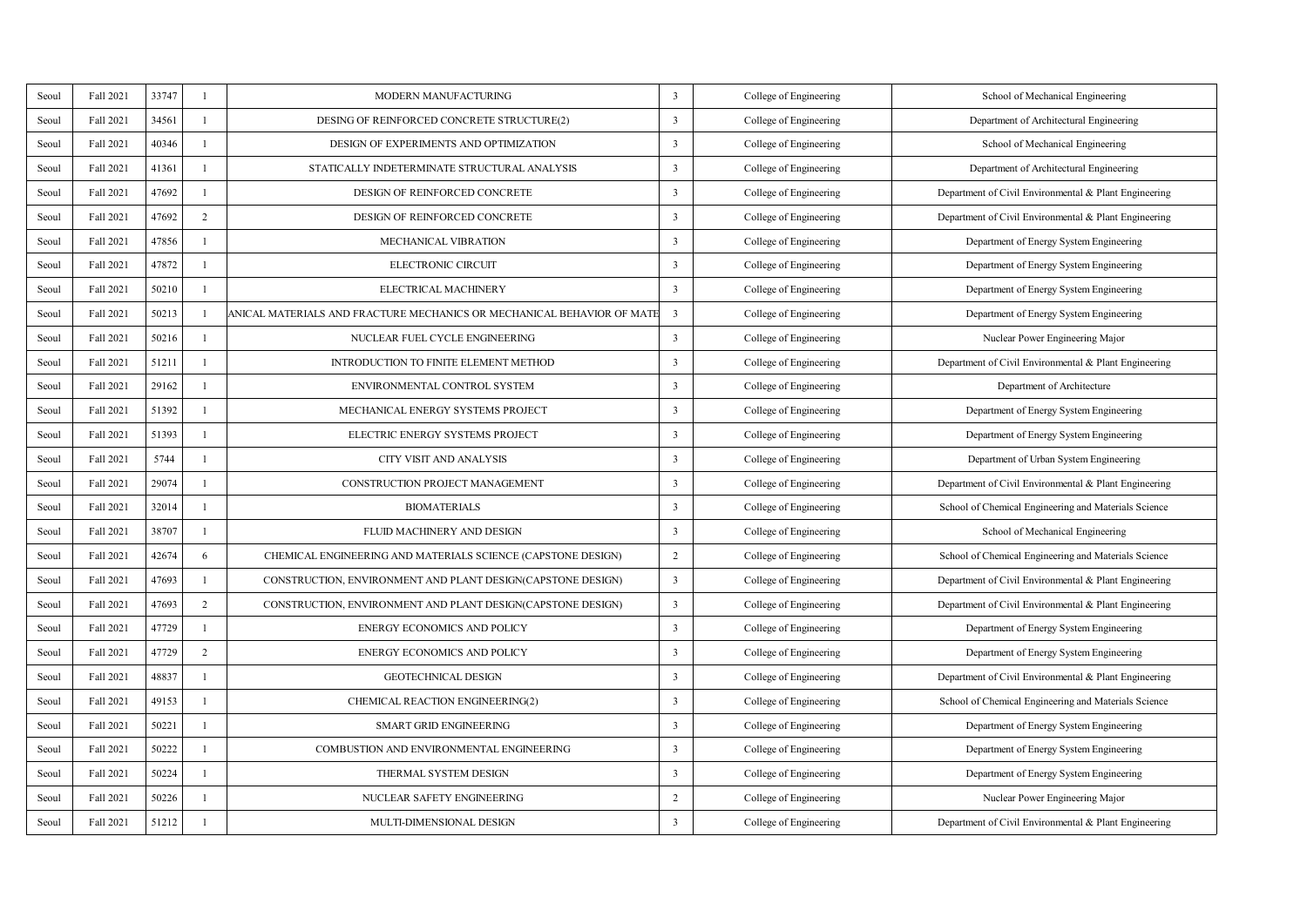| Seoul | Fall 2021 | 33747 | 1 | MODERN MANUFACTURING | 3 | College of Engineering | School of Mechanical Engineering |
|---|---|---|---|---|---|---|---|
| Seoul | Fall 2021 | 34561 | 1 | DESING OF REINFORCED CONCRETE STRUCTURE(2) | 3 | College of Engineering | Department of Architectural Engineering |
| Seoul | Fall 2021 | 40346 | 1 | DESIGN OF EXPERIMENTS AND OPTIMIZATION | 3 | College of Engineering | School of Mechanical Engineering |
| Seoul | Fall 2021 | 41361 | 1 | STATICALLY INDETERMINATE STRUCTURAL ANALYSIS | 3 | College of Engineering | Department of Architectural Engineering |
| Seoul | Fall 2021 | 47692 | 1 | DESIGN OF REINFORCED CONCRETE | 3 | College of Engineering | Department of Civil Environmental & Plant Engineering |
| Seoul | Fall 2021 | 47692 | 2 | DESIGN OF REINFORCED CONCRETE | 3 | College of Engineering | Department of Civil Environmental & Plant Engineering |
| Seoul | Fall 2021 | 47856 | 1 | MECHANICAL VIBRATION | 3 | College of Engineering | Department of Energy System Engineering |
| Seoul | Fall 2021 | 47872 | 1 | ELECTRONIC CIRCUIT | 3 | College of Engineering | Department of Energy System Engineering |
| Seoul | Fall 2021 | 50210 | 1 | ELECTRICAL MACHINERY | 3 | College of Engineering | Department of Energy System Engineering |
| Seoul | Fall 2021 | 50213 | 1 | ANICAL MATERIALS AND FRACTURE MECHANICS OR MECHANICAL BEHAVIOR OF MATE | 3 | College of Engineering | Department of Energy System Engineering |
| Seoul | Fall 2021 | 50216 | 1 | NUCLEAR FUEL CYCLE ENGINEERING | 3 | College of Engineering | Nuclear Power Engineering Major |
| Seoul | Fall 2021 | 51211 | 1 | INTRODUCTION TO FINITE ELEMENT METHOD | 3 | College of Engineering | Department of Civil Environmental & Plant Engineering |
| Seoul | Fall 2021 | 29162 | 1 | ENVIRONMENTAL CONTROL SYSTEM | 3 | College of Engineering | Department of Architecture |
| Seoul | Fall 2021 | 51392 | 1 | MECHANICAL ENERGY SYSTEMS PROJECT | 3 | College of Engineering | Department of Energy System Engineering |
| Seoul | Fall 2021 | 51393 | 1 | ELECTRIC ENERGY SYSTEMS PROJECT | 3 | College of Engineering | Department of Energy System Engineering |
| Seoul | Fall 2021 | 5744 | 1 | CITY VISIT AND ANALYSIS | 3 | College of Engineering | Department of Urban System Engineering |
| Seoul | Fall 2021 | 29074 | 1 | CONSTRUCTION PROJECT MANAGEMENT | 3 | College of Engineering | Department of Civil Environmental & Plant Engineering |
| Seoul | Fall 2021 | 32014 | 1 | BIOMATERIALS | 3 | College of Engineering | School of Chemical Engineering and Materials Science |
| Seoul | Fall 2021 | 38707 | 1 | FLUID MACHINERY AND DESIGN | 3 | College of Engineering | School of Mechanical Engineering |
| Seoul | Fall 2021 | 42674 | 6 | CHEMICAL ENGINEERING AND MATERIALS SCIENCE (CAPSTONE DESIGN) | 2 | College of Engineering | School of Chemical Engineering and Materials Science |
| Seoul | Fall 2021 | 47693 | 1 | CONSTRUCTION, ENVIRONMENT AND PLANT DESIGN(CAPSTONE DESIGN) | 3 | College of Engineering | Department of Civil Environmental & Plant Engineering |
| Seoul | Fall 2021 | 47693 | 2 | CONSTRUCTION, ENVIRONMENT AND PLANT DESIGN(CAPSTONE DESIGN) | 3 | College of Engineering | Department of Civil Environmental & Plant Engineering |
| Seoul | Fall 2021 | 47729 | 1 | ENERGY ECONOMICS AND POLICY | 3 | College of Engineering | Department of Energy System Engineering |
| Seoul | Fall 2021 | 47729 | 2 | ENERGY ECONOMICS AND POLICY | 3 | College of Engineering | Department of Energy System Engineering |
| Seoul | Fall 2021 | 48837 | 1 | GEOTECHNICAL DESIGN | 3 | College of Engineering | Department of Civil Environmental & Plant Engineering |
| Seoul | Fall 2021 | 49153 | 1 | CHEMICAL REACTION ENGINEERING(2) | 3 | College of Engineering | School of Chemical Engineering and Materials Science |
| Seoul | Fall 2021 | 50221 | 1 | SMART GRID ENGINEERING | 3 | College of Engineering | Department of Energy System Engineering |
| Seoul | Fall 2021 | 50222 | 1 | COMBUSTION AND ENVIRONMENTAL ENGINEERING | 3 | College of Engineering | Department of Energy System Engineering |
| Seoul | Fall 2021 | 50224 | 1 | THERMAL SYSTEM DESIGN | 3 | College of Engineering | Department of Energy System Engineering |
| Seoul | Fall 2021 | 50226 | 1 | NUCLEAR SAFETY ENGINEERING | 2 | College of Engineering | Nuclear Power Engineering Major |
| Seoul | Fall 2021 | 51212 | 1 | MULTI-DIMENSIONAL DESIGN | 3 | College of Engineering | Department of Civil Environmental & Plant Engineering |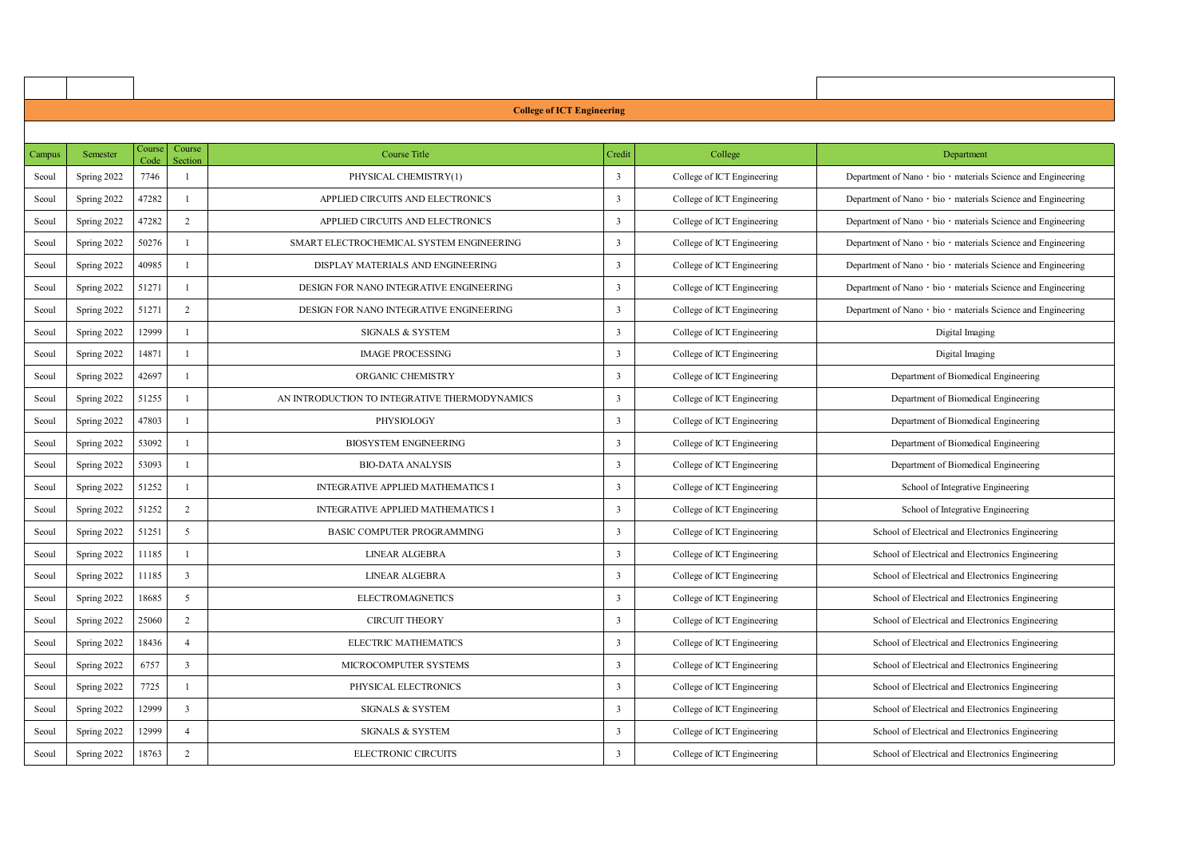## College of ICT Engineering

| Campus | Semester | Course Code | Course Section | Course Title | Credit | College | Department |
|---|---|---|---|---|---|---|---|
| Seoul | Spring 2022 | 7746 | 1 | PHYSICAL CHEMISTRY(1) | 3 | College of ICT Engineering | Department of Nano · bio · materials Science and Engineering |
| Seoul | Spring 2022 | 47282 | 1 | APPLIED CIRCUITS AND ELECTRONICS | 3 | College of ICT Engineering | Department of Nano · bio · materials Science and Engineering |
| Seoul | Spring 2022 | 47282 | 2 | APPLIED CIRCUITS AND ELECTRONICS | 3 | College of ICT Engineering | Department of Nano · bio · materials Science and Engineering |
| Seoul | Spring 2022 | 50276 | 1 | SMART ELECTROCHEMICAL SYSTEM ENGINEERING | 3 | College of ICT Engineering | Department of Nano · bio · materials Science and Engineering |
| Seoul | Spring 2022 | 40985 | 1 | DISPLAY MATERIALS AND ENGINEERING | 3 | College of ICT Engineering | Department of Nano · bio · materials Science and Engineering |
| Seoul | Spring 2022 | 51271 | 1 | DESIGN FOR NANO INTEGRATIVE ENGINEERING | 3 | College of ICT Engineering | Department of Nano · bio · materials Science and Engineering |
| Seoul | Spring 2022 | 51271 | 2 | DESIGN FOR NANO INTEGRATIVE ENGINEERING | 3 | College of ICT Engineering | Department of Nano · bio · materials Science and Engineering |
| Seoul | Spring 2022 | 12999 | 1 | SIGNALS & SYSTEM | 3 | College of ICT Engineering | Digital Imaging |
| Seoul | Spring 2022 | 14871 | 1 | IMAGE PROCESSING | 3 | College of ICT Engineering | Digital Imaging |
| Seoul | Spring 2022 | 42697 | 1 | ORGANIC CHEMISTRY | 3 | College of ICT Engineering | Department of Biomedical Engineering |
| Seoul | Spring 2022 | 51255 | 1 | AN INTRODUCTION TO INTEGRATIVE THERMODYNAMICS | 3 | College of ICT Engineering | Department of Biomedical Engineering |
| Seoul | Spring 2022 | 47803 | 1 | PHYSIOLOGY | 3 | College of ICT Engineering | Department of Biomedical Engineering |
| Seoul | Spring 2022 | 53092 | 1 | BIOSYSTEM ENGINEERING | 3 | College of ICT Engineering | Department of Biomedical Engineering |
| Seoul | Spring 2022 | 53093 | 1 | BIO-DATA ANALYSIS | 3 | College of ICT Engineering | Department of Biomedical Engineering |
| Seoul | Spring 2022 | 51252 | 1 | INTEGRATIVE APPLIED MATHEMATICS I | 3 | College of ICT Engineering | School of Integrative Engineering |
| Seoul | Spring 2022 | 51252 | 2 | INTEGRATIVE APPLIED MATHEMATICS I | 3 | College of ICT Engineering | School of Integrative Engineering |
| Seoul | Spring 2022 | 51251 | 5 | BASIC COMPUTER PROGRAMMING | 3 | College of ICT Engineering | School of Electrical and Electronics Engineering |
| Seoul | Spring 2022 | 11185 | 1 | LINEAR ALGEBRA | 3 | College of ICT Engineering | School of Electrical and Electronics Engineering |
| Seoul | Spring 2022 | 11185 | 3 | LINEAR ALGEBRA | 3 | College of ICT Engineering | School of Electrical and Electronics Engineering |
| Seoul | Spring 2022 | 18685 | 5 | ELECTROMAGNETICS | 3 | College of ICT Engineering | School of Electrical and Electronics Engineering |
| Seoul | Spring 2022 | 25060 | 2 | CIRCUIT THEORY | 3 | College of ICT Engineering | School of Electrical and Electronics Engineering |
| Seoul | Spring 2022 | 18436 | 4 | ELECTRIC MATHEMATICS | 3 | College of ICT Engineering | School of Electrical and Electronics Engineering |
| Seoul | Spring 2022 | 6757 | 3 | MICROCOMPUTER SYSTEMS | 3 | College of ICT Engineering | School of Electrical and Electronics Engineering |
| Seoul | Spring 2022 | 7725 | 1 | PHYSICAL ELECTRONICS | 3 | College of ICT Engineering | School of Electrical and Electronics Engineering |
| Seoul | Spring 2022 | 12999 | 3 | SIGNALS & SYSTEM | 3 | College of ICT Engineering | School of Electrical and Electronics Engineering |
| Seoul | Spring 2022 | 12999 | 4 | SIGNALS & SYSTEM | 3 | College of ICT Engineering | School of Electrical and Electronics Engineering |
| Seoul | Spring 2022 | 18763 | 2 | ELECTRONIC CIRCUITS | 3 | College of ICT Engineering | School of Electrical and Electronics Engineering |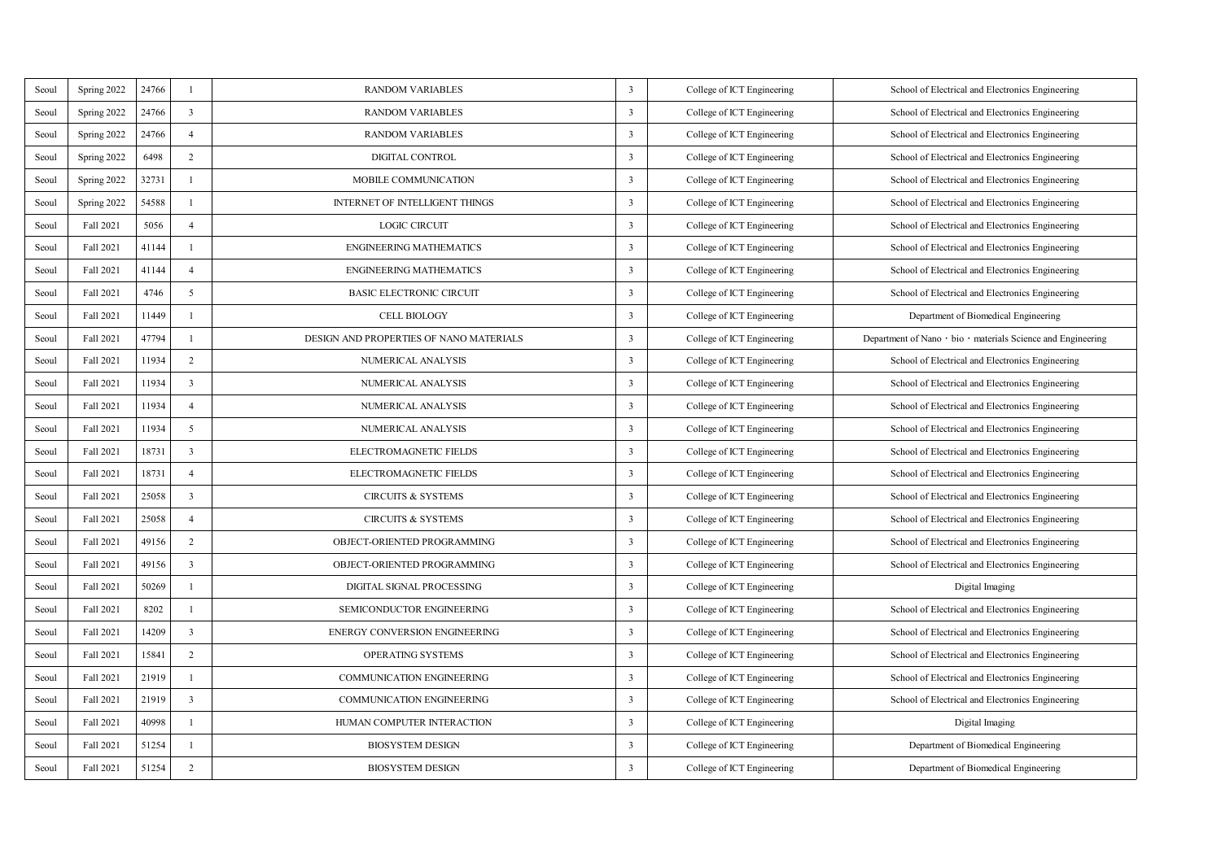| Seoul | Spring 2022 | 24766 | 1 | RANDOM VARIABLES | 3 | College of ICT Engineering | School of Electrical and Electronics Engineering |
|---|---|---|---|---|---|---|---|
| Seoul | Spring 2022 | 24766 | 3 | RANDOM VARIABLES | 3 | College of ICT Engineering | School of Electrical and Electronics Engineering |
| Seoul | Spring 2022 | 24766 | 4 | RANDOM VARIABLES | 3 | College of ICT Engineering | School of Electrical and Electronics Engineering |
| Seoul | Spring 2022 | 6498 | 2 | DIGITAL CONTROL | 3 | College of ICT Engineering | School of Electrical and Electronics Engineering |
| Seoul | Spring 2022 | 32731 | 1 | MOBILE COMMUNICATION | 3 | College of ICT Engineering | School of Electrical and Electronics Engineering |
| Seoul | Spring 2022 | 54588 | 1 | INTERNET OF INTELLIGENT THINGS | 3 | College of ICT Engineering | School of Electrical and Electronics Engineering |
| Seoul | Fall 2021 | 5056 | 4 | LOGIC CIRCUIT | 3 | College of ICT Engineering | School of Electrical and Electronics Engineering |
| Seoul | Fall 2021 | 41144 | 1 | ENGINEERING MATHEMATICS | 3 | College of ICT Engineering | School of Electrical and Electronics Engineering |
| Seoul | Fall 2021 | 41144 | 4 | ENGINEERING MATHEMATICS | 3 | College of ICT Engineering | School of Electrical and Electronics Engineering |
| Seoul | Fall 2021 | 4746 | 5 | BASIC ELECTRONIC CIRCUIT | 3 | College of ICT Engineering | School of Electrical and Electronics Engineering |
| Seoul | Fall 2021 | 11449 | 1 | CELL BIOLOGY | 3 | College of ICT Engineering | Department of Biomedical Engineering |
| Seoul | Fall 2021 | 47794 | 1 | DESIGN AND PROPERTIES OF NANO MATERIALS | 3 | College of ICT Engineering | Department of Nano・bio・materials Science and Engineering |
| Seoul | Fall 2021 | 11934 | 2 | NUMERICAL ANALYSIS | 3 | College of ICT Engineering | School of Electrical and Electronics Engineering |
| Seoul | Fall 2021 | 11934 | 3 | NUMERICAL ANALYSIS | 3 | College of ICT Engineering | School of Electrical and Electronics Engineering |
| Seoul | Fall 2021 | 11934 | 4 | NUMERICAL ANALYSIS | 3 | College of ICT Engineering | School of Electrical and Electronics Engineering |
| Seoul | Fall 2021 | 11934 | 5 | NUMERICAL ANALYSIS | 3 | College of ICT Engineering | School of Electrical and Electronics Engineering |
| Seoul | Fall 2021 | 18731 | 3 | ELECTROMAGNETIC FIELDS | 3 | College of ICT Engineering | School of Electrical and Electronics Engineering |
| Seoul | Fall 2021 | 18731 | 4 | ELECTROMAGNETIC FIELDS | 3 | College of ICT Engineering | School of Electrical and Electronics Engineering |
| Seoul | Fall 2021 | 25058 | 3 | CIRCUITS & SYSTEMS | 3 | College of ICT Engineering | School of Electrical and Electronics Engineering |
| Seoul | Fall 2021 | 25058 | 4 | CIRCUITS & SYSTEMS | 3 | College of ICT Engineering | School of Electrical and Electronics Engineering |
| Seoul | Fall 2021 | 49156 | 2 | OBJECT-ORIENTED PROGRAMMING | 3 | College of ICT Engineering | School of Electrical and Electronics Engineering |
| Seoul | Fall 2021 | 49156 | 3 | OBJECT-ORIENTED PROGRAMMING | 3 | College of ICT Engineering | School of Electrical and Electronics Engineering |
| Seoul | Fall 2021 | 50269 | 1 | DIGITAL SIGNAL PROCESSING | 3 | College of ICT Engineering | Digital Imaging |
| Seoul | Fall 2021 | 8202 | 1 | SEMICONDUCTOR ENGINEERING | 3 | College of ICT Engineering | School of Electrical and Electronics Engineering |
| Seoul | Fall 2021 | 14209 | 3 | ENERGY CONVERSION ENGINEERING | 3 | College of ICT Engineering | School of Electrical and Electronics Engineering |
| Seoul | Fall 2021 | 15841 | 2 | OPERATING SYSTEMS | 3 | College of ICT Engineering | School of Electrical and Electronics Engineering |
| Seoul | Fall 2021 | 21919 | 1 | COMMUNICATION ENGINEERING | 3 | College of ICT Engineering | School of Electrical and Electronics Engineering |
| Seoul | Fall 2021 | 21919 | 3 | COMMUNICATION ENGINEERING | 3 | College of ICT Engineering | School of Electrical and Electronics Engineering |
| Seoul | Fall 2021 | 40998 | 1 | HUMAN COMPUTER INTERACTION | 3 | College of ICT Engineering | Digital Imaging |
| Seoul | Fall 2021 | 51254 | 1 | BIOSYSTEM DESIGN | 3 | College of ICT Engineering | Department of Biomedical Engineering |
| Seoul | Fall 2021 | 51254 | 2 | BIOSYSTEM DESIGN | 3 | College of ICT Engineering | Department of Biomedical Engineering |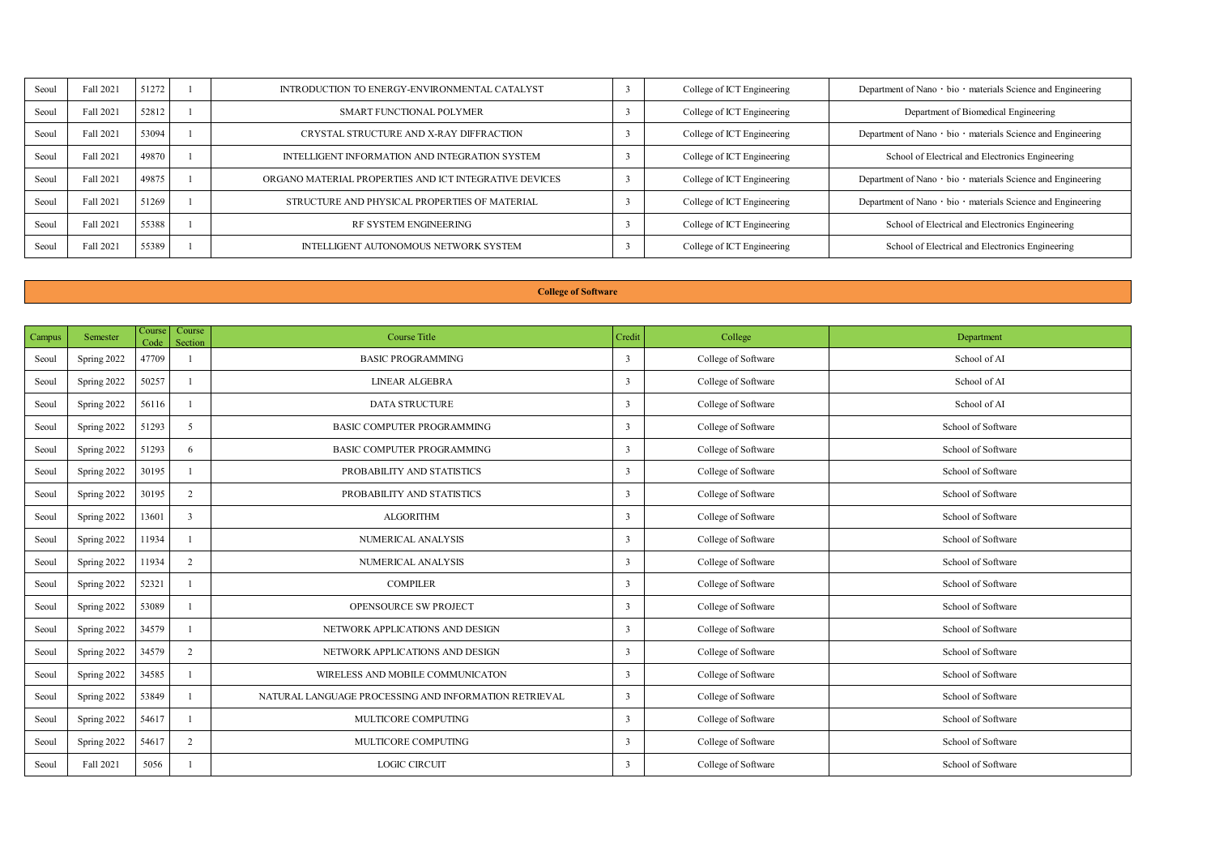| Seoul | Fall 2021 | 51272 | 1 | INTRODUCTION TO ENERGY-ENVIRONMENTAL CATALYST | 3 | College of ICT Engineering | Department of Nano · bio · materials Science and Engineering |
|---|---|---|---|---|---|---|---|
| Seoul | Fall 2021 | 52812 | 1 | SMART FUNCTIONAL POLYMER | 3 | College of ICT Engineering | Department of Biomedical Engineering |
| Seoul | Fall 2021 | 53094 | 1 | CRYSTAL STRUCTURE AND X-RAY DIFFRACTION | 3 | College of ICT Engineering | Department of Nano · bio · materials Science and Engineering |
| Seoul | Fall 2021 | 49870 | 1 | INTELLIGENT INFORMATION AND INTEGRATION SYSTEM | 3 | College of ICT Engineering | School of Electrical and Electronics Engineering |
| Seoul | Fall 2021 | 49875 | 1 | ORGANO MATERIAL PROPERTIES AND ICT INTEGRATIVE DEVICES | 3 | College of ICT Engineering | Department of Nano · bio · materials Science and Engineering |
| Seoul | Fall 2021 | 51269 | 1 | STRUCTURE AND PHYSICAL PROPERTIES OF MATERIAL | 3 | College of ICT Engineering | Department of Nano · bio · materials Science and Engineering |
| Seoul | Fall 2021 | 55388 | 1 | RF SYSTEM ENGINEERING | 3 | College of ICT Engineering | School of Electrical and Electronics Engineering |
| Seoul | Fall 2021 | 55389 | 1 | INTELLIGENT AUTONOMOUS NETWORK SYSTEM | 3 | College of ICT Engineering | School of Electrical and Electronics Engineering |

**College of Software**

| Campus | Semester | Course Code | Course Section | Course Title | Credit | College | Department |
|---|---|---|---|---|---|---|---|
| Seoul | Spring 2022 | 47709 | 1 | BASIC PROGRAMMING | 3 | College of Software | School of AI |
| Seoul | Spring 2022 | 50257 | 1 | LINEAR ALGEBRA | 3 | College of Software | School of AI |
| Seoul | Spring 2022 | 56116 | 1 | DATA STRUCTURE | 3 | College of Software | School of AI |
| Seoul | Spring 2022 | 51293 | 5 | BASIC COMPUTER PROGRAMMING | 3 | College of Software | School of Software |
| Seoul | Spring 2022 | 51293 | 6 | BASIC COMPUTER PROGRAMMING | 3 | College of Software | School of Software |
| Seoul | Spring 2022 | 30195 | 1 | PROBABILITY AND STATISTICS | 3 | College of Software | School of Software |
| Seoul | Spring 2022 | 30195 | 2 | PROBABILITY AND STATISTICS | 3 | College of Software | School of Software |
| Seoul | Spring 2022 | 13601 | 3 | ALGORITHM | 3 | College of Software | School of Software |
| Seoul | Spring 2022 | 11934 | 1 | NUMERICAL ANALYSIS | 3 | College of Software | School of Software |
| Seoul | Spring 2022 | 11934 | 2 | NUMERICAL ANALYSIS | 3 | College of Software | School of Software |
| Seoul | Spring 2022 | 52321 | 1 | COMPILER | 3 | College of Software | School of Software |
| Seoul | Spring 2022 | 53089 | 1 | OPENSOURCE SW PROJECT | 3 | College of Software | School of Software |
| Seoul | Spring 2022 | 34579 | 1 | NETWORK APPLICATIONS AND DESIGN | 3 | College of Software | School of Software |
| Seoul | Spring 2022 | 34579 | 2 | NETWORK APPLICATIONS AND DESIGN | 3 | College of Software | School of Software |
| Seoul | Spring 2022 | 34585 | 1 | WIRELESS AND MOBILE COMMUNICATON | 3 | College of Software | School of Software |
| Seoul | Spring 2022 | 53849 | 1 | NATURAL LANGUAGE PROCESSING AND INFORMATION RETRIEVAL | 3 | College of Software | School of Software |
| Seoul | Spring 2022 | 54617 | 1 | MULTICORE COMPUTING | 3 | College of Software | School of Software |
| Seoul | Spring 2022 | 54617 | 2 | MULTICORE COMPUTING | 3 | College of Software | School of Software |
| Seoul | Fall 2021 | 5056 | 1 | LOGIC CIRCUIT | 3 | College of Software | School of Software |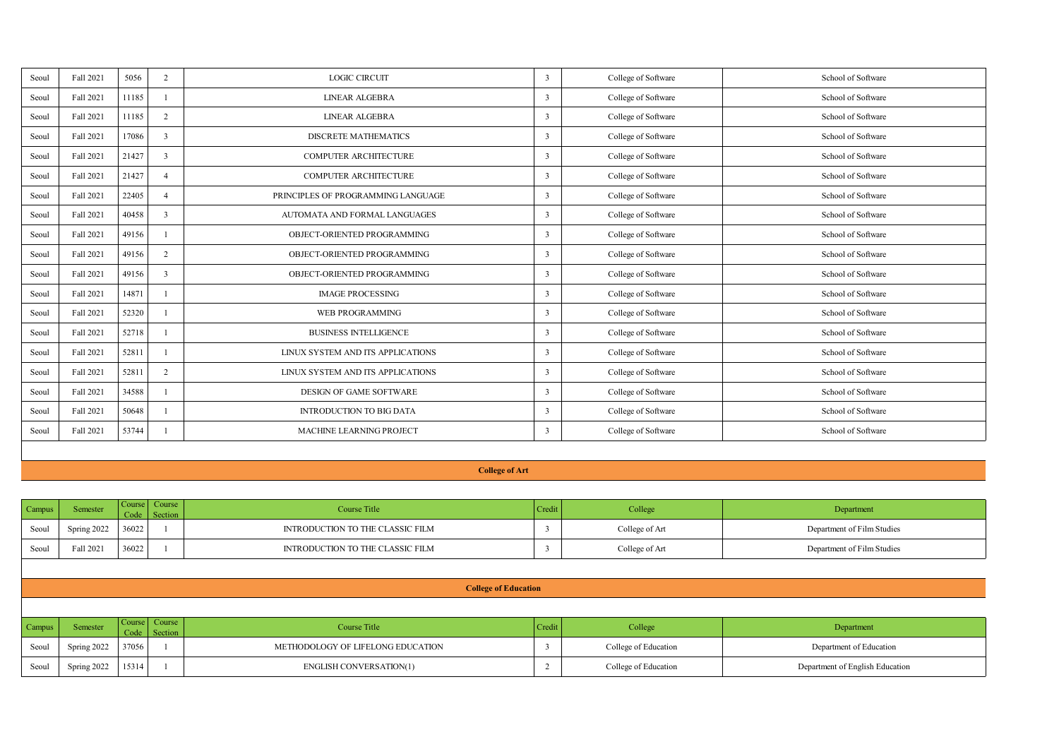| Seoul | Fall 2021 | 5056 | 2 | LOGIC CIRCUIT | 3 | College of Software | School of Software |
|---|---|---|---|---|---|---|---|
| Seoul | Fall 2021 | 11185 | 1 | LINEAR ALGEBRA | 3 | College of Software | School of Software |
| Seoul | Fall 2021 | 11185 | 2 | LINEAR ALGEBRA | 3 | College of Software | School of Software |
| Seoul | Fall 2021 | 17086 | 3 | DISCRETE MATHEMATICS | 3 | College of Software | School of Software |
| Seoul | Fall 2021 | 21427 | 3 | COMPUTER ARCHITECTURE | 3 | College of Software | School of Software |
| Seoul | Fall 2021 | 21427 | 4 | COMPUTER ARCHITECTURE | 3 | College of Software | School of Software |
| Seoul | Fall 2021 | 22405 | 4 | PRINCIPLES OF PROGRAMMING LANGUAGE | 3 | College of Software | School of Software |
| Seoul | Fall 2021 | 40458 | 3 | AUTOMATA AND FORMAL LANGUAGES | 3 | College of Software | School of Software |
| Seoul | Fall 2021 | 49156 | 1 | OBJECT-ORIENTED PROGRAMMING | 3 | College of Software | School of Software |
| Seoul | Fall 2021 | 49156 | 2 | OBJECT-ORIENTED PROGRAMMING | 3 | College of Software | School of Software |
| Seoul | Fall 2021 | 49156 | 3 | OBJECT-ORIENTED PROGRAMMING | 3 | College of Software | School of Software |
| Seoul | Fall 2021 | 14871 | 1 | IMAGE PROCESSING | 3 | College of Software | School of Software |
| Seoul | Fall 2021 | 52320 | 1 | WEB PROGRAMMING | 3 | College of Software | School of Software |
| Seoul | Fall 2021 | 52718 | 1 | BUSINESS INTELLIGENCE | 3 | College of Software | School of Software |
| Seoul | Fall 2021 | 52811 | 1 | LINUX SYSTEM AND ITS APPLICATIONS | 3 | College of Software | School of Software |
| Seoul | Fall 2021 | 52811 | 2 | LINUX SYSTEM AND ITS APPLICATIONS | 3 | College of Software | School of Software |
| Seoul | Fall 2021 | 34588 | 1 | DESIGN OF GAME SOFTWARE | 3 | College of Software | School of Software |
| Seoul | Fall 2021 | 50648 | 1 | INTRODUCTION TO BIG DATA | 3 | College of Software | School of Software |
| Seoul | Fall 2021 | 53744 | 1 | MACHINE LEARNING PROJECT | 3 | College of Software | School of Software |

**College of Art**

| Campus | Semester | Course Code | Course Section | Course Title | Credit | College | Department |
|---|---|---|---|---|---|---|---|
| Seoul | Spring 2022 | 36022 | 1 | INTRODUCTION TO THE CLASSIC FILM | 3 | College of Art | Department of Film Studies |
| Seoul | Fall 2021 | 36022 | 1 | INTRODUCTION TO THE CLASSIC FILM | 3 | College of Art | Department of Film Studies |

**College of Education**

| Campus | Semester | Course Code | Course Section | Course Title | Credit | College | Department |
|---|---|---|---|---|---|---|---|
| Seoul | Spring 2022 | 37056 | 1 | METHODOLOGY OF LIFELONG EDUCATION | 3 | College of Education | Department of Education |
| Seoul | Spring 2022 | 15314 | 1 | ENGLISH CONVERSATION(1) | 2 | College of Education | Department of English Education |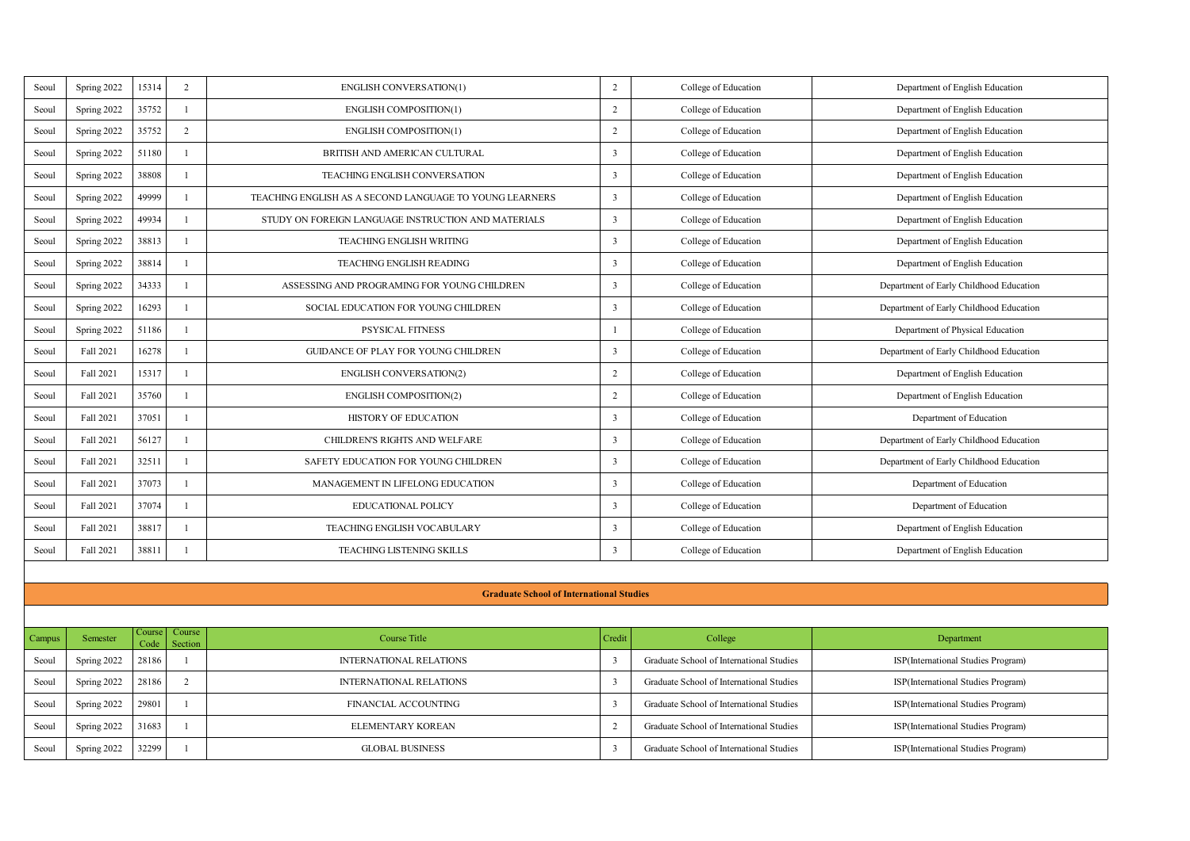| Seoul | Spring 2022 | 15314 | 2 | ENGLISH CONVERSATION(1) | 2 | College of Education | Department of English Education |
|---|---|---|---|---|---|---|---|
| Seoul | Spring 2022 | 35752 | 1 | ENGLISH COMPOSITION(1) | 2 | College of Education | Department of English Education |
| Seoul | Spring 2022 | 35752 | 2 | ENGLISH COMPOSITION(1) | 2 | College of Education | Department of English Education |
| Seoul | Spring 2022 | 51180 | 1 | BRITISH AND AMERICAN CULTURAL | 3 | College of Education | Department of English Education |
| Seoul | Spring 2022 | 38808 | 1 | TEACHING ENGLISH CONVERSATION | 3 | College of Education | Department of English Education |
| Seoul | Spring 2022 | 49999 | 1 | TEACHING ENGLISH AS A SECOND LANGUAGE TO YOUNG LEARNERS | 3 | College of Education | Department of English Education |
| Seoul | Spring 2022 | 49934 | 1 | STUDY ON FOREIGN LANGUAGE INSTRUCTION AND MATERIALS | 3 | College of Education | Department of English Education |
| Seoul | Spring 2022 | 38813 | 1 | TEACHING ENGLISH WRITING | 3 | College of Education | Department of English Education |
| Seoul | Spring 2022 | 38814 | 1 | TEACHING ENGLISH READING | 3 | College of Education | Department of English Education |
| Seoul | Spring 2022 | 34333 | 1 | ASSESSING AND PROGRAMING FOR YOUNG CHILDREN | 3 | College of Education | Department of Early Childhood Education |
| Seoul | Spring 2022 | 16293 | 1 | SOCIAL EDUCATION FOR YOUNG CHILDREN | 3 | College of Education | Department of Early Childhood Education |
| Seoul | Spring 2022 | 51186 | 1 | PSYSICAL FITNESS | 1 | College of Education | Department of Physical Education |
| Seoul | Fall 2021 | 16278 | 1 | GUIDANCE OF PLAY FOR YOUNG CHILDREN | 3 | College of Education | Department of Early Childhood Education |
| Seoul | Fall 2021 | 15317 | 1 | ENGLISH CONVERSATION(2) | 2 | College of Education | Department of English Education |
| Seoul | Fall 2021 | 35760 | 1 | ENGLISH COMPOSITION(2) | 2 | College of Education | Department of English Education |
| Seoul | Fall 2021 | 37051 | 1 | HISTORY OF EDUCATION | 3 | College of Education | Department of Education |
| Seoul | Fall 2021 | 56127 | 1 | CHILDREN'S RIGHTS AND WELFARE | 3 | College of Education | Department of Early Childhood Education |
| Seoul | Fall 2021 | 32511 | 1 | SAFETY EDUCATION FOR YOUNG CHILDREN | 3 | College of Education | Department of Early Childhood Education |
| Seoul | Fall 2021 | 37073 | 1 | MANAGEMENT IN LIFELONG EDUCATION | 3 | College of Education | Department of Education |
| Seoul | Fall 2021 | 37074 | 1 | EDUCATIONAL POLICY | 3 | College of Education | Department of Education |
| Seoul | Fall 2021 | 38817 | 1 | TEACHING ENGLISH VOCABULARY | 3 | College of Education | Department of English Education |
| Seoul | Fall 2021 | 38811 | 1 | TEACHING LISTENING SKILLS | 3 | College of Education | Department of English Education |

## Graduate School of International Studies

| Campus | Semester | Course Code | Course Section | Course Title | Credit | College | Department |
|---|---|---|---|---|---|---|---|
| Seoul | Spring 2022 | 28186 | 1 | INTERNATIONAL RELATIONS | 3 | Graduate School of International Studies | ISP(International Studies Program) |
| Seoul | Spring 2022 | 28186 | 2 | INTERNATIONAL RELATIONS | 3 | Graduate School of International Studies | ISP(International Studies Program) |
| Seoul | Spring 2022 | 29801 | 1 | FINANCIAL ACCOUNTING | 3 | Graduate School of International Studies | ISP(International Studies Program) |
| Seoul | Spring 2022 | 31683 | 1 | ELEMENTARY KOREAN | 2 | Graduate School of International Studies | ISP(International Studies Program) |
| Seoul | Spring 2022 | 32299 | 1 | GLOBAL BUSINESS | 3 | Graduate School of International Studies | ISP(International Studies Program) |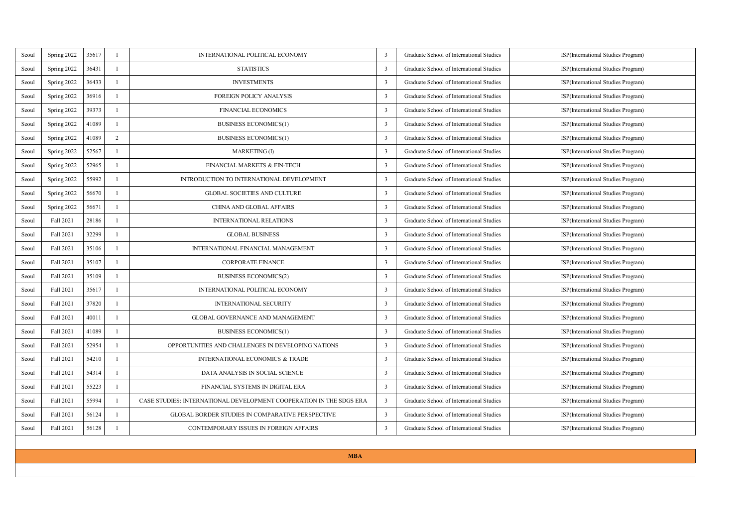| | | | | | | | |
|---|---|---|---|---|---|---|---|
| Seoul | Spring 2022 | 35617 | 1 | INTERNATIONAL POLITICAL ECONOMY | 3 | Graduate School of International Studies | ISP(International Studies Program) |
| Seoul | Spring 2022 | 36431 | 1 | STATISTICS | 3 | Graduate School of International Studies | ISP(International Studies Program) |
| Seoul | Spring 2022 | 36433 | 1 | INVESTMENTS | 3 | Graduate School of International Studies | ISP(International Studies Program) |
| Seoul | Spring 2022 | 36916 | 1 | FOREIGN POLICY ANALYSIS | 3 | Graduate School of International Studies | ISP(International Studies Program) |
| Seoul | Spring 2022 | 39373 | 1 | FINANCIAL ECONOMICS | 3 | Graduate School of International Studies | ISP(International Studies Program) |
| Seoul | Spring 2022 | 41089 | 1 | BUSINESS ECONOMICS(1) | 3 | Graduate School of International Studies | ISP(International Studies Program) |
| Seoul | Spring 2022 | 41089 | 2 | BUSINESS ECONOMICS(1) | 3 | Graduate School of International Studies | ISP(International Studies Program) |
| Seoul | Spring 2022 | 52567 | 1 | MARKETING (I) | 3 | Graduate School of International Studies | ISP(International Studies Program) |
| Seoul | Spring 2022 | 52965 | 1 | FINANCIAL MARKETS & FIN-TECH | 3 | Graduate School of International Studies | ISP(International Studies Program) |
| Seoul | Spring 2022 | 55992 | 1 | INTRODUCTION TO INTERNATIONAL DEVELOPMENT | 3 | Graduate School of International Studies | ISP(International Studies Program) |
| Seoul | Spring 2022 | 56670 | 1 | GLOBAL SOCIETIES AND CULTURE | 3 | Graduate School of International Studies | ISP(International Studies Program) |
| Seoul | Spring 2022 | 56671 | 1 | CHINA AND GLOBAL AFFAIRS | 3 | Graduate School of International Studies | ISP(International Studies Program) |
| Seoul | Fall 2021 | 28186 | 1 | INTERNATIONAL RELATIONS | 3 | Graduate School of International Studies | ISP(International Studies Program) |
| Seoul | Fall 2021 | 32299 | 1 | GLOBAL BUSINESS | 3 | Graduate School of International Studies | ISP(International Studies Program) |
| Seoul | Fall 2021 | 35106 | 1 | INTERNATIONAL FINANCIAL MANAGEMENT | 3 | Graduate School of International Studies | ISP(International Studies Program) |
| Seoul | Fall 2021 | 35107 | 1 | CORPORATE FINANCE | 3 | Graduate School of International Studies | ISP(International Studies Program) |
| Seoul | Fall 2021 | 35109 | 1 | BUSINESS ECONOMICS(2) | 3 | Graduate School of International Studies | ISP(International Studies Program) |
| Seoul | Fall 2021 | 35617 | 1 | INTERNATIONAL POLITICAL ECONOMY | 3 | Graduate School of International Studies | ISP(International Studies Program) |
| Seoul | Fall 2021 | 37820 | 1 | INTERNATIONAL SECURITY | 3 | Graduate School of International Studies | ISP(International Studies Program) |
| Seoul | Fall 2021 | 40011 | 1 | GLOBAL GOVERNANCE AND MANAGEMENT | 3 | Graduate School of International Studies | ISP(International Studies Program) |
| Seoul | Fall 2021 | 41089 | 1 | BUSINESS ECONOMICS(1) | 3 | Graduate School of International Studies | ISP(International Studies Program) |
| Seoul | Fall 2021 | 52954 | 1 | OPPORTUNITIES AND CHALLENGES IN DEVELOPING NATIONS | 3 | Graduate School of International Studies | ISP(International Studies Program) |
| Seoul | Fall 2021 | 54210 | 1 | INTERNATIONAL ECONOMICS & TRADE | 3 | Graduate School of International Studies | ISP(International Studies Program) |
| Seoul | Fall 2021 | 54314 | 1 | DATA ANALYSIS IN SOCIAL SCIENCE | 3 | Graduate School of International Studies | ISP(International Studies Program) |
| Seoul | Fall 2021 | 55223 | 1 | FINANCIAL SYSTEMS IN DIGITAL ERA | 3 | Graduate School of International Studies | ISP(International Studies Program) |
| Seoul | Fall 2021 | 55994 | 1 | CASE STUDIES: INTERNATIONAL DEVELOPMENT COOPERATION IN THE SDGS ERA | 3 | Graduate School of International Studies | ISP(International Studies Program) |
| Seoul | Fall 2021 | 56124 | 1 | GLOBAL BORDER STUDIES IN COMPARATIVE PERSPECTIVE | 3 | Graduate School of International Studies | ISP(International Studies Program) |
| Seoul | Fall 2021 | 56128 | 1 | CONTEMPORARY ISSUES IN FOREIGN AFFAIRS | 3 | Graduate School of International Studies | ISP(International Studies Program) |

**MBA**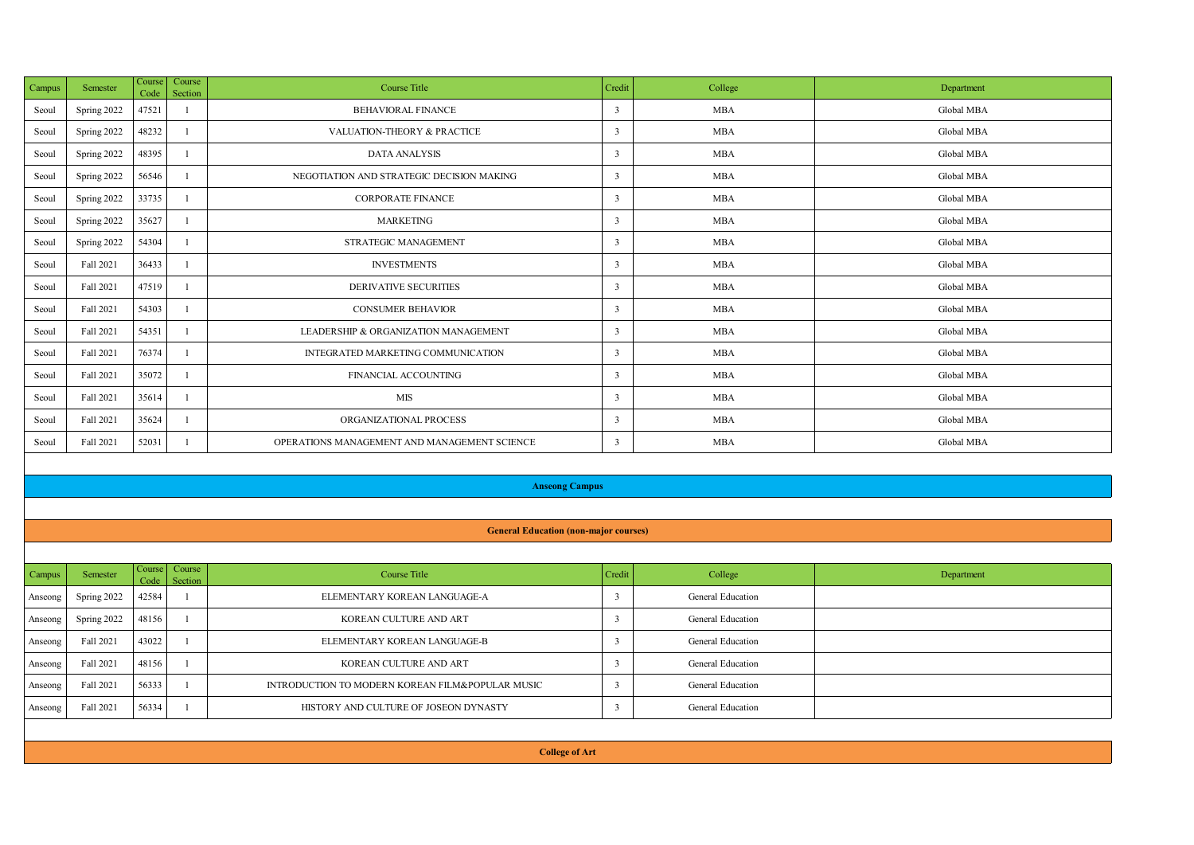| Campus | Semester | Course Code | Course Section | Course Title | Credit | College | Department |
|---|---|---|---|---|---|---|---|
| Seoul | Spring 2022 | 47521 | 1 | BEHAVIORAL FINANCE | 3 | MBA | Global MBA |
| Seoul | Spring 2022 | 48232 | 1 | VALUATION-THEORY & PRACTICE | 3 | MBA | Global MBA |
| Seoul | Spring 2022 | 48395 | 1 | DATA ANALYSIS | 3 | MBA | Global MBA |
| Seoul | Spring 2022 | 56546 | 1 | NEGOTIATION AND STRATEGIC DECISION MAKING | 3 | MBA | Global MBA |
| Seoul | Spring 2022 | 33735 | 1 | CORPORATE FINANCE | 3 | MBA | Global MBA |
| Seoul | Spring 2022 | 35627 | 1 | MARKETING | 3 | MBA | Global MBA |
| Seoul | Spring 2022 | 54304 | 1 | STRATEGIC MANAGEMENT | 3 | MBA | Global MBA |
| Seoul | Fall 2021 | 36433 | 1 | INVESTMENTS | 3 | MBA | Global MBA |
| Seoul | Fall 2021 | 47519 | 1 | DERIVATIVE SECURITIES | 3 | MBA | Global MBA |
| Seoul | Fall 2021 | 54303 | 1 | CONSUMER BEHAVIOR | 3 | MBA | Global MBA |
| Seoul | Fall 2021 | 54351 | 1 | LEADERSHIP & ORGANIZATION MANAGEMENT | 3 | MBA | Global MBA |
| Seoul | Fall 2021 | 76374 | 1 | INTEGRATED MARKETING COMMUNICATION | 3 | MBA | Global MBA |
| Seoul | Fall 2021 | 35072 | 1 | FINANCIAL ACCOUNTING | 3 | MBA | Global MBA |
| Seoul | Fall 2021 | 35614 | 1 | MIS | 3 | MBA | Global MBA |
| Seoul | Fall 2021 | 35624 | 1 | ORGANIZATIONAL PROCESS | 3 | MBA | Global MBA |
| Seoul | Fall 2021 | 52031 | 1 | OPERATIONS MANAGEMENT AND MANAGEMENT SCIENCE | 3 | MBA | Global MBA |

## Anseong Campus

### General Education (non-major courses)

| Campus | Semester | Course Code | Course Section | Course Title | Credit | College | Department |
|---|---|---|---|---|---|---|---|
| Anseong | Spring 2022 | 42584 | 1 | ELEMENTARY KOREAN LANGUAGE-A | 3 | General Education | |
| Anseong | Spring 2022 | 48156 | 1 | KOREAN CULTURE AND ART | 3 | General Education | |
| Anseong | Fall 2021 | 43022 | 1 | ELEMENTARY KOREAN LANGUAGE-B | 3 | General Education | |
| Anseong | Fall 2021 | 48156 | 1 | KOREAN CULTURE AND ART | 3 | General Education | |
| Anseong | Fall 2021 | 56333 | 1 | INTRODUCTION TO MODERN KOREAN FILM&POPULAR MUSIC | 3 | General Education | |
| Anseong | Fall 2021 | 56334 | 1 | HISTORY AND CULTURE OF JOSEON DYNASTY | 3 | General Education | |

### College of Art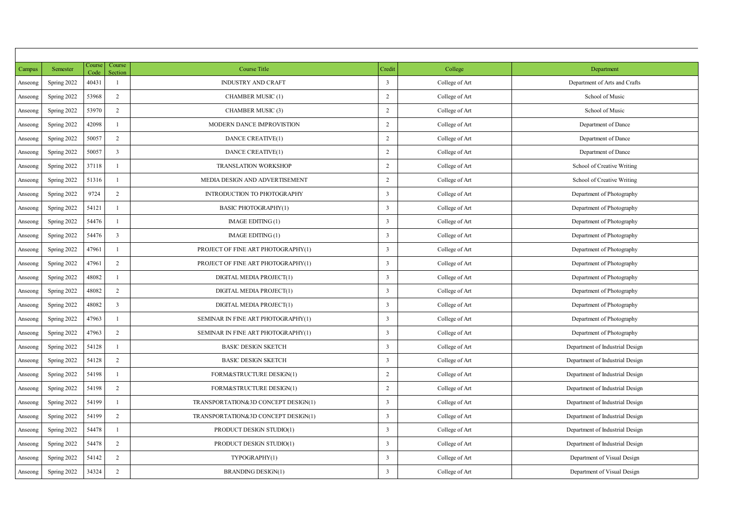| Campus | Semester | Course Code | Course Section | Course Title | Credit | College | Department |
|---|---|---|---|---|---|---|---|
| Anseong | Spring 2022 | 40431 | 1 | INDUSTRY AND CRAFT | 3 | College of Art | Department of Arts and Crafts |
| Anseong | Spring 2022 | 53968 | 2 | CHAMBER MUSIC (1) | 2 | College of Art | School of Music |
| Anseong | Spring 2022 | 53970 | 2 | CHAMBER MUSIC (3) | 2 | College of Art | School of Music |
| Anseong | Spring 2022 | 42098 | 1 | MODERN DANCE IMPROVISTION | 2 | College of Art | Department of Dance |
| Anseong | Spring 2022 | 50057 | 2 | DANCE CREATIVE(1) | 2 | College of Art | Department of Dance |
| Anseong | Spring 2022 | 50057 | 3 | DANCE CREATIVE(1) | 2 | College of Art | Department of Dance |
| Anseong | Spring 2022 | 37118 | 1 | TRANSLATION WORKSHOP | 2 | College of Art | School of Creative Writing |
| Anseong | Spring 2022 | 51316 | 1 | MEDIA DESIGN AND ADVERTISEMENT | 2 | College of Art | School of Creative Writing |
| Anseong | Spring 2022 | 9724 | 2 | INTRODUCTION TO PHOTOGRAPHY | 3 | College of Art | Department of Photography |
| Anseong | Spring 2022 | 54121 | 1 | BASIC PHOTOGRAPHY(1) | 3 | College of Art | Department of Photography |
| Anseong | Spring 2022 | 54476 | 1 | IMAGE EDITING (1) | 3 | College of Art | Department of Photography |
| Anseong | Spring 2022 | 54476 | 3 | IMAGE EDITING (1) | 3 | College of Art | Department of Photography |
| Anseong | Spring 2022 | 47961 | 1 | PROJECT OF FINE ART PHOTOGRAPHY(1) | 3 | College of Art | Department of Photography |
| Anseong | Spring 2022 | 47961 | 2 | PROJECT OF FINE ART PHOTOGRAPHY(1) | 3 | College of Art | Department of Photography |
| Anseong | Spring 2022 | 48082 | 1 | DIGITAL MEDIA PROJECT(1) | 3 | College of Art | Department of Photography |
| Anseong | Spring 2022 | 48082 | 2 | DIGITAL MEDIA PROJECT(1) | 3 | College of Art | Department of Photography |
| Anseong | Spring 2022 | 48082 | 3 | DIGITAL MEDIA PROJECT(1) | 3 | College of Art | Department of Photography |
| Anseong | Spring 2022 | 47963 | 1 | SEMINAR IN FINE ART PHOTOGRAPHY(1) | 3 | College of Art | Department of Photography |
| Anseong | Spring 2022 | 47963 | 2 | SEMINAR IN FINE ART PHOTOGRAPHY(1) | 3 | College of Art | Department of Photography |
| Anseong | Spring 2022 | 54128 | 1 | BASIC DESIGN SKETCH | 3 | College of Art | Department of Industrial Design |
| Anseong | Spring 2022 | 54128 | 2 | BASIC DESIGN SKETCH | 3 | College of Art | Department of Industrial Design |
| Anseong | Spring 2022 | 54198 | 1 | FORM&STRUCTURE DESIGN(1) | 2 | College of Art | Department of Industrial Design |
| Anseong | Spring 2022 | 54198 | 2 | FORM&STRUCTURE DESIGN(1) | 2 | College of Art | Department of Industrial Design |
| Anseong | Spring 2022 | 54199 | 1 | TRANSPORTATION&3D CONCEPT DESIGN(1) | 3 | College of Art | Department of Industrial Design |
| Anseong | Spring 2022 | 54199 | 2 | TRANSPORTATION&3D CONCEPT DESIGN(1) | 3 | College of Art | Department of Industrial Design |
| Anseong | Spring 2022 | 54478 | 1 | PRODUCT DESIGN STUDIO(1) | 3 | College of Art | Department of Industrial Design |
| Anseong | Spring 2022 | 54478 | 2 | PRODUCT DESIGN STUDIO(1) | 3 | College of Art | Department of Industrial Design |
| Anseong | Spring 2022 | 54142 | 2 | TYPOGRAPHY(1) | 3 | College of Art | Department of Visual Design |
| Anseong | Spring 2022 | 34324 | 2 | BRANDING DESIGN(1) | 3 | College of Art | Department of Visual Design |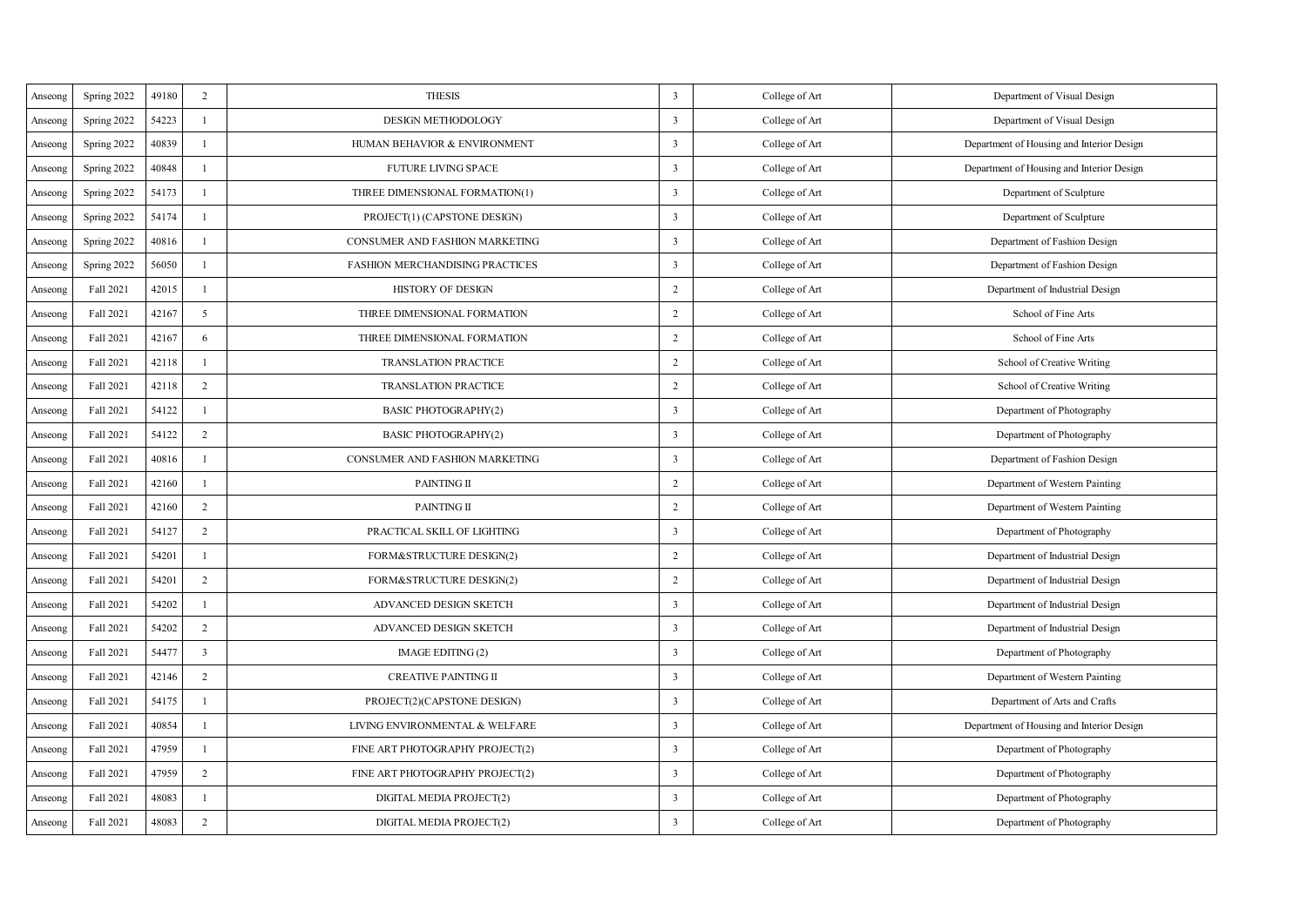| Anseong | Spring 2022 | 49180 | 2 | THESIS | 3 | College of Art | Department of Visual Design |
|---|---|---|---|---|---|---|---|
| Anseong | Spring 2022 | 54223 | 1 | DESIGN METHODOLOGY | 3 | College of Art | Department of Visual Design |
| Anseong | Spring 2022 | 40839 | 1 | HUMAN BEHAVIOR & ENVIRONMENT | 3 | College of Art | Department of Housing and Interior Design |
| Anseong | Spring 2022 | 40848 | 1 | FUTURE LIVING SPACE | 3 | College of Art | Department of Housing and Interior Design |
| Anseong | Spring 2022 | 54173 | 1 | THREE DIMENSIONAL FORMATION(1) | 3 | College of Art | Department of Sculpture |
| Anseong | Spring 2022 | 54174 | 1 | PROJECT(1) (CAPSTONE DESIGN) | 3 | College of Art | Department of Sculpture |
| Anseong | Spring 2022 | 40816 | 1 | CONSUMER AND FASHION MARKETING | 3 | College of Art | Department of Fashion Design |
| Anseong | Spring 2022 | 56050 | 1 | FASHION MERCHANDISING PRACTICES | 3 | College of Art | Department of Fashion Design |
| Anseong | Fall 2021 | 42015 | 1 | HISTORY OF DESIGN | 2 | College of Art | Department of Industrial Design |
| Anseong | Fall 2021 | 42167 | 5 | THREE DIMENSIONAL FORMATION | 2 | College of Art | School of Fine Arts |
| Anseong | Fall 2021 | 42167 | 6 | THREE DIMENSIONAL FORMATION | 2 | College of Art | School of Fine Arts |
| Anseong | Fall 2021 | 42118 | 1 | TRANSLATION PRACTICE | 2 | College of Art | School of Creative Writing |
| Anseong | Fall 2021 | 42118 | 2 | TRANSLATION PRACTICE | 2 | College of Art | School of Creative Writing |
| Anseong | Fall 2021 | 54122 | 1 | BASIC PHOTOGRAPHY(2) | 3 | College of Art | Department of Photography |
| Anseong | Fall 2021 | 54122 | 2 | BASIC PHOTOGRAPHY(2) | 3 | College of Art | Department of Photography |
| Anseong | Fall 2021 | 40816 | 1 | CONSUMER AND FASHION MARKETING | 3 | College of Art | Department of Fashion Design |
| Anseong | Fall 2021 | 42160 | 1 | PAINTING II | 2 | College of Art | Department of Western Painting |
| Anseong | Fall 2021 | 42160 | 2 | PAINTING II | 2 | College of Art | Department of Western Painting |
| Anseong | Fall 2021 | 54127 | 2 | PRACTICAL SKILL OF LIGHTING | 3 | College of Art | Department of Photography |
| Anseong | Fall 2021 | 54201 | 1 | FORM&STRUCTURE DESIGN(2) | 2 | College of Art | Department of Industrial Design |
| Anseong | Fall 2021 | 54201 | 2 | FORM&STRUCTURE DESIGN(2) | 2 | College of Art | Department of Industrial Design |
| Anseong | Fall 2021 | 54202 | 1 | ADVANCED DESIGN SKETCH | 3 | College of Art | Department of Industrial Design |
| Anseong | Fall 2021 | 54202 | 2 | ADVANCED DESIGN SKETCH | 3 | College of Art | Department of Industrial Design |
| Anseong | Fall 2021 | 54477 | 3 | IMAGE EDITING (2) | 3 | College of Art | Department of Photography |
| Anseong | Fall 2021 | 42146 | 2 | CREATIVE PAINTING II | 3 | College of Art | Department of Western Painting |
| Anseong | Fall 2021 | 54175 | 1 | PROJECT(2)(CAPSTONE DESIGN) | 3 | College of Art | Department of Arts and Crafts |
| Anseong | Fall 2021 | 40854 | 1 | LIVING ENVIRONMENTAL & WELFARE | 3 | College of Art | Department of Housing and Interior Design |
| Anseong | Fall 2021 | 47959 | 1 | FINE ART PHOTOGRAPHY PROJECT(2) | 3 | College of Art | Department of Photography |
| Anseong | Fall 2021 | 47959 | 2 | FINE ART PHOTOGRAPHY PROJECT(2) | 3 | College of Art | Department of Photography |
| Anseong | Fall 2021 | 48083 | 1 | DIGITAL MEDIA PROJECT(2) | 3 | College of Art | Department of Photography |
| Anseong | Fall 2021 | 48083 | 2 | DIGITAL MEDIA PROJECT(2) | 3 | College of Art | Department of Photography |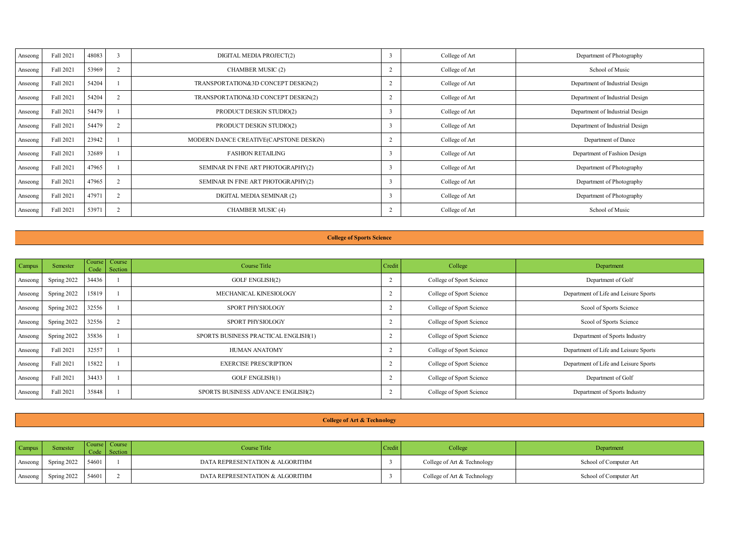| Anseong | Fall 2021 | 48083 | 3 | DIGITAL MEDIA PROJECT(2) | 3 | College of Art | Department of Photography |
|---|---|---|---|---|---|---|---|
| Anseong | Fall 2021 | 53969 | 2 | CHAMBER MUSIC (2) | 2 | College of Art | School of Music |
| Anseong | Fall 2021 | 54204 | 1 | TRANSPORTATION&3D CONCEPT DESIGN(2) | 2 | College of Art | Department of Industrial Design |
| Anseong | Fall 2021 | 54204 | 2 | TRANSPORTATION&3D CONCEPT DESIGN(2) | 2 | College of Art | Department of Industrial Design |
| Anseong | Fall 2021 | 54479 | 1 | PRODUCT DESIGN STUDIO(2) | 3 | College of Art | Department of Industrial Design |
| Anseong | Fall 2021 | 54479 | 2 | PRODUCT DESIGN STUDIO(2) | 3 | College of Art | Department of Industrial Design |
| Anseong | Fall 2021 | 23942 | 1 | MODERN DANCE CREATIVE(CAPSTONE DESIGN) | 2 | College of Art | Department of Dance |
| Anseong | Fall 2021 | 32689 | 1 | FASHION RETAILING | 3 | College of Art | Department of Fashion Design |
| Anseong | Fall 2021 | 47965 | 1 | SEMINAR IN FINE ART PHOTOGRAPHY(2) | 3 | College of Art | Department of Photography |
| Anseong | Fall 2021 | 47965 | 2 | SEMINAR IN FINE ART PHOTOGRAPHY(2) | 3 | College of Art | Department of Photography |
| Anseong | Fall 2021 | 47971 | 2 | DIGITAL MEDIA SEMINAR (2) | 3 | College of Art | Department of Photography |
| Anseong | Fall 2021 | 53971 | 2 | CHAMBER MUSIC (4) | 2 | College of Art | School of Music |

**College of Sports Science**

| Campus | Semester | Course Code | Course Section | Course Title | Credit | College | Department |
|---|---|---|---|---|---|---|---|
| Anseong | Spring 2022 | 34436 | 1 | GOLF ENGLISH(2) | 2 | College of Sport Science | Department of Golf |
| Anseong | Spring 2022 | 15819 | 1 | MECHANICAL KINESIOLOGY | 2 | College of Sport Science | Department of Life and Leisure Sports |
| Anseong | Spring 2022 | 32556 | 1 | SPORT PHYSIOLOGY | 2 | College of Sport Science | Scool of Sports Science |
| Anseong | Spring 2022 | 32556 | 2 | SPORT PHYSIOLOGY | 2 | College of Sport Science | Scool of Sports Science |
| Anseong | Spring 2022 | 35836 | 1 | SPORTS BUSINESS PRACTICAL ENGLISH(1) | 2 | College of Sport Science | Department of Sports Industry |
| Anseong | Fall 2021 | 32557 | 1 | HUMAN ANATOMY | 2 | College of Sport Science | Department of Life and Leisure Sports |
| Anseong | Fall 2021 | 15822 | 1 | EXERCISE PRESCRIPTION | 2 | College of Sport Science | Department of Life and Leisure Sports |
| Anseong | Fall 2021 | 34433 | 1 | GOLF ENGLISH(1) | 2 | College of Sport Science | Department of Golf |
| Anseong | Fall 2021 | 35848 | 1 | SPORTS BUSINESS ADVANCE ENGLISH(2) | 2 | College of Sport Science | Department of Sports Industry |

**College of Art & Technology**

| Campus | Semester | Course Code | Course Section | Course Title | Credit | College | Department |
|---|---|---|---|---|---|---|---|
| Anseong | Spring 2022 | 54601 | 1 | DATA REPRESENTATION & ALGORITHM | 3 | College of Art & Technology | School of Computer Art |
| Anseong | Spring 2022 | 54601 | 2 | DATA REPRESENTATION & ALGORITHM | 3 | College of Art & Technology | School of Computer Art |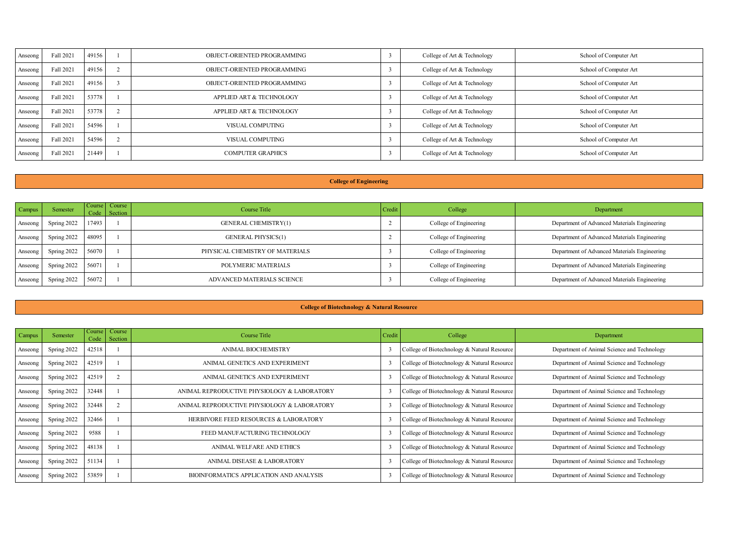| Campus | Semester | Course Code | Course Section | Course Title | Credit | College | Department |
|---|---|---|---|---|---|---|---|
| Anseong | Fall 2021 | 49156 | 1 | OBJECT-ORIENTED PROGRAMMING | 3 | College of Art & Technology | School of Computer Art |
| Anseong | Fall 2021 | 49156 | 2 | OBJECT-ORIENTED PROGRAMMING | 3 | College of Art & Technology | School of Computer Art |
| Anseong | Fall 2021 | 49156 | 3 | OBJECT-ORIENTED PROGRAMMING | 3 | College of Art & Technology | School of Computer Art |
| Anseong | Fall 2021 | 53778 | 1 | APPLIED ART & TECHNOLOGY | 3 | College of Art & Technology | School of Computer Art |
| Anseong | Fall 2021 | 53778 | 2 | APPLIED ART & TECHNOLOGY | 3 | College of Art & Technology | School of Computer Art |
| Anseong | Fall 2021 | 54596 | 1 | VISUAL COMPUTING | 3 | College of Art & Technology | School of Computer Art |
| Anseong | Fall 2021 | 54596 | 2 | VISUAL COMPUTING | 3 | College of Art & Technology | School of Computer Art |
| Anseong | Fall 2021 | 21449 | 1 | COMPUTER GRAPHICS | 3 | College of Art & Technology | School of Computer Art |

## College of Engineering

| Campus | Semester | Course Code | Course Section | Course Title | Credit | College | Department |
|---|---|---|---|---|---|---|---|
| Anseong | Spring 2022 | 17493 | 1 | GENERAL CHEMISTRY(1) | 2 | College of Engineering | Department of Advanced Materials Engineering |
| Anseong | Spring 2022 | 48095 | 1 | GENERAL PHYSICS(1) | 2 | College of Engineering | Department of Advanced Materials Engineering |
| Anseong | Spring 2022 | 56070 | 1 | PHYSICAL CHEMISTRY OF MATERIALS | 3 | College of Engineering | Department of Advanced Materials Engineering |
| Anseong | Spring 2022 | 56071 | 1 | POLYMERIC MATERIALS | 3 | College of Engineering | Department of Advanced Materials Engineering |
| Anseong | Spring 2022 | 56072 | 1 | ADVANCED MATERIALS SCIENCE | 3 | College of Engineering | Department of Advanced Materials Engineering |

## College of Biotechnology & Natural Resource

| Campus | Semester | Course Code | Course Section | Course Title | Credit | College | Department |
|---|---|---|---|---|---|---|---|
| Anseong | Spring 2022 | 42518 | 1 | ANIMAL BIOCHEMISTRY | 3 | College of Biotechnology & Natural Resource | Department of Animal Science and Technology |
| Anseong | Spring 2022 | 42519 | 1 | ANIMAL GENETICS AND EXPERIMENT | 3 | College of Biotechnology & Natural Resource | Department of Animal Science and Technology |
| Anseong | Spring 2022 | 42519 | 2 | ANIMAL GENETICS AND EXPERIMENT | 3 | College of Biotechnology & Natural Resource | Department of Animal Science and Technology |
| Anseong | Spring 2022 | 32448 | 1 | ANIMAL REPRODUCTIVE PHYSIOLOGY & LABORATORY | 3 | College of Biotechnology & Natural Resource | Department of Animal Science and Technology |
| Anseong | Spring 2022 | 32448 | 2 | ANIMAL REPRODUCTIVE PHYSIOLOGY & LABORATORY | 3 | College of Biotechnology & Natural Resource | Department of Animal Science and Technology |
| Anseong | Spring 2022 | 32466 | 1 | HERBIVORE FEED RESOURCES & LABORATORY | 3 | College of Biotechnology & Natural Resource | Department of Animal Science and Technology |
| Anseong | Spring 2022 | 9588 | 1 | FEED MANUFACTURING TECHNOLOGY | 3 | College of Biotechnology & Natural Resource | Department of Animal Science and Technology |
| Anseong | Spring 2022 | 48138 | 1 | ANIMAL WELFARE AND ETHICS | 3 | College of Biotechnology & Natural Resource | Department of Animal Science and Technology |
| Anseong | Spring 2022 | 51134 | 1 | ANIMAL DISEASE & LABORATORY | 3 | College of Biotechnology & Natural Resource | Department of Animal Science and Technology |
| Anseong | Spring 2022 | 53859 | 1 | BIOINFORMATICS APPLICATION AND ANALYSIS | 3 | College of Biotechnology & Natural Resource | Department of Animal Science and Technology |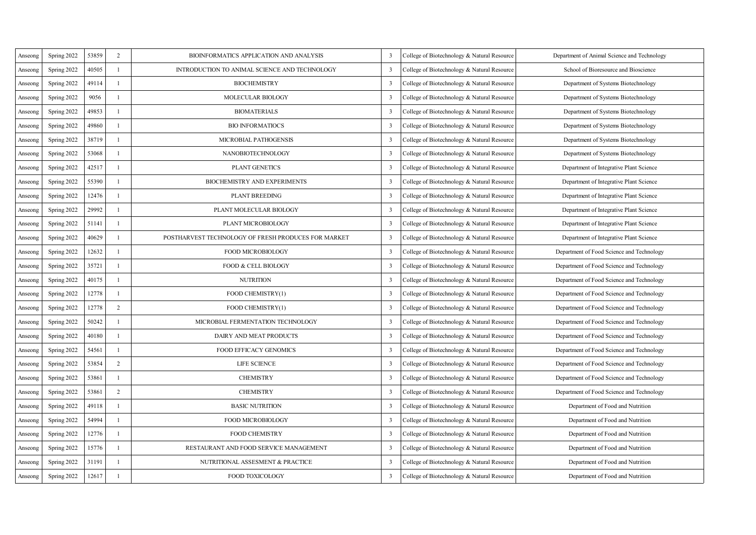| | | | | | | | |
|---|---|---|---|---|---|---|---|
| Anseong | Spring 2022 | 53859 | 2 | BIOINFORMATICS APPLICATION AND ANALYSIS | 3 | College of Biotechnology & Natural Resource | Department of Animal Science and Technology |
| Anseong | Spring 2022 | 40505 | 1 | INTRODUCTION TO ANIMAL SCIENCE AND TECHNOLOGY | 3 | College of Biotechnology & Natural Resource | School of Bioresource and Bioscience |
| Anseong | Spring 2022 | 49114 | 1 | BIOCHEMISTRY | 3 | College of Biotechnology & Natural Resource | Department of Systems Biotechnology |
| Anseong | Spring 2022 | 9056 | 1 | MOLECULAR BIOLOGY | 3 | College of Biotechnology & Natural Resource | Department of Systems Biotechnology |
| Anseong | Spring 2022 | 49853 | 1 | BIOMATERIALS | 3 | College of Biotechnology & Natural Resource | Department of Systems Biotechnology |
| Anseong | Spring 2022 | 49860 | 1 | BIO INFORMATIOCS | 3 | College of Biotechnology & Natural Resource | Department of Systems Biotechnology |
| Anseong | Spring 2022 | 38719 | 1 | MICROBIAL PATHOGENSIS | 3 | College of Biotechnology & Natural Resource | Department of Systems Biotechnology |
| Anseong | Spring 2022 | 53068 | 1 | NANOBIOTECHNOLOGY | 3 | College of Biotechnology & Natural Resource | Department of Systems Biotechnology |
| Anseong | Spring 2022 | 42517 | 1 | PLANT GENETICS | 3 | College of Biotechnology & Natural Resource | Department of Integrative Plant Science |
| Anseong | Spring 2022 | 55390 | 1 | BIOCHEMISTRY AND EXPERIMENTS | 3 | College of Biotechnology & Natural Resource | Department of Integrative Plant Science |
| Anseong | Spring 2022 | 12476 | 1 | PLANT BREEDING | 3 | College of Biotechnology & Natural Resource | Department of Integrative Plant Science |
| Anseong | Spring 2022 | 29992 | 1 | PLANT MOLECULAR BIOLOGY | 3 | College of Biotechnology & Natural Resource | Department of Integrative Plant Science |
| Anseong | Spring 2022 | 51141 | 1 | PLANT MICROBIOLOGY | 3 | College of Biotechnology & Natural Resource | Department of Integrative Plant Science |
| Anseong | Spring 2022 | 40629 | 1 | POSTHARVEST TECHNOLOGY OF FRESH PRODUCES FOR MARKET | 3 | College of Biotechnology & Natural Resource | Department of Integrative Plant Science |
| Anseong | Spring 2022 | 12632 | 1 | FOOD MICROBIOLOGY | 3 | College of Biotechnology & Natural Resource | Department of Food Science and Technology |
| Anseong | Spring 2022 | 35721 | 1 | FOOD & CELL BIOLOGY | 3 | College of Biotechnology & Natural Resource | Department of Food Science and Technology |
| Anseong | Spring 2022 | 40175 | 1 | NUTRITION | 3 | College of Biotechnology & Natural Resource | Department of Food Science and Technology |
| Anseong | Spring 2022 | 12778 | 1 | FOOD CHEMISTRY(1) | 3 | College of Biotechnology & Natural Resource | Department of Food Science and Technology |
| Anseong | Spring 2022 | 12778 | 2 | FOOD CHEMISTRY(1) | 3 | College of Biotechnology & Natural Resource | Department of Food Science and Technology |
| Anseong | Spring 2022 | 50242 | 1 | MICROBIAL FERMENTATION TECHNOLOGY | 3 | College of Biotechnology & Natural Resource | Department of Food Science and Technology |
| Anseong | Spring 2022 | 40180 | 1 | DAIRY AND MEAT PRODUCTS | 3 | College of Biotechnology & Natural Resource | Department of Food Science and Technology |
| Anseong | Spring 2022 | 54561 | 1 | FOOD EFFICACY GENOMICS | 3 | College of Biotechnology & Natural Resource | Department of Food Science and Technology |
| Anseong | Spring 2022 | 53854 | 2 | LIFE SCIENCE | 3 | College of Biotechnology & Natural Resource | Department of Food Science and Technology |
| Anseong | Spring 2022 | 53861 | 1 | CHEMISTRY | 3 | College of Biotechnology & Natural Resource | Department of Food Science and Technology |
| Anseong | Spring 2022 | 53861 | 2 | CHEMISTRY | 3 | College of Biotechnology & Natural Resource | Department of Food Science and Technology |
| Anseong | Spring 2022 | 49118 | 1 | BASIC NUTRITION | 3 | College of Biotechnology & Natural Resource | Department of Food and Nutrition |
| Anseong | Spring 2022 | 54994 | 1 | FOOD MICROBIOLOGY | 3 | College of Biotechnology & Natural Resource | Department of Food and Nutrition |
| Anseong | Spring 2022 | 12776 | 1 | FOOD CHEMISTRY | 3 | College of Biotechnology & Natural Resource | Department of Food and Nutrition |
| Anseong | Spring 2022 | 15776 | 1 | RESTAURANT AND FOOD SERVICE MANAGEMENT | 3 | College of Biotechnology & Natural Resource | Department of Food and Nutrition |
| Anseong | Spring 2022 | 31191 | 1 | NUTRITIONAL ASSESMENT & PRACTICE | 3 | College of Biotechnology & Natural Resource | Department of Food and Nutrition |
| Anseong | Spring 2022 | 12617 | 1 | FOOD TOXICOLOGY | 3 | College of Biotechnology & Natural Resource | Department of Food and Nutrition |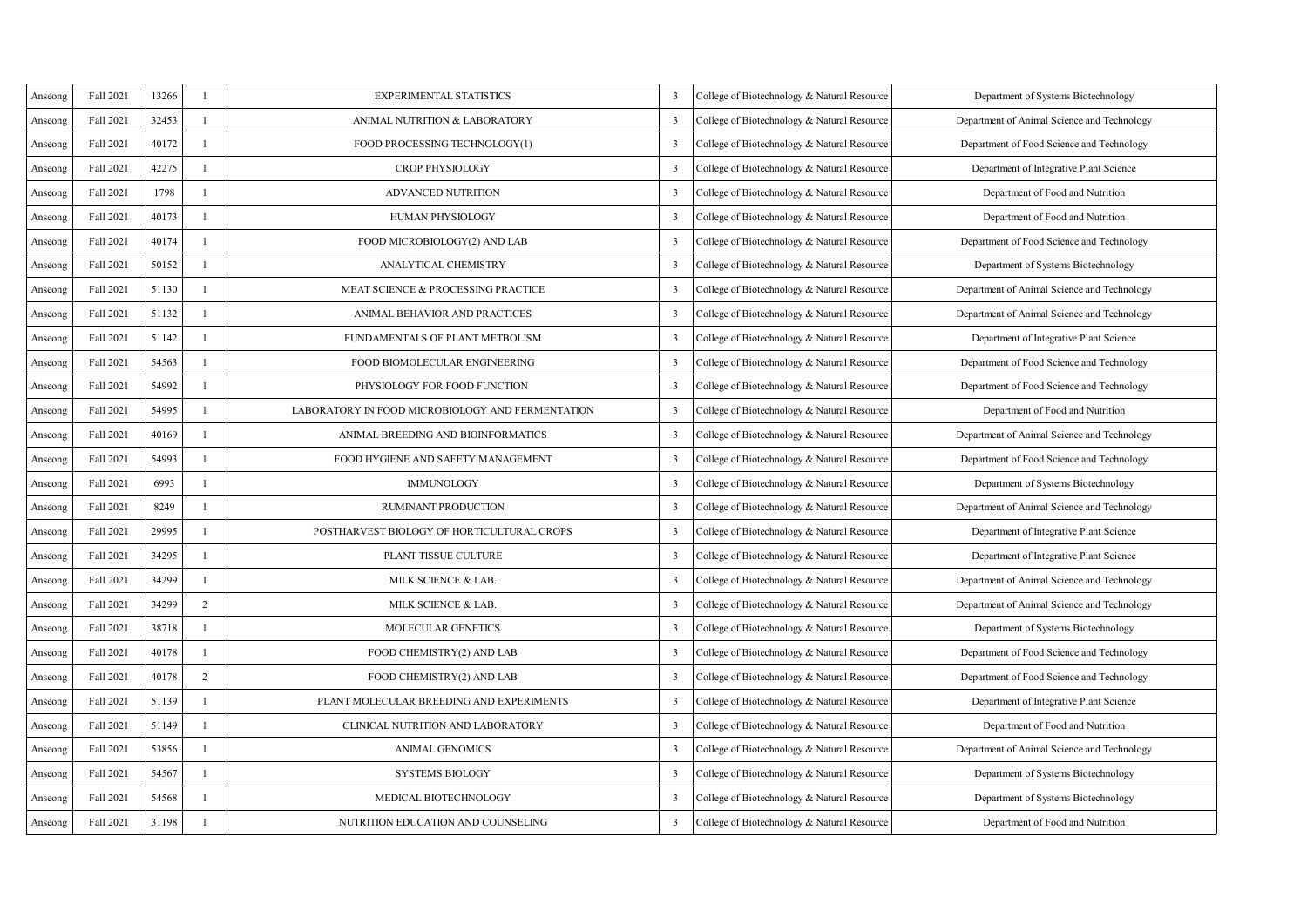| Anseong | Fall 2021 | 13266 | 1 | EXPERIMENTAL STATISTICS | 3 | College of Biotechnology & Natural Resource | Department of Systems Biotechnology |
|---|---|---|---|---|---|---|---|
| Anseong | Fall 2021 | 32453 | 1 | ANIMAL NUTRITION & LABORATORY | 3 | College of Biotechnology & Natural Resource | Department of Animal Science and Technology |
| Anseong | Fall 2021 | 40172 | 1 | FOOD PROCESSING TECHNOLOGY(1) | 3 | College of Biotechnology & Natural Resource | Department of Food Science and Technology |
| Anseong | Fall 2021 | 42275 | 1 | CROP PHYSIOLOGY | 3 | College of Biotechnology & Natural Resource | Department of Integrative Plant Science |
| Anseong | Fall 2021 | 1798 | 1 | ADVANCED NUTRITION | 3 | College of Biotechnology & Natural Resource | Department of Food and Nutrition |
| Anseong | Fall 2021 | 40173 | 1 | HUMAN PHYSIOLOGY | 3 | College of Biotechnology & Natural Resource | Department of Food and Nutrition |
| Anseong | Fall 2021 | 40174 | 1 | FOOD MICROBIOLOGY(2) AND LAB | 3 | College of Biotechnology & Natural Resource | Department of Food Science and Technology |
| Anseong | Fall 2021 | 50152 | 1 | ANALYTICAL CHEMISTRY | 3 | College of Biotechnology & Natural Resource | Department of Systems Biotechnology |
| Anseong | Fall 2021 | 51130 | 1 | MEAT SCIENCE & PROCESSING PRACTICE | 3 | College of Biotechnology & Natural Resource | Department of Animal Science and Technology |
| Anseong | Fall 2021 | 51132 | 1 | ANIMAL BEHAVIOR AND PRACTICES | 3 | College of Biotechnology & Natural Resource | Department of Animal Science and Technology |
| Anseong | Fall 2021 | 51142 | 1 | FUNDAMENTALS OF PLANT METBOLISM | 3 | College of Biotechnology & Natural Resource | Department of Integrative Plant Science |
| Anseong | Fall 2021 | 54563 | 1 | FOOD BIOMOLECULAR ENGINEERING | 3 | College of Biotechnology & Natural Resource | Department of Food Science and Technology |
| Anseong | Fall 2021 | 54992 | 1 | PHYSIOLOGY FOR FOOD FUNCTION | 3 | College of Biotechnology & Natural Resource | Department of Food Science and Technology |
| Anseong | Fall 2021 | 54995 | 1 | LABORATORY IN FOOD MICROBIOLOGY AND FERMENTATION | 3 | College of Biotechnology & Natural Resource | Department of Food and Nutrition |
| Anseong | Fall 2021 | 40169 | 1 | ANIMAL BREEDING AND BIOINFORMATICS | 3 | College of Biotechnology & Natural Resource | Department of Animal Science and Technology |
| Anseong | Fall 2021 | 54993 | 1 | FOOD HYGIENE AND SAFETY MANAGEMENT | 3 | College of Biotechnology & Natural Resource | Department of Food Science and Technology |
| Anseong | Fall 2021 | 6993 | 1 | IMMUNOLOGY | 3 | College of Biotechnology & Natural Resource | Department of Systems Biotechnology |
| Anseong | Fall 2021 | 8249 | 1 | RUMINANT PRODUCTION | 3 | College of Biotechnology & Natural Resource | Department of Animal Science and Technology |
| Anseong | Fall 2021 | 29995 | 1 | POSTHARVEST BIOLOGY OF HORTICULTURAL CROPS | 3 | College of Biotechnology & Natural Resource | Department of Integrative Plant Science |
| Anseong | Fall 2021 | 34295 | 1 | PLANT TISSUE CULTURE | 3 | College of Biotechnology & Natural Resource | Department of Integrative Plant Science |
| Anseong | Fall 2021 | 34299 | 1 | MILK SCIENCE & LAB. | 3 | College of Biotechnology & Natural Resource | Department of Animal Science and Technology |
| Anseong | Fall 2021 | 34299 | 2 | MILK SCIENCE & LAB. | 3 | College of Biotechnology & Natural Resource | Department of Animal Science and Technology |
| Anseong | Fall 2021 | 38718 | 1 | MOLECULAR GENETICS | 3 | College of Biotechnology & Natural Resource | Department of Systems Biotechnology |
| Anseong | Fall 2021 | 40178 | 1 | FOOD CHEMISTRY(2) AND LAB | 3 | College of Biotechnology & Natural Resource | Department of Food Science and Technology |
| Anseong | Fall 2021 | 40178 | 2 | FOOD CHEMISTRY(2) AND LAB | 3 | College of Biotechnology & Natural Resource | Department of Food Science and Technology |
| Anseong | Fall 2021 | 51139 | 1 | PLANT MOLECULAR BREEDING AND EXPERIMENTS | 3 | College of Biotechnology & Natural Resource | Department of Integrative Plant Science |
| Anseong | Fall 2021 | 51149 | 1 | CLINICAL NUTRITION AND LABORATORY | 3 | College of Biotechnology & Natural Resource | Department of Food and Nutrition |
| Anseong | Fall 2021 | 53856 | 1 | ANIMAL GENOMICS | 3 | College of Biotechnology & Natural Resource | Department of Animal Science and Technology |
| Anseong | Fall 2021 | 54567 | 1 | SYSTEMS BIOLOGY | 3 | College of Biotechnology & Natural Resource | Department of Systems Biotechnology |
| Anseong | Fall 2021 | 54568 | 1 | MEDICAL BIOTECHNOLOGY | 3 | College of Biotechnology & Natural Resource | Department of Systems Biotechnology |
| Anseong | Fall 2021 | 31198 | 1 | NUTRITION EDUCATION AND COUNSELING | 3 | College of Biotechnology & Natural Resource | Department of Food and Nutrition |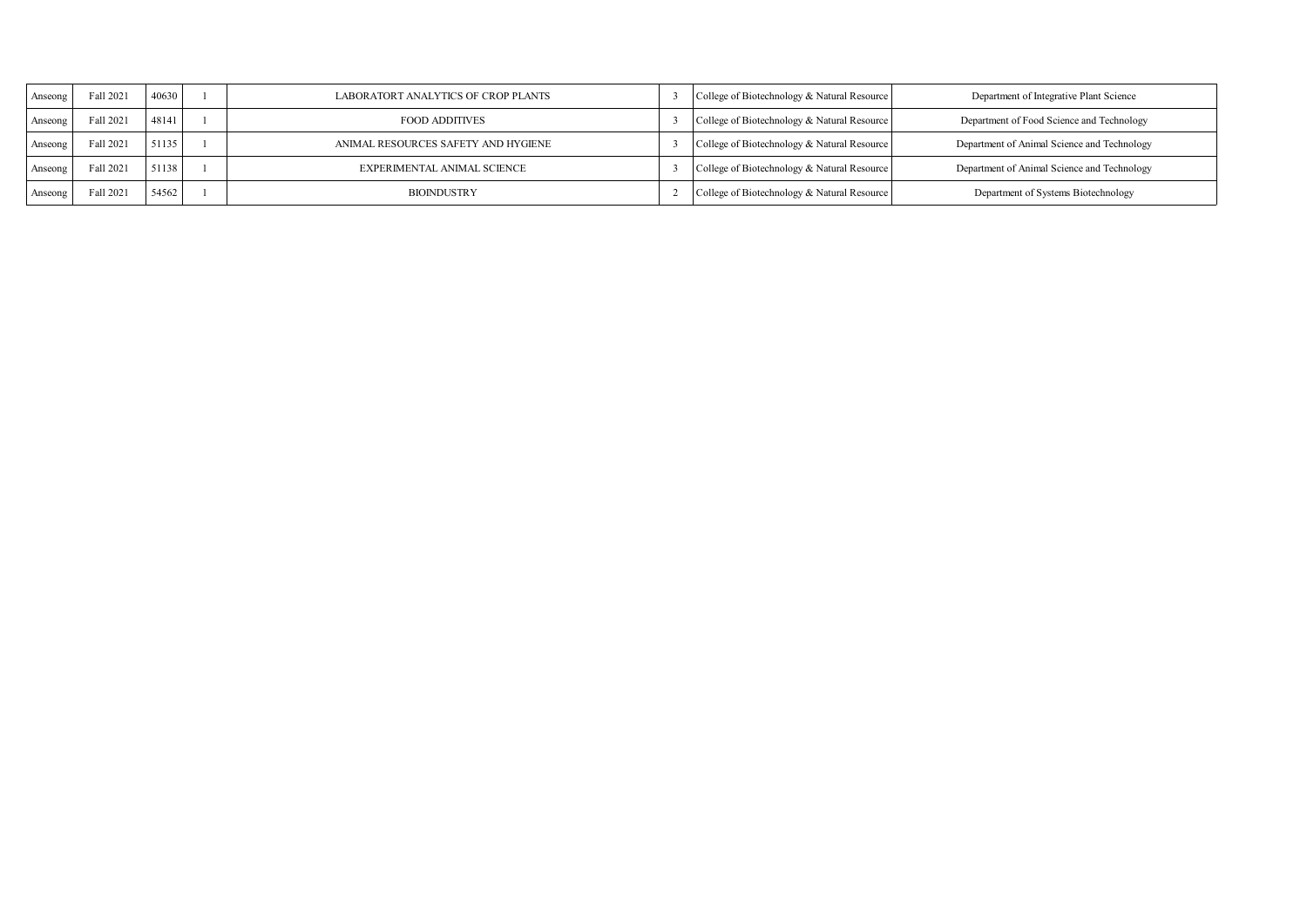| | | | | | | | |
|---|---|---|---|---|---|---|---|
| Anseong | Fall 2021 | 40630 | 1 | LABORATORT ANALYTICS OF CROP PLANTS | 3 | College of Biotechnology & Natural Resource | Department of Integrative Plant Science |
| Anseong | Fall 2021 | 48141 | 1 | FOOD ADDITIVES | 3 | College of Biotechnology & Natural Resource | Department of Food Science and Technology |
| Anseong | Fall 2021 | 51135 | 1 | ANIMAL RESOURCES SAFETY AND HYGIENE | 3 | College of Biotechnology & Natural Resource | Department of Animal Science and Technology |
| Anseong | Fall 2021 | 51138 | 1 | EXPERIMENTAL ANIMAL SCIENCE | 3 | College of Biotechnology & Natural Resource | Department of Animal Science and Technology |
| Anseong | Fall 2021 | 54562 | 1 | BIOINDUSTRY | 2 | College of Biotechnology & Natural Resource | Department of Systems Biotechnology |